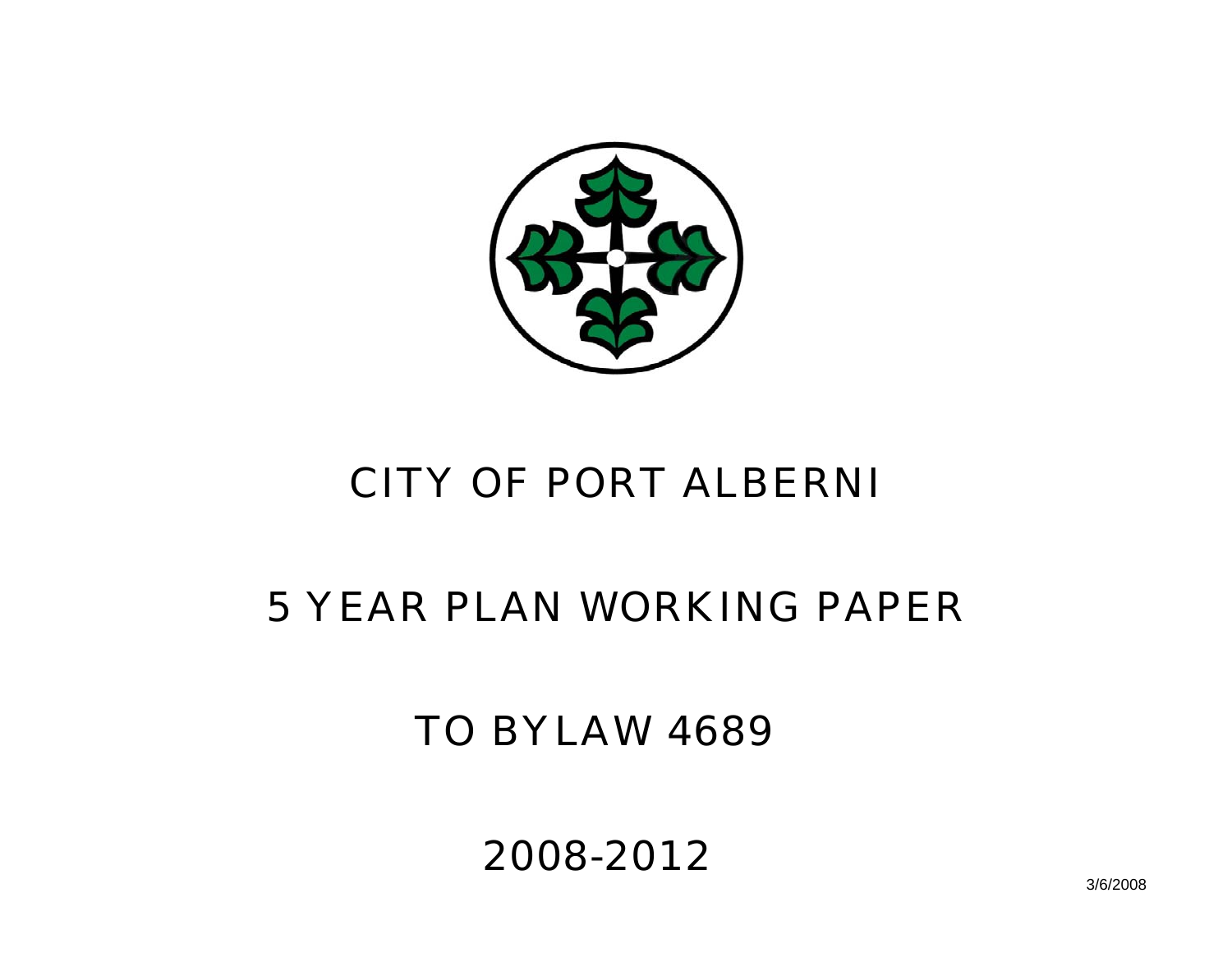# CITY OF PORT ALBERNI

# 5 YEAR PLAN WORKING PAPER

## TO BYLAW 4689

## 2008-2012

3/6/2008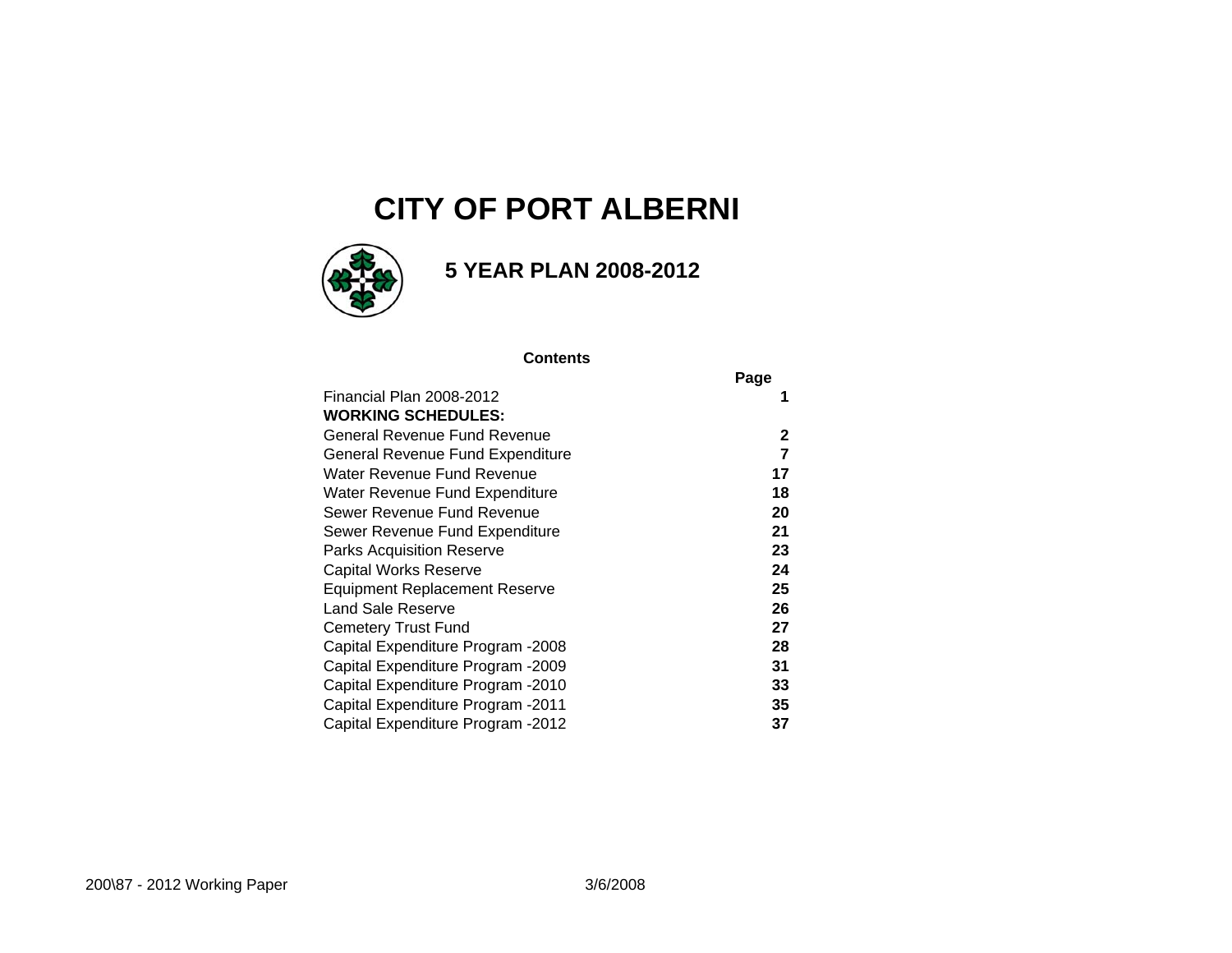# CITY OF PORT ALBERNI

## 5 YEAR PLAN 2008-2012

**Contents**

| | Page |
|---|---|
| Financial Plan 2008-2012 | **1** |
| **WORKING SCHEDULES:** | |
| General Revenue Fund Revenue | **2** |
| General Revenue Fund Expenditure | **7** |
| Water Revenue Fund Revenue | **17** |
| Water Revenue Fund Expenditure | **18** |
| Sewer Revenue Fund Revenue | **20** |
| Sewer Revenue Fund Expenditure | **21** |
| Parks Acquisition Reserve | **23** |
| Capital Works Reserve | **24** |
| Equipment Replacement Reserve | **25** |
| Land Sale Reserve | **26** |
| Cemetery Trust Fund | **27** |
| Capital Expenditure Program -2008 | **28** |
| Capital Expenditure Program -2009 | **31** |
| Capital Expenditure Program -2010 | **33** |
| Capital Expenditure Program -2011 | **35** |
| Capital Expenditure Program -2012 | **37** |

200\87 - 2012 Working Paper 3/6/2008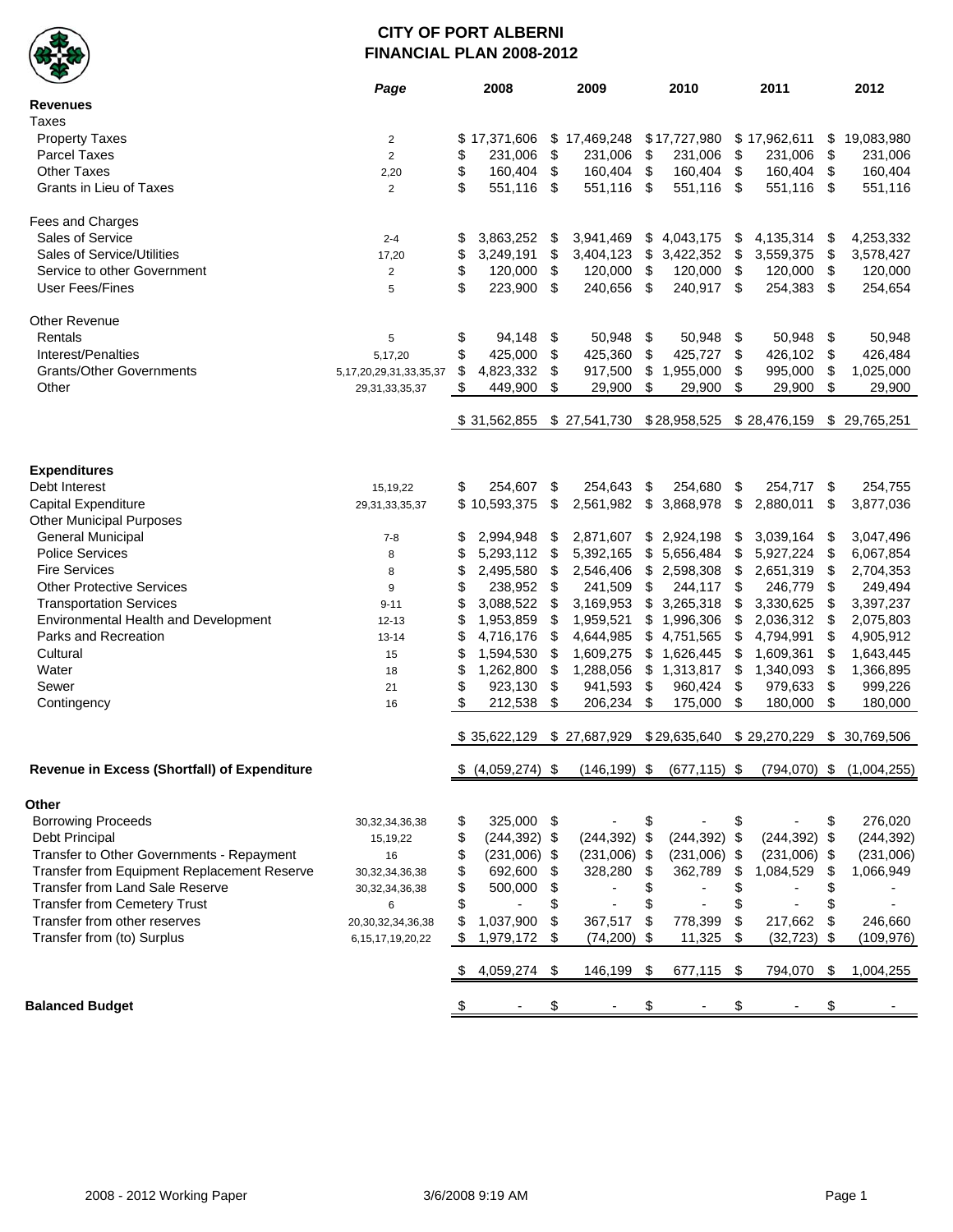# CITY OF PORT ALBERNI
## FINANCIAL PLAN 2008-2012

| | *Page* | 2008 | 2009 | 2010 | 2011 | 2012 |
|---|---|---|---|---|---|---|
| **Revenues** | | | | | | |
| Taxes | | | | | | |
| Property Taxes | 2 | $ 17,371,606 | $ 17,469,248 | $ 17,727,980 | $ 17,962,611 | $ 19,083,980 |
| Parcel Taxes | 2 | $ 231,006 | $ 231,006 | $ 231,006 | $ 231,006 | $ 231,006 |
| Other Taxes | 2,20 | $ 160,404 | $ 160,404 | $ 160,404 | $ 160,404 | $ 160,404 |
| Grants in Lieu of Taxes | 2 | $ 551,116 | $ 551,116 | $ 551,116 | $ 551,116 | $ 551,116 |
| Fees and Charges | | | | | | |
| Sales of Service | 2-4 | $ 3,863,252 | $ 3,941,469 | $ 4,043,175 | $ 4,135,314 | $ 4,253,332 |
| Sales of Service/Utilities | 17,20 | $ 3,249,191 | $ 3,404,123 | $ 3,422,352 | $ 3,559,375 | $ 3,578,427 |
| Service to other Government | 2 | $ 120,000 | $ 120,000 | $ 120,000 | $ 120,000 | $ 120,000 |
| User Fees/Fines | 5 | $ 223,900 | $ 240,656 | $ 240,917 | $ 254,383 | $ 254,654 |
| Other Revenue | | | | | | |
| Rentals | 5 | $ 94,148 | $ 50,948 | $ 50,948 | $ 50,948 | $ 50,948 |
| Interest/Penalties | 5,17,20 | $ 425,000 | $ 425,360 | $ 425,727 | $ 426,102 | $ 426,484 |
| Grants/Other Governments | 5,17,20,29,31,33,35,37 | $ 4,823,332 | $ 917,500 | $ 1,955,000 | $ 995,000 | $ 1,025,000 |
| Other | 29,31,33,35,37 | $ 449,900 | $ 29,900 | $ 29,900 | $ 29,900 | $ 29,900 |
| | | $ 31,562,855 | $ 27,541,730 | $ 28,958,525 | $ 28,476,159 | $ 29,765,251 |
| **Expenditures** | | | | | | |
| Debt Interest | 15,19,22 | $ 254,607 | $ 254,643 | $ 254,680 | $ 254,717 | $ 254,755 |
| Capital Expenditure | 29,31,33,35,37 | $ 10,593,375 | $ 2,561,982 | $ 3,868,978 | $ 2,880,011 | $ 3,877,036 |
| Other Municipal Purposes | | | | | | |
| General Municipal | 7-8 | $ 2,994,948 | $ 2,871,607 | $ 2,924,198 | $ 3,039,164 | $ 3,047,496 |
| Police Services | 8 | $ 5,293,112 | $ 5,392,165 | $ 5,656,484 | $ 5,927,224 | $ 6,067,854 |
| Fire Services | 8 | $ 2,495,580 | $ 2,546,406 | $ 2,598,308 | $ 2,651,319 | $ 2,704,353 |
| Other Protective Services | 9 | $ 238,952 | $ 241,509 | $ 244,117 | $ 246,779 | $ 249,494 |
| Transportation Services | 9-11 | $ 3,088,522 | $ 3,169,953 | $ 3,265,318 | $ 3,330,625 | $ 3,397,237 |
| Environmental Health and Development | 12-13 | $ 1,953,859 | $ 1,959,521 | $ 1,996,306 | $ 2,036,312 | $ 2,075,803 |
| Parks and Recreation | 13-14 | $ 4,716,176 | $ 4,644,985 | $ 4,751,565 | $ 4,794,991 | $ 4,905,912 |
| Cultural | 15 | $ 1,594,530 | $ 1,609,275 | $ 1,626,445 | $ 1,609,361 | $ 1,643,445 |
| Water | 18 | $ 1,262,800 | $ 1,288,056 | $ 1,313,817 | $ 1,340,093 | $ 1,366,895 |
| Sewer | 21 | $ 923,130 | $ 941,593 | $ 960,424 | $ 979,633 | $ 999,226 |
| Contingency | 16 | $ 212,538 | $ 206,234 | $ 175,000 | $ 180,000 | $ 180,000 |
| | | $ 35,622,129 | $ 27,687,929 | $ 29,635,640 | $ 29,270,229 | $ 30,769,506 |
| **Revenue in Excess (Shortfall) of Expenditure** | | $ (4,059,274) | $ (146,199) | $ (677,115) | $ (794,070) | $ (1,004,255) |
| **Other** | | | | | | |
| Borrowing Proceeds | 30,32,34,36,38 | $ 325,000 | $ - | $ - | $ - | $ 276,020 |
| Debt Principal | 15,19,22 | $ (244,392) | $ (244,392) | $ (244,392) | $ (244,392) | $ (244,392) |
| Transfer to Other Governments - Repayment | 16 | $ (231,006) | $ (231,006) | $ (231,006) | $ (231,006) | $ (231,006) |
| Transfer from Equipment Replacement Reserve | 30,32,34,36,38 | $ 692,600 | $ 328,280 | $ 362,789 | $ 1,084,529 | $ 1,066,949 |
| Transfer from Land Sale Reserve | 30,32,34,36,38 | $ 500,000 | $ - | $ - | $ - | $ - |
| Transfer from Cemetery Trust | 6 | $ - | $ - | $ - | $ - | $ - |
| Transfer from other reserves | 20,30,32,34,36,38 | $ 1,037,900 | $ 367,517 | $ 778,399 | $ 217,662 | $ 246,660 |
| Transfer from (to) Surplus | 6,15,17,19,20,22 | $ 1,979,172 | $ (74,200) | $ 11,325 | $ (32,723) | $ (109,976) |
| | | $ 4,059,274 | $ 146,199 | $ 677,115 | $ 794,070 | $ 1,004,255 |
| **Balanced Budget** | | $ - | $ - | $ - | $ - | $ - |

2008 - 2012 Working Paper 3/6/2008 9:19 AM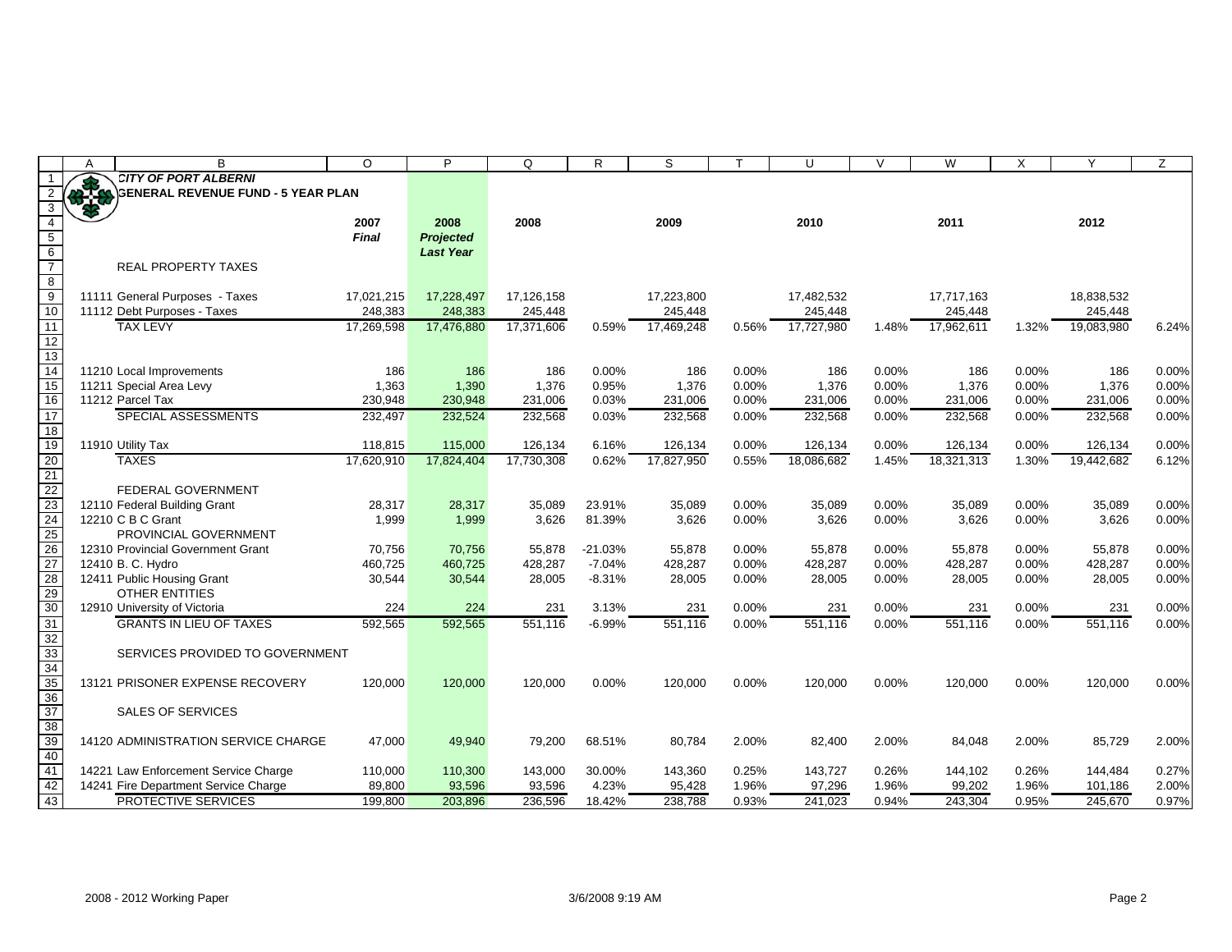**CITY OF PORT ALBERNI**
**GENERAL REVENUE FUND - 5 YEAR PLAN**

| | 2007 *Final* | 2008 *Projected Last Year* | 2008 | | 2009 | | 2010 | | 2011 | | 2012 | |
|---|---|---|---|---|---|---|---|---|---|---|---|---|
| REAL PROPERTY TAXES | | | | | | | | | | | | |
| 11111 General Purposes - Taxes | 17,021,215 | 17,228,497 | 17,126,158 | | 17,223,800 | | 17,482,532 | | 17,717,163 | | 18,838,532 | |
| 11112 Debt Purposes - Taxes | 248,383 | 248,383 | 245,448 | | 245,448 | | 245,448 | | 245,448 | | 245,448 | |
| TAX LEVY | 17,269,598 | 17,476,880 | 17,371,606 | 0.59% | 17,469,248 | 0.56% | 17,727,980 | 1.48% | 17,962,611 | 1.32% | 19,083,980 | 6.24% |
| 11210 Local Improvements | 186 | 186 | 186 | 0.00% | 186 | 0.00% | 186 | 0.00% | 186 | 0.00% | 186 | 0.00% |
| 11211 Special Area Levy | 1,363 | 1,390 | 1,376 | 0.95% | 1,376 | 0.00% | 1,376 | 0.00% | 1,376 | 0.00% | 1,376 | 0.00% |
| 11212 Parcel Tax | 230,948 | 230,948 | 231,006 | 0.03% | 231,006 | 0.00% | 231,006 | 0.00% | 231,006 | 0.00% | 231,006 | 0.00% |
| SPECIAL ASSESSMENTS | 232,497 | 232,524 | 232,568 | 0.03% | 232,568 | 0.00% | 232,568 | 0.00% | 232,568 | 0.00% | 232,568 | 0.00% |
| 11910 Utility Tax | 118,815 | 115,000 | 126,134 | 6.16% | 126,134 | 0.00% | 126,134 | 0.00% | 126,134 | 0.00% | 126,134 | 0.00% |
| TAXES | 17,620,910 | 17,824,404 | 17,730,308 | 0.62% | 17,827,950 | 0.55% | 18,086,682 | 1.45% | 18,321,313 | 1.30% | 19,442,682 | 6.12% |
| FEDERAL GOVERNMENT | | | | | | | | | | | | |
| 12110 Federal Building Grant | 28,317 | 28,317 | 35,089 | 23.91% | 35,089 | 0.00% | 35,089 | 0.00% | 35,089 | 0.00% | 35,089 | 0.00% |
| 12210 C B C Grant | 1,999 | 1,999 | 3,626 | 81.39% | 3,626 | 0.00% | 3,626 | 0.00% | 3,626 | 0.00% | 3,626 | 0.00% |
| PROVINCIAL GOVERNMENT | | | | | | | | | | | | |
| 12310 Provincial Government Grant | 70,756 | 70,756 | 55,878 | -21.03% | 55,878 | 0.00% | 55,878 | 0.00% | 55,878 | 0.00% | 55,878 | 0.00% |
| 12410 B. C. Hydro | 460,725 | 460,725 | 428,287 | -7.04% | 428,287 | 0.00% | 428,287 | 0.00% | 428,287 | 0.00% | 428,287 | 0.00% |
| 12411 Public Housing Grant | 30,544 | 30,544 | 28,005 | -8.31% | 28,005 | 0.00% | 28,005 | 0.00% | 28,005 | 0.00% | 28,005 | 0.00% |
| OTHER ENTITIES | | | | | | | | | | | | |
| 12910 University of Victoria | 224 | 224 | 231 | 3.13% | 231 | 0.00% | 231 | 0.00% | 231 | 0.00% | 231 | 0.00% |
| GRANTS IN LIEU OF TAXES | 592,565 | 592,565 | 551,116 | -6.99% | 551,116 | 0.00% | 551,116 | 0.00% | 551,116 | 0.00% | 551,116 | 0.00% |
| SERVICES PROVIDED TO GOVERNMENT | | | | | | | | | | | | |
| 13121 PRISONER EXPENSE RECOVERY | 120,000 | 120,000 | 120,000 | 0.00% | 120,000 | 0.00% | 120,000 | 0.00% | 120,000 | 0.00% | 120,000 | 0.00% |
| SALES OF SERVICES | | | | | | | | | | | | |
| 14120 ADMINISTRATION SERVICE CHARGE | 47,000 | 49,940 | 79,200 | 68.51% | 80,784 | 2.00% | 82,400 | 2.00% | 84,048 | 2.00% | 85,729 | 2.00% |
| 14221 Law Enforcement Service Charge | 110,000 | 110,300 | 143,000 | 30.00% | 143,360 | 0.25% | 143,727 | 0.26% | 144,102 | 0.26% | 144,484 | 0.27% |
| 14241 Fire Department Service Charge | 89,800 | 93,596 | 93,596 | 4.23% | 95,428 | 1.96% | 97,296 | 1.96% | 99,202 | 1.96% | 101,186 | 2.00% |
| PROTECTIVE SERVICES | 199,800 | 203,896 | 236,596 | 18.42% | 238,788 | 0.93% | 241,023 | 0.94% | 243,304 | 0.95% | 245,670 | 0.97% |

2008 - 2012 Working Paper    3/6/2008 9:19 AM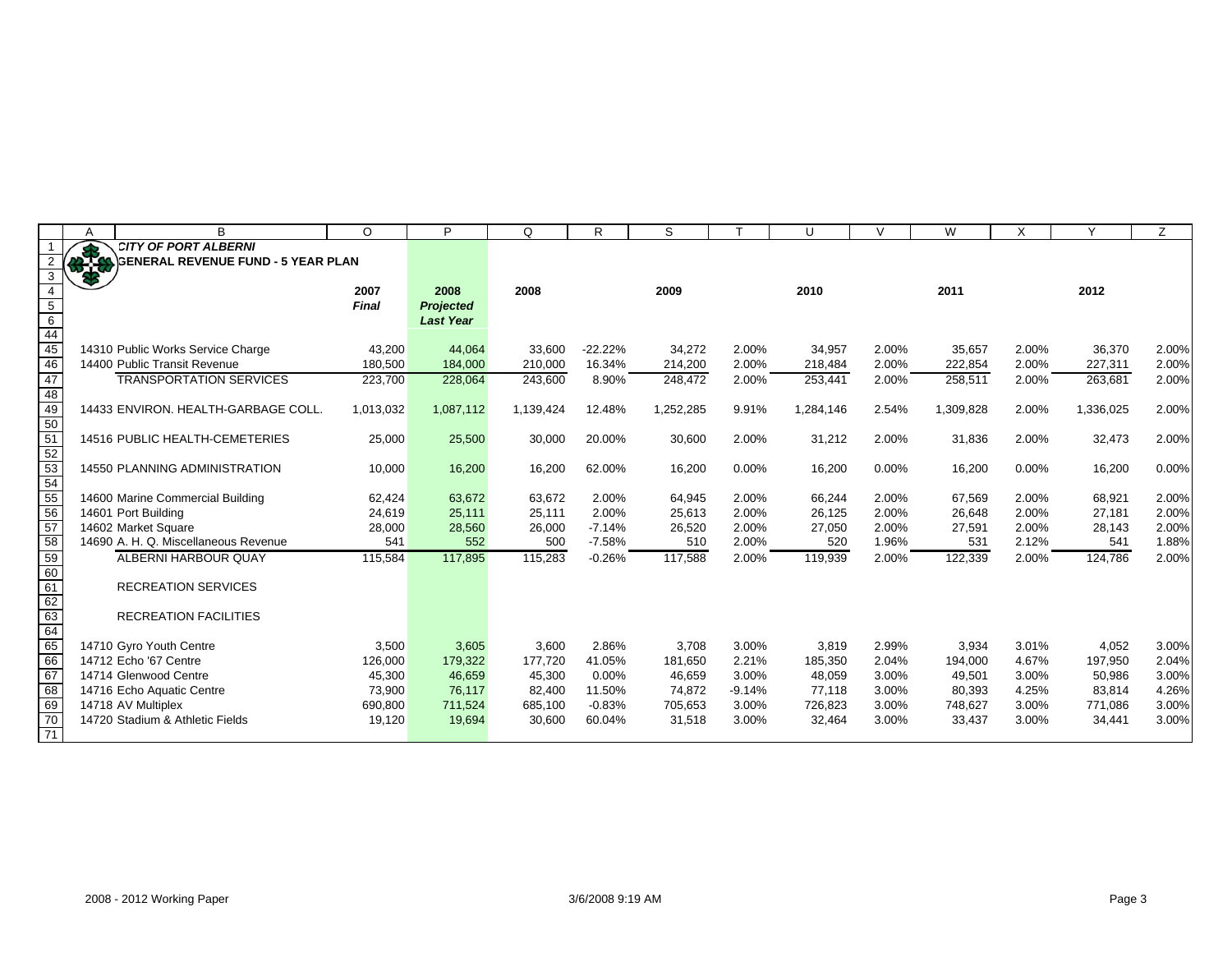**CITY OF PORT ALBERNI**

**GENERAL REVENUE FUND - 5 YEAR PLAN**

| | 2007 *Final* | 2008 *Projected Last Year* | 2008 | | 2009 | | 2010 | | 2011 | | 2012 | |
|---|---|---|---|---|---|---|---|---|---|---|---|---|
| 14310 Public Works Service Charge | 43,200 | 44,064 | 33,600 | -22.22% | 34,272 | 2.00% | 34,957 | 2.00% | 35,657 | 2.00% | 36,370 | 2.00% |
| 14400 Public Transit Revenue | 180,500 | 184,000 | 210,000 | 16.34% | 214,200 | 2.00% | 218,484 | 2.00% | 222,854 | 2.00% | 227,311 | 2.00% |
| TRANSPORTATION SERVICES | 223,700 | 228,064 | 243,600 | 8.90% | 248,472 | 2.00% | 253,441 | 2.00% | 258,511 | 2.00% | 263,681 | 2.00% |
| | | | | | | | | | | | | |
| 14433 ENVIRON. HEALTH-GARBAGE COLL. | 1,013,032 | 1,087,112 | 1,139,424 | 12.48% | 1,252,285 | 9.91% | 1,284,146 | 2.54% | 1,309,828 | 2.00% | 1,336,025 | 2.00% |
| | | | | | | | | | | | | |
| 14516 PUBLIC HEALTH-CEMETERIES | 25,000 | 25,500 | 30,000 | 20.00% | 30,600 | 2.00% | 31,212 | 2.00% | 31,836 | 2.00% | 32,473 | 2.00% |
| | | | | | | | | | | | | |
| 14550 PLANNING ADMINISTRATION | 10,000 | 16,200 | 16,200 | 62.00% | 16,200 | 0.00% | 16,200 | 0.00% | 16,200 | 0.00% | 16,200 | 0.00% |
| | | | | | | | | | | | | |
| 14600 Marine Commercial Building | 62,424 | 63,672 | 63,672 | 2.00% | 64,945 | 2.00% | 66,244 | 2.00% | 67,569 | 2.00% | 68,921 | 2.00% |
| 14601 Port Building | 24,619 | 25,111 | 25,111 | 2.00% | 25,613 | 2.00% | 26,125 | 2.00% | 26,648 | 2.00% | 27,181 | 2.00% |
| 14602 Market Square | 28,000 | 28,560 | 26,000 | -7.14% | 26,520 | 2.00% | 27,050 | 2.00% | 27,591 | 2.00% | 28,143 | 2.00% |
| 14690 A. H. Q. Miscellaneous Revenue | 541 | 552 | 500 | -7.58% | 510 | 2.00% | 520 | 1.96% | 531 | 2.12% | 541 | 1.88% |
| ALBERNI HARBOUR QUAY | 115,584 | 117,895 | 115,283 | -0.26% | 117,588 | 2.00% | 119,939 | 2.00% | 122,339 | 2.00% | 124,786 | 2.00% |
| | | | | | | | | | | | | |
| RECREATION SERVICES | | | | | | | | | | | | |
| | | | | | | | | | | | | |
| RECREATION FACILITIES | | | | | | | | | | | | |
| | | | | | | | | | | | | |
| 14710 Gyro Youth Centre | 3,500 | 3,605 | 3,600 | 2.86% | 3,708 | 3.00% | 3,819 | 2.99% | 3,934 | 3.01% | 4,052 | 3.00% |
| 14712 Echo '67 Centre | 126,000 | 179,322 | 177,720 | 41.05% | 181,650 | 2.21% | 185,350 | 2.04% | 194,000 | 4.67% | 197,950 | 2.04% |
| 14714 Glenwood Centre | 45,300 | 46,659 | 45,300 | 0.00% | 46,659 | 3.00% | 48,059 | 3.00% | 49,501 | 3.00% | 50,986 | 3.00% |
| 14716 Echo Aquatic Centre | 73,900 | 76,117 | 82,400 | 11.50% | 74,872 | -9.14% | 77,118 | 3.00% | 80,393 | 4.25% | 83,814 | 4.26% |
| 14718 AV Multiplex | 690,800 | 711,524 | 685,100 | -0.83% | 705,653 | 3.00% | 726,823 | 3.00% | 748,627 | 3.00% | 771,086 | 3.00% |
| 14720 Stadium & Athletic Fields | 19,120 | 19,694 | 30,600 | 60.04% | 31,518 | 3.00% | 32,464 | 3.00% | 33,437 | 3.00% | 34,441 | 3.00% |

2008 - 2012 Working Paper    3/6/2008 9:19 AM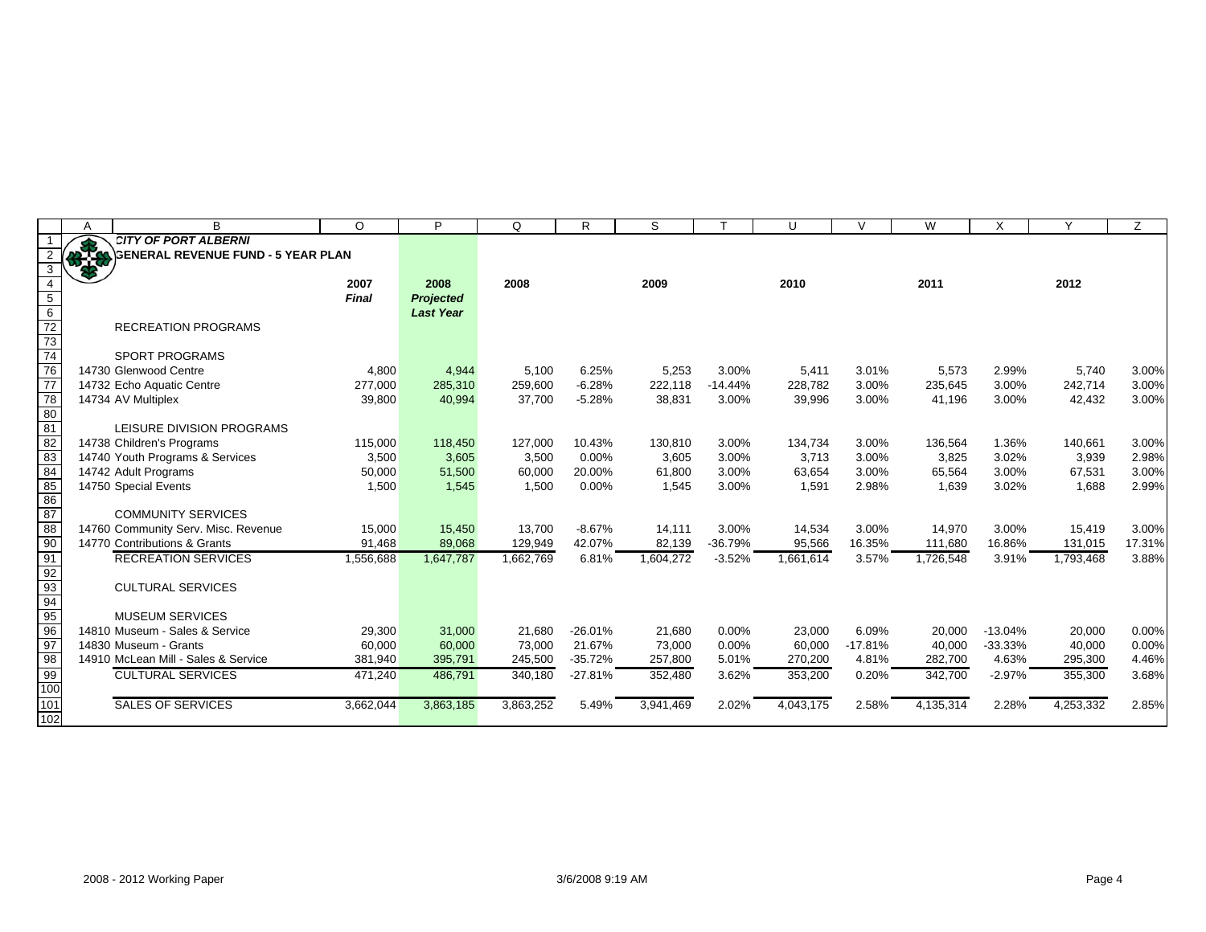**CITY OF PORT ALBERNI**

**GENERAL REVENUE FUND - 5 YEAR PLAN**

| | 2007 *Final* | 2008 *Projected Last Year* | 2008 | | 2009 | | 2010 | | 2011 | | 2012 | |
|---|---|---|---|---|---|---|---|---|---|---|---|---|
| RECREATION PROGRAMS | | | | | | | | | | | | |
| | | | | | | | | | | | | |
| SPORT PROGRAMS | | | | | | | | | | | | |
| 14730 Glenwood Centre | 4,800 | 4,944 | 5,100 | 6.25% | 5,253 | 3.00% | 5,411 | 3.01% | 5,573 | 2.99% | 5,740 | 3.00% |
| 14732 Echo Aquatic Centre | 277,000 | 285,310 | 259,600 | -6.28% | 222,118 | -14.44% | 228,782 | 3.00% | 235,645 | 3.00% | 242,714 | 3.00% |
| 14734 AV Multiplex | 39,800 | 40,994 | 37,700 | -5.28% | 38,831 | 3.00% | 39,996 | 3.00% | 41,196 | 3.00% | 42,432 | 3.00% |
| | | | | | | | | | | | | |
| LEISURE DIVISION PROGRAMS | | | | | | | | | | | | |
| 14738 Children's Programs | 115,000 | 118,450 | 127,000 | 10.43% | 130,810 | 3.00% | 134,734 | 3.00% | 136,564 | 1.36% | 140,661 | 3.00% |
| 14740 Youth Programs & Services | 3,500 | 3,605 | 3,500 | 0.00% | 3,605 | 3.00% | 3,713 | 3.00% | 3,825 | 3.02% | 3,939 | 2.98% |
| 14742 Adult Programs | 50,000 | 51,500 | 60,000 | 20.00% | 61,800 | 3.00% | 63,654 | 3.00% | 65,564 | 3.00% | 67,531 | 3.00% |
| 14750 Special Events | 1,500 | 1,545 | 1,500 | 0.00% | 1,545 | 3.00% | 1,591 | 2.98% | 1,639 | 3.02% | 1,688 | 2.99% |
| | | | | | | | | | | | | |
| COMMUNITY SERVICES | | | | | | | | | | | | |
| 14760 Community Serv. Misc. Revenue | 15,000 | 15,450 | 13,700 | -8.67% | 14,111 | 3.00% | 14,534 | 3.00% | 14,970 | 3.00% | 15,419 | 3.00% |
| 14770 Contributions & Grants | 91,468 | 89,068 | 129,949 | 42.07% | 82,139 | -36.79% | 95,566 | 16.35% | 111,680 | 16.86% | 131,015 | 17.31% |
| RECREATION SERVICES | 1,556,688 | 1,647,787 | 1,662,769 | 6.81% | 1,604,272 | -3.52% | 1,661,614 | 3.57% | 1,726,548 | 3.91% | 1,793,468 | 3.88% |
| | | | | | | | | | | | | |
| CULTURAL SERVICES | | | | | | | | | | | | |
| | | | | | | | | | | | | |
| MUSEUM SERVICES | | | | | | | | | | | | |
| 14810 Museum - Sales & Service | 29,300 | 31,000 | 21,680 | -26.01% | 21,680 | 0.00% | 23,000 | 6.09% | 20,000 | -13.04% | 20,000 | 0.00% |
| 14830 Museum - Grants | 60,000 | 60,000 | 73,000 | 21.67% | 73,000 | 0.00% | 60,000 | -17.81% | 40,000 | -33.33% | 40,000 | 0.00% |
| 14910 McLean Mill - Sales & Service | 381,940 | 395,791 | 245,500 | -35.72% | 257,800 | 5.01% | 270,200 | 4.81% | 282,700 | 4.63% | 295,300 | 4.46% |
| CULTURAL SERVICES | 471,240 | 486,791 | 340,180 | -27.81% | 352,480 | 3.62% | 353,200 | 0.20% | 342,700 | -2.97% | 355,300 | 3.68% |
| | | | | | | | | | | | | |
| SALES OF SERVICES | 3,662,044 | 3,863,185 | 3,863,252 | 5.49% | 3,941,469 | 2.02% | 4,043,175 | 2.58% | 4,135,314 | 2.28% | 4,253,332 | 2.85% |

2008 - 2012 Working Paper 3/6/2008 9:19 AM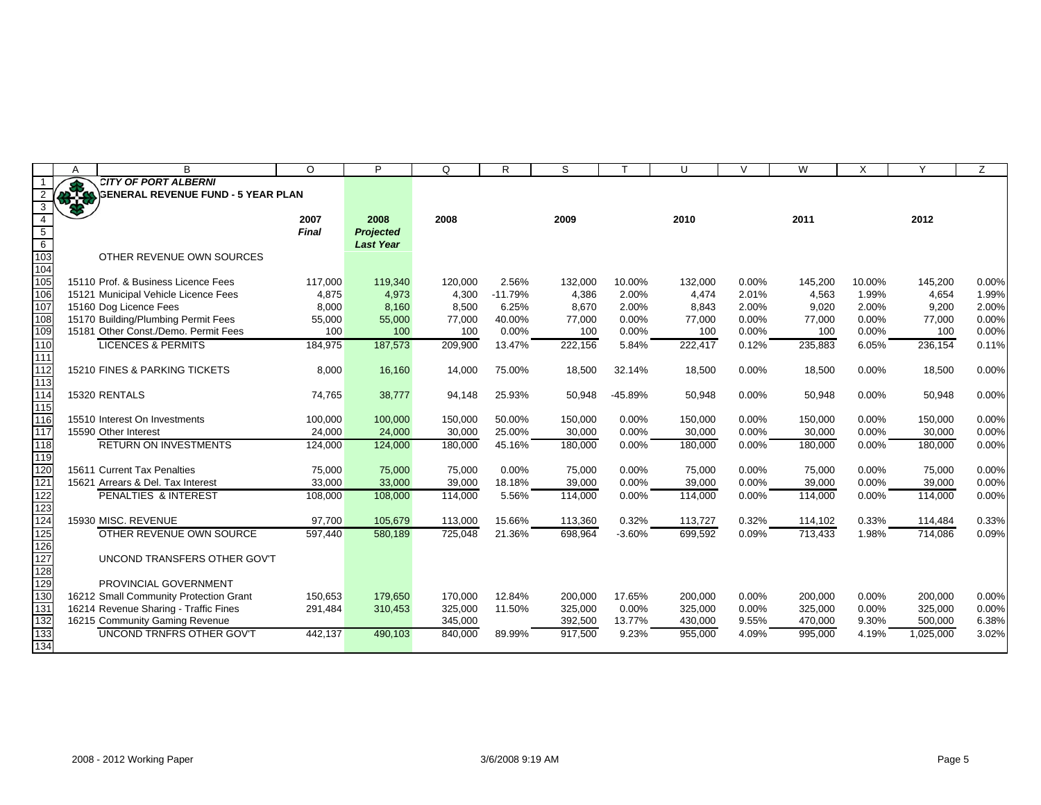**CITY OF PORT ALBERNI**

**GENERAL REVENUE FUND - 5 YEAR PLAN**

| | 2007 *Final* | 2008 *Projected Last Year* | 2008 | | 2009 | | 2010 | | 2011 | | 2012 | |
|---|---|---|---|---|---|---|---|---|---|---|---|---|
| OTHER REVENUE OWN SOURCES | | | | | | | | | | | | |
| 15110 Prof. & Business Licence Fees | 117,000 | 119,340 | 120,000 | 2.56% | 132,000 | 10.00% | 132,000 | 0.00% | 145,200 | 10.00% | 145,200 | 0.00% |
| 15121 Municipal Vehicle Licence Fees | 4,875 | 4,973 | 4,300 | -11.79% | 4,386 | 2.00% | 4,474 | 2.01% | 4,563 | 1.99% | 4,654 | 1.99% |
| 15160 Dog Licence Fees | 8,000 | 8,160 | 8,500 | 6.25% | 8,670 | 2.00% | 8,843 | 2.00% | 9,020 | 2.00% | 9,200 | 2.00% |
| 15170 Building/Plumbing Permit Fees | 55,000 | 55,000 | 77,000 | 40.00% | 77,000 | 0.00% | 77,000 | 0.00% | 77,000 | 0.00% | 77,000 | 0.00% |
| 15181 Other Const./Demo. Permit Fees | 100 | 100 | 100 | 0.00% | 100 | 0.00% | 100 | 0.00% | 100 | 0.00% | 100 | 0.00% |
| LICENCES & PERMITS | 184,975 | 187,573 | 209,900 | 13.47% | 222,156 | 5.84% | 222,417 | 0.12% | 235,883 | 6.05% | 236,154 | 0.11% |
| 15210 FINES & PARKING TICKETS | 8,000 | 16,160 | 14,000 | 75.00% | 18,500 | 32.14% | 18,500 | 0.00% | 18,500 | 0.00% | 18,500 | 0.00% |
| 15320 RENTALS | 74,765 | 38,777 | 94,148 | 25.93% | 50,948 | -45.89% | 50,948 | 0.00% | 50,948 | 0.00% | 50,948 | 0.00% |
| 15510 Interest On Investments | 100,000 | 100,000 | 150,000 | 50.00% | 150,000 | 0.00% | 150,000 | 0.00% | 150,000 | 0.00% | 150,000 | 0.00% |
| 15590 Other Interest | 24,000 | 24,000 | 30,000 | 25.00% | 30,000 | 0.00% | 30,000 | 0.00% | 30,000 | 0.00% | 30,000 | 0.00% |
| RETURN ON INVESTMENTS | 124,000 | 124,000 | 180,000 | 45.16% | 180,000 | 0.00% | 180,000 | 0.00% | 180,000 | 0.00% | 180,000 | 0.00% |
| 15611 Current Tax Penalties | 75,000 | 75,000 | 75,000 | 0.00% | 75,000 | 0.00% | 75,000 | 0.00% | 75,000 | 0.00% | 75,000 | 0.00% |
| 15621 Arrears & Del. Tax Interest | 33,000 | 33,000 | 39,000 | 18.18% | 39,000 | 0.00% | 39,000 | 0.00% | 39,000 | 0.00% | 39,000 | 0.00% |
| PENALTIES & INTEREST | 108,000 | 108,000 | 114,000 | 5.56% | 114,000 | 0.00% | 114,000 | 0.00% | 114,000 | 0.00% | 114,000 | 0.00% |
| 15930 MISC. REVENUE | 97,700 | 105,679 | 113,000 | 15.66% | 113,360 | 0.32% | 113,727 | 0.32% | 114,102 | 0.33% | 114,484 | 0.33% |
| OTHER REVENUE OWN SOURCE | 597,440 | 580,189 | 725,048 | 21.36% | 698,964 | -3.60% | 699,592 | 0.09% | 713,433 | 1.98% | 714,086 | 0.09% |
| UNCOND TRANSFERS OTHER GOV'T | | | | | | | | | | | | |
| PROVINCIAL GOVERNMENT | | | | | | | | | | | | |
| 16212 Small Community Protection Grant | 150,653 | 179,650 | 170,000 | 12.84% | 200,000 | 17.65% | 200,000 | 0.00% | 200,000 | 0.00% | 200,000 | 0.00% |
| 16214 Revenue Sharing - Traffic Fines | 291,484 | 310,453 | 325,000 | 11.50% | 325,000 | 0.00% | 325,000 | 0.00% | 325,000 | 0.00% | 325,000 | 0.00% |
| 16215 Community Gaming Revenue | | | 345,000 | | 392,500 | 13.77% | 430,000 | 9.55% | 470,000 | 9.30% | 500,000 | 6.38% |
| UNCOND TRNFRS OTHER GOV'T | 442,137 | 490,103 | 840,000 | 89.99% | 917,500 | 9.23% | 955,000 | 4.09% | 995,000 | 4.19% | 1,025,000 | 3.02% |

2008 - 2012 Working Paper　　3/6/2008 9:19 AM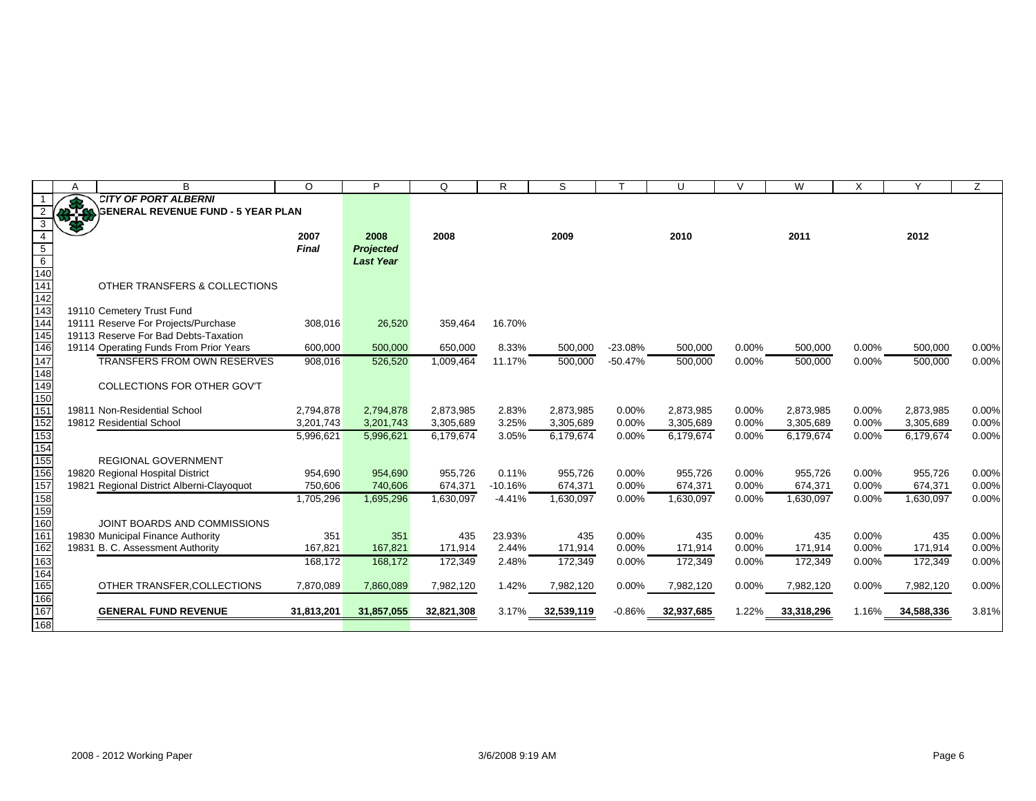**CITY OF PORT ALBERNI**
**GENERAL REVENUE FUND - 5 YEAR PLAN**

| | 2007 *Final* | 2008 *Projected Last Year* | 2008 | | 2009 | | 2010 | | 2011 | | 2012 | |
|---|---|---|---|---|---|---|---|---|---|---|---|---|
| OTHER TRANSFERS & COLLECTIONS | | | | | | | | | | | | |
| 19110 Cemetery Trust Fund | | | | | | | | | | | | |
| 19111 Reserve For Projects/Purchase | 308,016 | 26,520 | 359,464 | 16.70% | | | | | | | | |
| 19113 Reserve For Bad Debts-Taxation | | | | | | | | | | | | |
| 19114 Operating Funds From Prior Years | 600,000 | 500,000 | 650,000 | 8.33% | 500,000 | -23.08% | 500,000 | 0.00% | 500,000 | 0.00% | 500,000 | 0.00% |
| TRANSFERS FROM OWN RESERVES | 908,016 | 526,520 | 1,009,464 | 11.17% | 500,000 | -50.47% | 500,000 | 0.00% | 500,000 | 0.00% | 500,000 | 0.00% |
| COLLECTIONS FOR OTHER GOV'T | | | | | | | | | | | | |
| 19811 Non-Residential School | 2,794,878 | 2,794,878 | 2,873,985 | 2.83% | 2,873,985 | 0.00% | 2,873,985 | 0.00% | 2,873,985 | 0.00% | 2,873,985 | 0.00% |
| 19812 Residential School | 3,201,743 | 3,201,743 | 3,305,689 | 3.25% | 3,305,689 | 0.00% | 3,305,689 | 0.00% | 3,305,689 | 0.00% | 3,305,689 | 0.00% |
| | 5,996,621 | 5,996,621 | 6,179,674 | 3.05% | 6,179,674 | 0.00% | 6,179,674 | 0.00% | 6,179,674 | 0.00% | 6,179,674 | 0.00% |
| REGIONAL GOVERNMENT | | | | | | | | | | | | |
| 19820 Regional Hospital District | 954,690 | 954,690 | 955,726 | 0.11% | 955,726 | 0.00% | 955,726 | 0.00% | 955,726 | 0.00% | 955,726 | 0.00% |
| 19821 Regional District Alberni-Clayoquot | 750,606 | 740,606 | 674,371 | -10.16% | 674,371 | 0.00% | 674,371 | 0.00% | 674,371 | 0.00% | 674,371 | 0.00% |
| | 1,705,296 | 1,695,296 | 1,630,097 | -4.41% | 1,630,097 | 0.00% | 1,630,097 | 0.00% | 1,630,097 | 0.00% | 1,630,097 | 0.00% |
| JOINT BOARDS AND COMMISSIONS | | | | | | | | | | | | |
| 19830 Municipal Finance Authority | 351 | 351 | 435 | 23.93% | 435 | 0.00% | 435 | 0.00% | 435 | 0.00% | 435 | 0.00% |
| 19831 B. C. Assessment Authority | 167,821 | 167,821 | 171,914 | 2.44% | 171,914 | 0.00% | 171,914 | 0.00% | 171,914 | 0.00% | 171,914 | 0.00% |
| | 168,172 | 168,172 | 172,349 | 2.48% | 172,349 | 0.00% | 172,349 | 0.00% | 172,349 | 0.00% | 172,349 | 0.00% |
| OTHER TRANSFER,COLLECTIONS | 7,870,089 | 7,860,089 | 7,982,120 | 1.42% | 7,982,120 | 0.00% | 7,982,120 | 0.00% | 7,982,120 | 0.00% | 7,982,120 | 0.00% |
| **GENERAL FUND REVENUE** | **31,813,201** | **31,857,055** | **32,821,308** | 3.17% | **32,539,119** | -0.86% | **32,937,685** | 1.22% | **33,318,296** | 1.16% | **34,588,336** | 3.81% |

2008 - 2012 Working Paper 3/6/2008 9:19 AM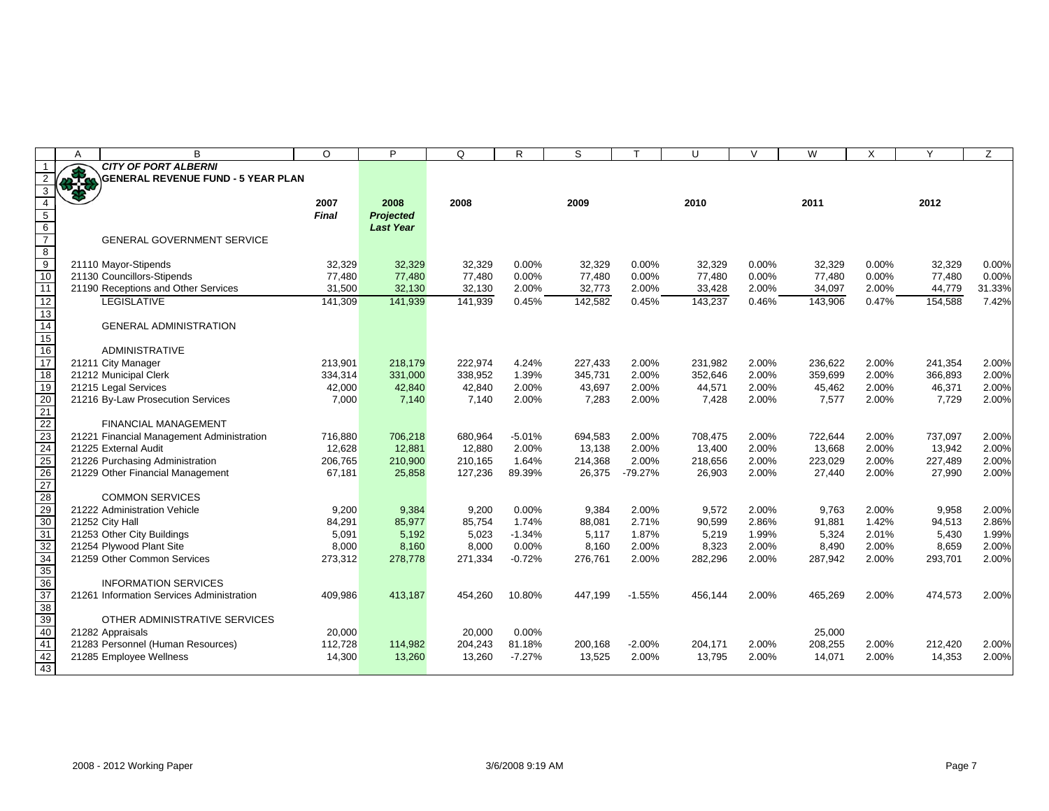# CITY OF PORT ALBERNI

## GENERAL REVENUE FUND - 5 YEAR PLAN

| | 2007 Final | 2008 Projected Last Year | 2008 | | 2009 | | 2010 | | 2011 | | 2012 | |
|---|---|---|---|---|---|---|---|---|---|---|---|---|
| **GENERAL GOVERNMENT SERVICE** | | | | | | | | | | | | |
| 21110 Mayor-Stipends | 32,329 | 32,329 | 32,329 | 0.00% | 32,329 | 0.00% | 32,329 | 0.00% | 32,329 | 0.00% | 32,329 | 0.00% |
| 21130 Councillors-Stipends | 77,480 | 77,480 | 77,480 | 0.00% | 77,480 | 0.00% | 77,480 | 0.00% | 77,480 | 0.00% | 77,480 | 0.00% |
| 21190 Receptions and Other Services | 31,500 | 32,130 | 32,130 | 2.00% | 32,773 | 2.00% | 33,428 | 2.00% | 34,097 | 2.00% | 44,779 | 31.33% |
| LEGISLATIVE | 141,309 | 141,939 | 141,939 | 0.45% | 142,582 | 0.45% | 143,237 | 0.46% | 143,906 | 0.47% | 154,588 | 7.42% |
| **GENERAL ADMINISTRATION** | | | | | | | | | | | | |
| ADMINISTRATIVE | | | | | | | | | | | | |
| 21211 City Manager | 213,901 | 218,179 | 222,974 | 4.24% | 227,433 | 2.00% | 231,982 | 2.00% | 236,622 | 2.00% | 241,354 | 2.00% |
| 21212 Municipal Clerk | 334,314 | 331,000 | 338,952 | 1.39% | 345,731 | 2.00% | 352,646 | 2.00% | 359,699 | 2.00% | 366,893 | 2.00% |
| 21215 Legal Services | 42,000 | 42,840 | 42,840 | 2.00% | 43,697 | 2.00% | 44,571 | 2.00% | 45,462 | 2.00% | 46,371 | 2.00% |
| 21216 By-Law Prosecution Services | 7,000 | 7,140 | 7,140 | 2.00% | 7,283 | 2.00% | 7,428 | 2.00% | 7,577 | 2.00% | 7,729 | 2.00% |
| FINANCIAL MANAGEMENT | | | | | | | | | | | | |
| 21221 Financial Management Administration | 716,880 | 706,218 | 680,964 | -5.01% | 694,583 | 2.00% | 708,475 | 2.00% | 722,644 | 2.00% | 737,097 | 2.00% |
| 21225 External Audit | 12,628 | 12,881 | 12,880 | 2.00% | 13,138 | 2.00% | 13,400 | 2.00% | 13,668 | 2.00% | 13,942 | 2.00% |
| 21226 Purchasing Administration | 206,765 | 210,900 | 210,165 | 1.64% | 214,368 | 2.00% | 218,656 | 2.00% | 223,029 | 2.00% | 227,489 | 2.00% |
| 21229 Other Financial Management | 67,181 | 25,858 | 127,236 | 89.39% | 26,375 | -79.27% | 26,903 | 2.00% | 27,440 | 2.00% | 27,990 | 2.00% |
| COMMON SERVICES | | | | | | | | | | | | |
| 21222 Administration Vehicle | 9,200 | 9,384 | 9,200 | 0.00% | 9,384 | 2.00% | 9,572 | 2.00% | 9,763 | 2.00% | 9,958 | 2.00% |
| 21252 City Hall | 84,291 | 85,977 | 85,754 | 1.74% | 88,081 | 2.71% | 90,599 | 2.86% | 91,881 | 1.42% | 94,513 | 2.86% |
| 21253 Other City Buildings | 5,091 | 5,192 | 5,023 | -1.34% | 5,117 | 1.87% | 5,219 | 1.99% | 5,324 | 2.01% | 5,430 | 1.99% |
| 21254 Plywood Plant Site | 8,000 | 8,160 | 8,000 | 0.00% | 8,160 | 2.00% | 8,323 | 2.00% | 8,490 | 2.00% | 8,659 | 2.00% |
| 21259 Other Common Services | 273,312 | 278,778 | 271,334 | -0.72% | 276,761 | 2.00% | 282,296 | 2.00% | 287,942 | 2.00% | 293,701 | 2.00% |
| INFORMATION SERVICES | | | | | | | | | | | | |
| 21261 Information Services Administration | 409,986 | 413,187 | 454,260 | 10.80% | 447,199 | -1.55% | 456,144 | 2.00% | 465,269 | 2.00% | 474,573 | 2.00% |
| OTHER ADMINISTRATIVE SERVICES | | | | | | | | | | | | |
| 21282 Appraisals | 20,000 | | 20,000 | 0.00% | | | | | 25,000 | | | |
| 21283 Personnel (Human Resources) | 112,728 | 114,982 | 204,243 | 81.18% | 200,168 | -2.00% | 204,171 | 2.00% | 208,255 | 2.00% | 212,420 | 2.00% |
| 21285 Employee Wellness | 14,300 | 13,260 | 13,260 | -7.27% | 13,525 | 2.00% | 13,795 | 2.00% | 14,071 | 2.00% | 14,353 | 2.00% |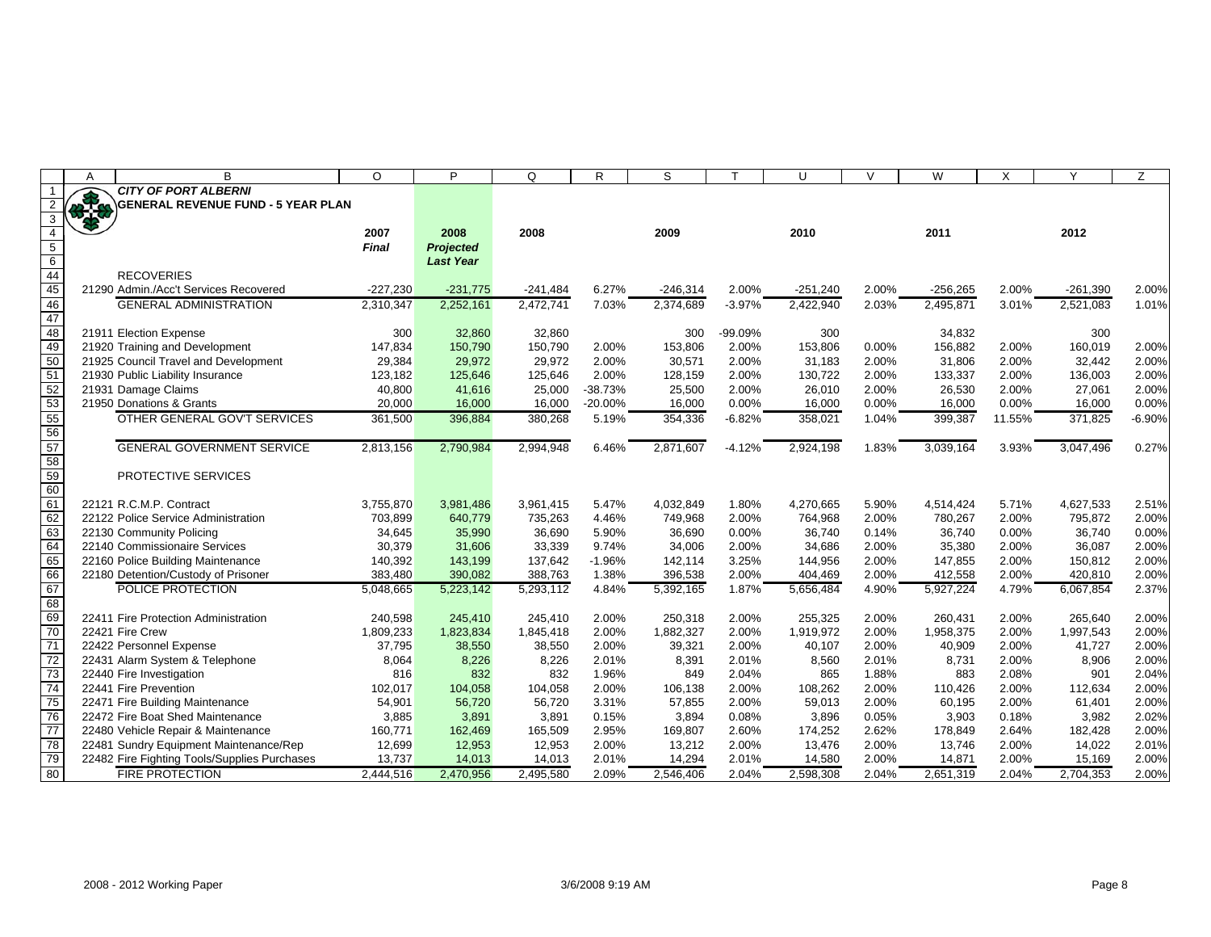**CITY OF PORT ALBERNI**

**GENERAL REVENUE FUND - 5 YEAR PLAN**

| | | 2007 *Final* | 2008 *Projected Last Year* | 2008 | | 2009 | | 2010 | | 2011 | | 2012 | |
|---|---|---|---|---|---|---|---|---|---|---|---|---|---|
| | RECOVERIES | | | | | | | | | | | | |
| 21290 | Admin./Acc't Services Recovered | -227,230 | -231,775 | -241,484 | 6.27% | -246,314 | 2.00% | -251,240 | 2.00% | -256,265 | 2.00% | -261,390 | 2.00% |
| | GENERAL ADMINISTRATION | 2,310,347 | 2,252,161 | 2,472,741 | 7.03% | 2,374,689 | -3.97% | 2,422,940 | 2.03% | 2,495,871 | 3.01% | 2,521,083 | 1.01% |
| | | | | | | | | | | | | | |
| 21911 | Election Expense | 300 | 32,860 | 32,860 | | 300 | -99.09% | 300 | | 34,832 | | 300 | |
| 21920 | Training and Development | 147,834 | 150,790 | 150,790 | 2.00% | 153,806 | 2.00% | 153,806 | 0.00% | 156,882 | 2.00% | 160,019 | 2.00% |
| 21925 | Council Travel and Development | 29,384 | 29,972 | 29,972 | 2.00% | 30,571 | 2.00% | 31,183 | 2.00% | 31,806 | 2.00% | 32,442 | 2.00% |
| 21930 | Public Liability Insurance | 123,182 | 125,646 | 125,646 | 2.00% | 128,159 | 2.00% | 130,722 | 2.00% | 133,337 | 2.00% | 136,003 | 2.00% |
| 21931 | Damage Claims | 40,800 | 41,616 | 25,000 | -38.73% | 25,500 | 2.00% | 26,010 | 2.00% | 26,530 | 2.00% | 27,061 | 2.00% |
| 21950 | Donations & Grants | 20,000 | 16,000 | 16,000 | -20.00% | 16,000 | 0.00% | 16,000 | 0.00% | 16,000 | 0.00% | 16,000 | 0.00% |
| | OTHER GENERAL GOV'T SERVICES | 361,500 | 396,884 | 380,268 | 5.19% | 354,336 | -6.82% | 358,021 | 1.04% | 399,387 | 11.55% | 371,825 | -6.90% |
| | | | | | | | | | | | | | |
| | GENERAL GOVERNMENT SERVICE | 2,813,156 | 2,790,984 | 2,994,948 | 6.46% | 2,871,607 | -4.12% | 2,924,198 | 1.83% | 3,039,164 | 3.93% | 3,047,496 | 0.27% |
| | | | | | | | | | | | | | |
| | PROTECTIVE SERVICES | | | | | | | | | | | | |
| | | | | | | | | | | | | | |
| 22121 | R.C.M.P. Contract | 3,755,870 | 3,981,486 | 3,961,415 | 5.47% | 4,032,849 | 1.80% | 4,270,665 | 5.90% | 4,514,424 | 5.71% | 4,627,533 | 2.51% |
| 22122 | Police Service Administration | 703,899 | 640,779 | 735,263 | 4.46% | 749,968 | 2.00% | 764,968 | 2.00% | 780,267 | 2.00% | 795,872 | 2.00% |
| 22130 | Community Policing | 34,645 | 35,990 | 36,690 | 5.90% | 36,690 | 0.00% | 36,740 | 0.14% | 36,740 | 0.00% | 36,740 | 0.00% |
| 22140 | Commissionaire Services | 30,379 | 31,606 | 33,339 | 9.74% | 34,006 | 2.00% | 34,686 | 2.00% | 35,380 | 2.00% | 36,087 | 2.00% |
| 22160 | Police Building Maintenance | 140,392 | 143,199 | 137,642 | -1.96% | 142,114 | 3.25% | 144,956 | 2.00% | 147,855 | 2.00% | 150,812 | 2.00% |
| 22180 | Detention/Custody of Prisoner | 383,480 | 390,082 | 388,763 | 1.38% | 396,538 | 2.00% | 404,469 | 2.00% | 412,558 | 2.00% | 420,810 | 2.00% |
| | POLICE PROTECTION | 5,048,665 | 5,223,142 | 5,293,112 | 4.84% | 5,392,165 | 1.87% | 5,656,484 | 4.90% | 5,927,224 | 4.79% | 6,067,854 | 2.37% |
| | | | | | | | | | | | | | |
| 22411 | Fire Protection Administration | 240,598 | 245,410 | 245,410 | 2.00% | 250,318 | 2.00% | 255,325 | 2.00% | 260,431 | 2.00% | 265,640 | 2.00% |
| 22421 | Fire Crew | 1,809,233 | 1,823,834 | 1,845,418 | 2.00% | 1,882,327 | 2.00% | 1,919,972 | 2.00% | 1,958,375 | 2.00% | 1,997,543 | 2.00% |
| 22422 | Personnel Expense | 37,795 | 38,550 | 38,550 | 2.00% | 39,321 | 2.00% | 40,107 | 2.00% | 40,909 | 2.00% | 41,727 | 2.00% |
| 22431 | Alarm System & Telephone | 8,064 | 8,226 | 8,226 | 2.01% | 8,391 | 2.01% | 8,560 | 2.01% | 8,731 | 2.00% | 8,906 | 2.00% |
| 22440 | Fire Investigation | 816 | 832 | 832 | 1.96% | 849 | 2.04% | 865 | 1.88% | 883 | 2.08% | 901 | 2.04% |
| 22441 | Fire Prevention | 102,017 | 104,058 | 104,058 | 2.00% | 106,138 | 2.00% | 108,262 | 2.00% | 110,426 | 2.00% | 112,634 | 2.00% |
| 22471 | Fire Building Maintenance | 54,901 | 56,720 | 56,720 | 3.31% | 57,855 | 2.00% | 59,013 | 2.00% | 60,195 | 2.00% | 61,401 | 2.00% |
| 22472 | Fire Boat Shed Maintenance | 3,885 | 3,891 | 3,891 | 0.15% | 3,894 | 0.08% | 3,896 | 0.05% | 3,903 | 0.18% | 3,982 | 2.02% |
| 22480 | Vehicle Repair & Maintenance | 160,771 | 162,469 | 165,509 | 2.95% | 169,807 | 2.60% | 174,252 | 2.62% | 178,849 | 2.64% | 182,428 | 2.00% |
| 22481 | Sundry Equipment Maintenance/Rep | 12,699 | 12,953 | 12,953 | 2.00% | 13,212 | 2.00% | 13,476 | 2.00% | 13,746 | 2.00% | 14,022 | 2.01% |
| 22482 | Fire Fighting Tools/Supplies Purchases | 13,737 | 14,013 | 14,013 | 2.01% | 14,294 | 2.01% | 14,580 | 2.00% | 14,871 | 2.00% | 15,169 | 2.00% |
| | FIRE PROTECTION | 2,444,516 | 2,470,956 | 2,495,580 | 2.09% | 2,546,406 | 2.04% | 2,598,308 | 2.04% | 2,651,319 | 2.04% | 2,704,353 | 2.00% |

2008 - 2012 Working Paper 3/6/2008 9:19 AM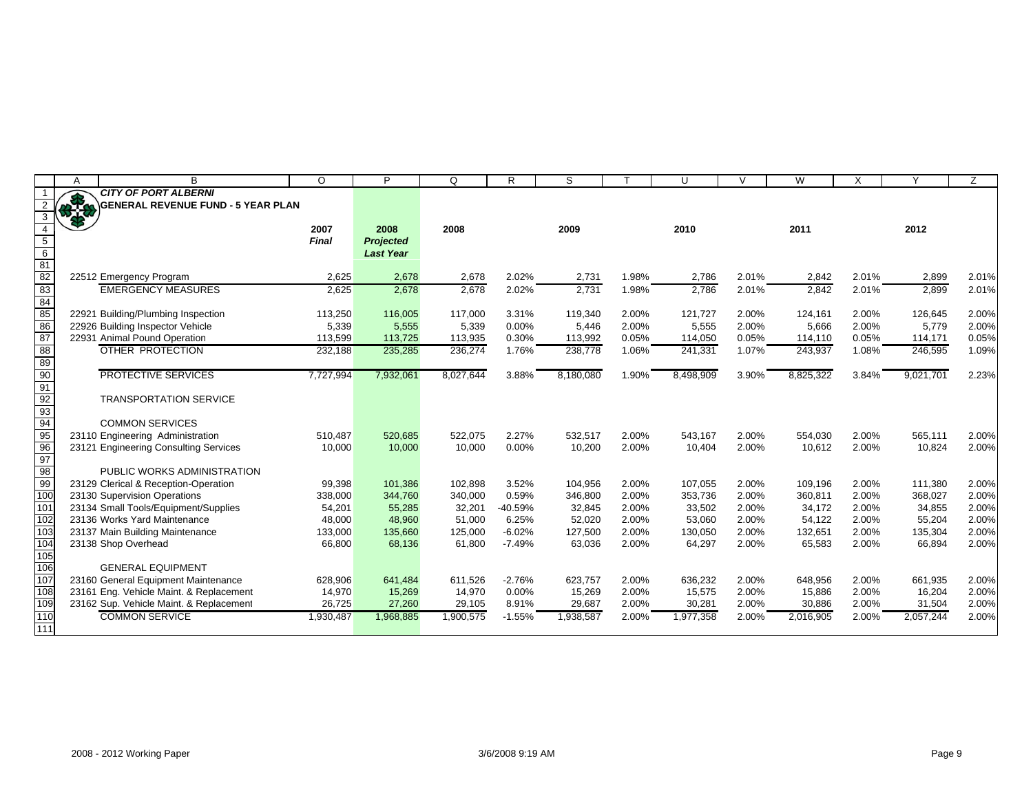**CITY OF PORT ALBERNI**

**GENERAL REVENUE FUND - 5 YEAR PLAN**

| | 2007 *Final* | 2008 *Projected Last Year* | 2008 | | 2009 | | 2010 | | 2011 | | 2012 | |
|---|---|---|---|---|---|---|---|---|---|---|---|---|
| 22512 Emergency Program | 2,625 | 2,678 | 2,678 | 2.02% | 2,731 | 1.98% | 2,786 | 2.01% | 2,842 | 2.01% | 2,899 | 2.01% |
| EMERGENCY MEASURES | 2,625 | 2,678 | 2,678 | 2.02% | 2,731 | 1.98% | 2,786 | 2.01% | 2,842 | 2.01% | 2,899 | 2.01% |
| | | | | | | | | | | | | |
| 22921 Building/Plumbing Inspection | 113,250 | 116,005 | 117,000 | 3.31% | 119,340 | 2.00% | 121,727 | 2.00% | 124,161 | 2.00% | 126,645 | 2.00% |
| 22926 Building Inspector Vehicle | 5,339 | 5,555 | 5,339 | 0.00% | 5,446 | 2.00% | 5,555 | 2.00% | 5,666 | 2.00% | 5,779 | 2.00% |
| 22931 Animal Pound Operation | 113,599 | 113,725 | 113,935 | 0.30% | 113,992 | 0.05% | 114,050 | 0.05% | 114,110 | 0.05% | 114,171 | 0.05% |
| OTHER PROTECTION | 232,188 | 235,285 | 236,274 | 1.76% | 238,778 | 1.06% | 241,331 | 1.07% | 243,937 | 1.08% | 246,595 | 1.09% |
| | | | | | | | | | | | | |
| PROTECTIVE SERVICES | 7,727,994 | 7,932,061 | 8,027,644 | 3.88% | 8,180,080 | 1.90% | 8,498,909 | 3.90% | 8,825,322 | 3.84% | 9,021,701 | 2.23% |
| | | | | | | | | | | | | |
| TRANSPORTATION SERVICE | | | | | | | | | | | | |
| | | | | | | | | | | | | |
| COMMON SERVICES | | | | | | | | | | | | |
| 23110 Engineering Administration | 510,487 | 520,685 | 522,075 | 2.27% | 532,517 | 2.00% | 543,167 | 2.00% | 554,030 | 2.00% | 565,111 | 2.00% |
| 23121 Engineering Consulting Services | 10,000 | 10,000 | 10,000 | 0.00% | 10,200 | 2.00% | 10,404 | 2.00% | 10,612 | 2.00% | 10,824 | 2.00% |
| | | | | | | | | | | | | |
| PUBLIC WORKS ADMINISTRATION | | | | | | | | | | | | |
| 23129 Clerical & Reception-Operation | 99,398 | 101,386 | 102,898 | 3.52% | 104,956 | 2.00% | 107,055 | 2.00% | 109,196 | 2.00% | 111,380 | 2.00% |
| 23130 Supervision Operations | 338,000 | 344,760 | 340,000 | 0.59% | 346,800 | 2.00% | 353,736 | 2.00% | 360,811 | 2.00% | 368,027 | 2.00% |
| 23134 Small Tools/Equipment/Supplies | 54,201 | 55,285 | 32,201 | -40.59% | 32,845 | 2.00% | 33,502 | 2.00% | 34,172 | 2.00% | 34,855 | 2.00% |
| 23136 Works Yard Maintenance | 48,000 | 48,960 | 51,000 | 6.25% | 52,020 | 2.00% | 53,060 | 2.00% | 54,122 | 2.00% | 55,204 | 2.00% |
| 23137 Main Building Maintenance | 133,000 | 135,660 | 125,000 | -6.02% | 127,500 | 2.00% | 130,050 | 2.00% | 132,651 | 2.00% | 135,304 | 2.00% |
| 23138 Shop Overhead | 66,800 | 68,136 | 61,800 | -7.49% | 63,036 | 2.00% | 64,297 | 2.00% | 65,583 | 2.00% | 66,894 | 2.00% |
| | | | | | | | | | | | | |
| GENERAL EQUIPMENT | | | | | | | | | | | | |
| 23160 General Equipment Maintenance | 628,906 | 641,484 | 611,526 | -2.76% | 623,757 | 2.00% | 636,232 | 2.00% | 648,956 | 2.00% | 661,935 | 2.00% |
| 23161 Eng. Vehicle Maint. & Replacement | 14,970 | 15,269 | 14,970 | 0.00% | 15,269 | 2.00% | 15,575 | 2.00% | 15,886 | 2.00% | 16,204 | 2.00% |
| 23162 Sup. Vehicle Maint. & Replacement | 26,725 | 27,260 | 29,105 | 8.91% | 29,687 | 2.00% | 30,281 | 2.00% | 30,886 | 2.00% | 31,504 | 2.00% |
| COMMON SERVICE | 1,930,487 | 1,968,885 | 1,900,575 | -1.55% | 1,938,587 | 2.00% | 1,977,358 | 2.00% | 2,016,905 | 2.00% | 2,057,244 | 2.00% |

2008 - 2012 Working Paper

3/6/2008 9:19 AM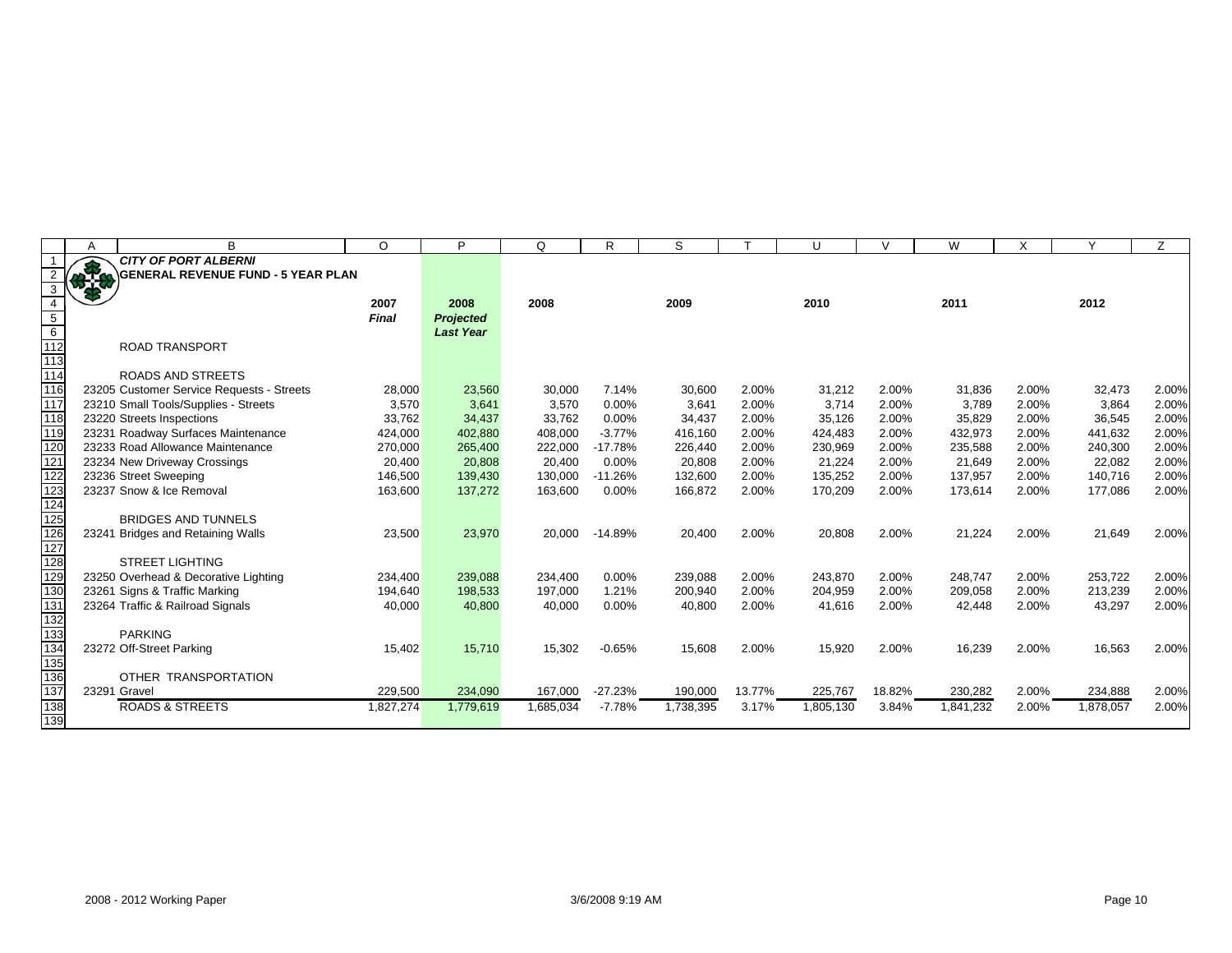**CITY OF PORT ALBERNI**

**GENERAL REVENUE FUND - 5 YEAR PLAN**

| | 2007 *Final* | 2008 *Projected Last Year* | 2008 | | 2009 | | 2010 | | 2011 | | 2012 | |
|---|---|---|---|---|---|---|---|---|---|---|---|---|
| ROAD TRANSPORT | | | | | | | | | | | | |
| ROADS AND STREETS | | | | | | | | | | | | |
| 23205 Customer Service Requests - Streets | 28,000 | 23,560 | 30,000 | 7.14% | 30,600 | 2.00% | 31,212 | 2.00% | 31,836 | 2.00% | 32,473 | 2.00% |
| 23210 Small Tools/Supplies - Streets | 3,570 | 3,641 | 3,570 | 0.00% | 3,641 | 2.00% | 3,714 | 2.00% | 3,789 | 2.00% | 3,864 | 2.00% |
| 23220 Streets Inspections | 33,762 | 34,437 | 33,762 | 0.00% | 34,437 | 2.00% | 35,126 | 2.00% | 35,829 | 2.00% | 36,545 | 2.00% |
| 23231 Roadway Surfaces Maintenance | 424,000 | 402,880 | 408,000 | -3.77% | 416,160 | 2.00% | 424,483 | 2.00% | 432,973 | 2.00% | 441,632 | 2.00% |
| 23233 Road Allowance Maintenance | 270,000 | 265,400 | 222,000 | -17.78% | 226,440 | 2.00% | 230,969 | 2.00% | 235,588 | 2.00% | 240,300 | 2.00% |
| 23234 New Driveway Crossings | 20,400 | 20,808 | 20,400 | 0.00% | 20,808 | 2.00% | 21,224 | 2.00% | 21,649 | 2.00% | 22,082 | 2.00% |
| 23236 Street Sweeping | 146,500 | 139,430 | 130,000 | -11.26% | 132,600 | 2.00% | 135,252 | 2.00% | 137,957 | 2.00% | 140,716 | 2.00% |
| 23237 Snow & Ice Removal | 163,600 | 137,272 | 163,600 | 0.00% | 166,872 | 2.00% | 170,209 | 2.00% | 173,614 | 2.00% | 177,086 | 2.00% |
| BRIDGES AND TUNNELS | | | | | | | | | | | | |
| 23241 Bridges and Retaining Walls | 23,500 | 23,970 | 20,000 | -14.89% | 20,400 | 2.00% | 20,808 | 2.00% | 21,224 | 2.00% | 21,649 | 2.00% |
| STREET LIGHTING | | | | | | | | | | | | |
| 23250 Overhead & Decorative Lighting | 234,400 | 239,088 | 234,400 | 0.00% | 239,088 | 2.00% | 243,870 | 2.00% | 248,747 | 2.00% | 253,722 | 2.00% |
| 23261 Signs & Traffic Marking | 194,640 | 198,533 | 197,000 | 1.21% | 200,940 | 2.00% | 204,959 | 2.00% | 209,058 | 2.00% | 213,239 | 2.00% |
| 23264 Traffic & Railroad Signals | 40,000 | 40,800 | 40,000 | 0.00% | 40,800 | 2.00% | 41,616 | 2.00% | 42,448 | 2.00% | 43,297 | 2.00% |
| PARKING | | | | | | | | | | | | |
| 23272 Off-Street Parking | 15,402 | 15,710 | 15,302 | -0.65% | 15,608 | 2.00% | 15,920 | 2.00% | 16,239 | 2.00% | 16,563 | 2.00% |
| OTHER TRANSPORTATION | | | | | | | | | | | | |
| 23291 Gravel | 229,500 | 234,090 | 167,000 | -27.23% | 190,000 | 13.77% | 225,767 | 18.82% | 230,282 | 2.00% | 234,888 | 2.00% |
| ROADS & STREETS | 1,827,274 | 1,779,619 | 1,685,034 | -7.78% | 1,738,395 | 3.17% | 1,805,130 | 3.84% | 1,841,232 | 2.00% | 1,878,057 | 2.00% |

2008 - 2012 Working Paper 3/6/2008 9:19 AM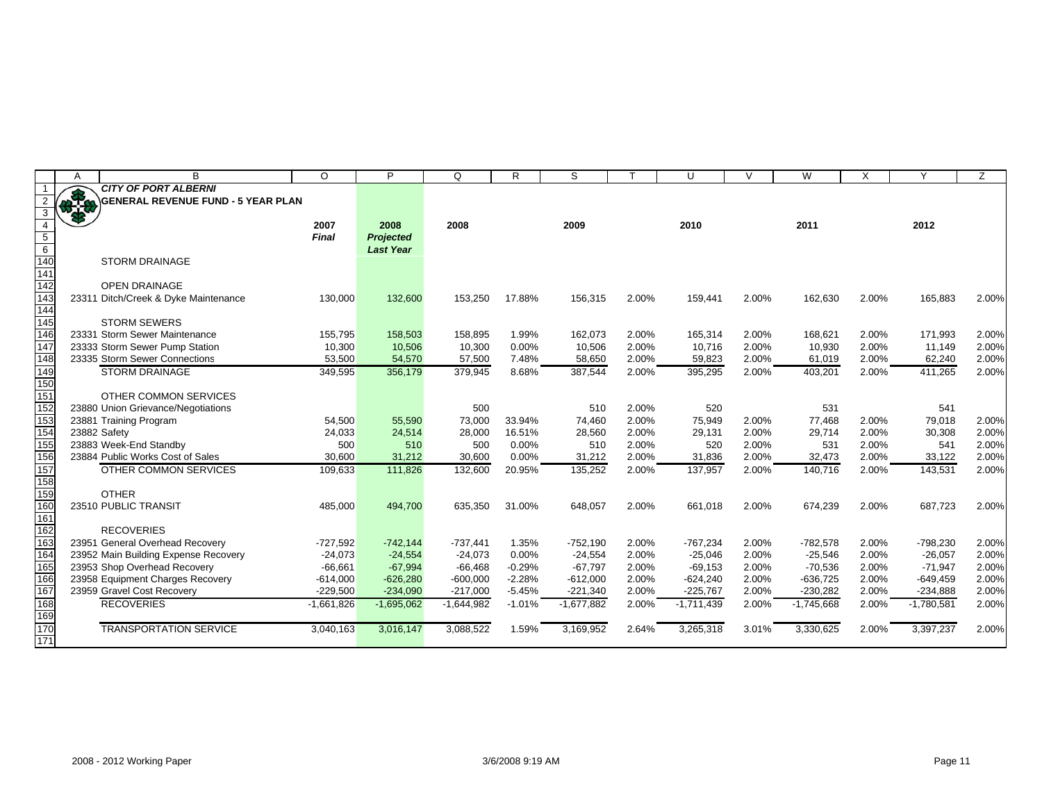**CITY OF PORT ALBERNI**

**GENERAL REVENUE FUND - 5 YEAR PLAN**

| | 2007 *Final* | 2008 *Projected* *Last Year* | 2008 | | 2009 | | 2010 | | 2011 | | 2012 | |
|---|---|---|---|---|---|---|---|---|---|---|---|---|
| STORM DRAINAGE | | | | | | | | | | | | |
| | | | | | | | | | | | | |
| OPEN DRAINAGE | | | | | | | | | | | | |
| 23311 Ditch/Creek & Dyke Maintenance | 130,000 | 132,600 | 153,250 | 17.88% | 156,315 | 2.00% | 159,441 | 2.00% | 162,630 | 2.00% | 165,883 | 2.00% |
| | | | | | | | | | | | | |
| STORM SEWERS | | | | | | | | | | | | |
| 23331 Storm Sewer Maintenance | 155,795 | 158,503 | 158,895 | 1.99% | 162,073 | 2.00% | 165,314 | 2.00% | 168,621 | 2.00% | 171,993 | 2.00% |
| 23333 Storm Sewer Pump Station | 10,300 | 10,506 | 10,300 | 0.00% | 10,506 | 2.00% | 10,716 | 2.00% | 10,930 | 2.00% | 11,149 | 2.00% |
| 23335 Storm Sewer Connections | 53,500 | 54,570 | 57,500 | 7.48% | 58,650 | 2.00% | 59,823 | 2.00% | 61,019 | 2.00% | 62,240 | 2.00% |
| STORM DRAINAGE | 349,595 | 356,179 | 379,945 | 8.68% | 387,544 | 2.00% | 395,295 | 2.00% | 403,201 | 2.00% | 411,265 | 2.00% |
| | | | | | | | | | | | | |
| OTHER COMMON SERVICES | | | | | | | | | | | | |
| 23880 Union Grievance/Negotiations | | | 500 | | 510 | 2.00% | 520 | | 531 | | 541 | |
| 23881 Training Program | 54,500 | 55,590 | 73,000 | 33.94% | 74,460 | 2.00% | 75,949 | 2.00% | 77,468 | 2.00% | 79,018 | 2.00% |
| 23882 Safety | 24,033 | 24,514 | 28,000 | 16.51% | 28,560 | 2.00% | 29,131 | 2.00% | 29,714 | 2.00% | 30,308 | 2.00% |
| 23883 Week-End Standby | 500 | 510 | 500 | 0.00% | 510 | 2.00% | 520 | 2.00% | 531 | 2.00% | 541 | 2.00% |
| 23884 Public Works Cost of Sales | 30,600 | 31,212 | 30,600 | 0.00% | 31,212 | 2.00% | 31,836 | 2.00% | 32,473 | 2.00% | 33,122 | 2.00% |
| OTHER COMMON SERVICES | 109,633 | 111,826 | 132,600 | 20.95% | 135,252 | 2.00% | 137,957 | 2.00% | 140,716 | 2.00% | 143,531 | 2.00% |
| | | | | | | | | | | | | |
| OTHER | | | | | | | | | | | | |
| 23510 PUBLIC TRANSIT | 485,000 | 494,700 | 635,350 | 31.00% | 648,057 | 2.00% | 661,018 | 2.00% | 674,239 | 2.00% | 687,723 | 2.00% |
| | | | | | | | | | | | | |
| RECOVERIES | | | | | | | | | | | | |
| 23951 General Overhead Recovery | -727,592 | -742,144 | -737,441 | 1.35% | -752,190 | 2.00% | -767,234 | 2.00% | -782,578 | 2.00% | -798,230 | 2.00% |
| 23952 Main Building Expense Recovery | -24,073 | -24,554 | -24,073 | 0.00% | -24,554 | 2.00% | -25,046 | 2.00% | -25,546 | 2.00% | -26,057 | 2.00% |
| 23953 Shop Overhead Recovery | -66,661 | -67,994 | -66,468 | -0.29% | -67,797 | 2.00% | -69,153 | 2.00% | -70,536 | 2.00% | -71,947 | 2.00% |
| 23958 Equipment Charges Recovery | -614,000 | -626,280 | -600,000 | -2.28% | -612,000 | 2.00% | -624,240 | 2.00% | -636,725 | 2.00% | -649,459 | 2.00% |
| 23959 Gravel Cost Recovery | -229,500 | -234,090 | -217,000 | -5.45% | -221,340 | 2.00% | -225,767 | 2.00% | -230,282 | 2.00% | -234,888 | 2.00% |
| RECOVERIES | -1,661,826 | -1,695,062 | -1,644,982 | -1.01% | -1,677,882 | 2.00% | -1,711,439 | 2.00% | -1,745,668 | 2.00% | -1,780,581 | 2.00% |
| | | | | | | | | | | | | |
| TRANSPORTATION SERVICE | 3,040,163 | 3,016,147 | 3,088,522 | 1.59% | 3,169,952 | 2.64% | 3,265,318 | 3.01% | 3,330,625 | 2.00% | 3,397,237 | 2.00% |

2008 - 2012 Working Paper 3/6/2008 9:19 AM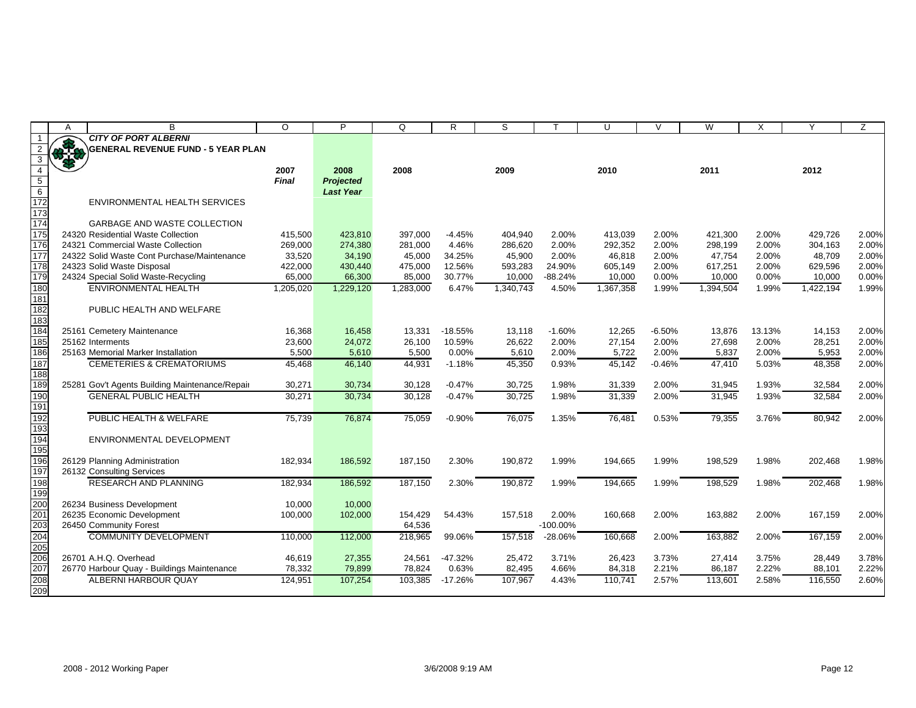**CITY OF PORT ALBERNI**

**GENERAL REVENUE FUND - 5 YEAR PLAN**

| | 2007 *Final* | 2008 *Projected Last Year* | 2008 | | 2009 | | 2010 | | 2011 | | 2012 | |
|---|---|---|---|---|---|---|---|---|---|---|---|---|
| ENVIRONMENTAL HEALTH SERVICES | | | | | | | | | | | | |
| GARBAGE AND WASTE COLLECTION | | | | | | | | | | | | |
| 24320 Residential Waste Collection | 415,500 | 423,810 | 397,000 | -4.45% | 404,940 | 2.00% | 413,039 | 2.00% | 421,300 | 2.00% | 429,726 | 2.00% |
| 24321 Commercial Waste Collection | 269,000 | 274,380 | 281,000 | 4.46% | 286,620 | 2.00% | 292,352 | 2.00% | 298,199 | 2.00% | 304,163 | 2.00% |
| 24322 Solid Waste Cont Purchase/Maintenance | 33,520 | 34,190 | 45,000 | 34.25% | 45,900 | 2.00% | 46,818 | 2.00% | 47,754 | 2.00% | 48,709 | 2.00% |
| 24323 Solid Waste Disposal | 422,000 | 430,440 | 475,000 | 12.56% | 593,283 | 24.90% | 605,149 | 2.00% | 617,251 | 2.00% | 629,596 | 2.00% |
| 24324 Special Solid Waste-Recycling | 65,000 | 66,300 | 85,000 | 30.77% | 10,000 | -88.24% | 10,000 | 0.00% | 10,000 | 0.00% | 10,000 | 0.00% |
| ENVIRONMENTAL HEALTH | 1,205,020 | 1,229,120 | 1,283,000 | 6.47% | 1,340,743 | 4.50% | 1,367,358 | 1.99% | 1,394,504 | 1.99% | 1,422,194 | 1.99% |
| PUBLIC HEALTH AND WELFARE | | | | | | | | | | | | |
| 25161 Cemetery Maintenance | 16,368 | 16,458 | 13,331 | -18.55% | 13,118 | -1.60% | 12,265 | -6.50% | 13,876 | 13.13% | 14,153 | 2.00% |
| 25162 Interments | 23,600 | 24,072 | 26,100 | 10.59% | 26,622 | 2.00% | 27,154 | 2.00% | 27,698 | 2.00% | 28,251 | 2.00% |
| 25163 Memorial Marker Installation | 5,500 | 5,610 | 5,500 | 0.00% | 5,610 | 2.00% | 5,722 | 2.00% | 5,837 | 2.00% | 5,953 | 2.00% |
| CEMETERIES & CREMATORIUMS | 45,468 | 46,140 | 44,931 | -1.18% | 45,350 | 0.93% | 45,142 | -0.46% | 47,410 | 5.03% | 48,358 | 2.00% |
| 25281 Gov't Agents Building Maintenance/Repair | 30,271 | 30,734 | 30,128 | -0.47% | 30,725 | 1.98% | 31,339 | 2.00% | 31,945 | 1.93% | 32,584 | 2.00% |
| GENERAL PUBLIC HEALTH | 30,271 | 30,734 | 30,128 | -0.47% | 30,725 | 1.98% | 31,339 | 2.00% | 31,945 | 1.93% | 32,584 | 2.00% |
| PUBLIC HEALTH & WELFARE | 75,739 | 76,874 | 75,059 | -0.90% | 76,075 | 1.35% | 76,481 | 0.53% | 79,355 | 3.76% | 80,942 | 2.00% |
| ENVIRONMENTAL DEVELOPMENT | | | | | | | | | | | | |
| 26129 Planning Administration | 182,934 | 186,592 | 187,150 | 2.30% | 190,872 | 1.99% | 194,665 | 1.99% | 198,529 | 1.98% | 202,468 | 1.98% |
| 26132 Consulting Services | | | | | | | | | | | | |
| RESEARCH AND PLANNING | 182,934 | 186,592 | 187,150 | 2.30% | 190,872 | 1.99% | 194,665 | 1.99% | 198,529 | 1.98% | 202,468 | 1.98% |
| 26234 Business Development | 10,000 | 10,000 | | | | | | | | | | |
| 26235 Economic Development | 100,000 | 102,000 | 154,429 | 54.43% | 157,518 | 2.00% | 160,668 | 2.00% | 163,882 | 2.00% | 167,159 | 2.00% |
| 26450 Community Forest | | | 64,536 | | | -100.00% | | | | | | |
| COMMUNITY DEVELOPMENT | 110,000 | 112,000 | 218,965 | 99.06% | 157,518 | -28.06% | 160,668 | 2.00% | 163,882 | 2.00% | 167,159 | 2.00% |
| 26701 A.H.Q. Overhead | 46,619 | 27,355 | 24,561 | -47.32% | 25,472 | 3.71% | 26,423 | 3.73% | 27,414 | 3.75% | 28,449 | 3.78% |
| 26770 Harbour Quay - Buildings Maintenance | 78,332 | 79,899 | 78,824 | 0.63% | 82,495 | 4.66% | 84,318 | 2.21% | 86,187 | 2.22% | 88,101 | 2.22% |
| ALBERNI HARBOUR QUAY | 124,951 | 107,254 | 103,385 | -17.26% | 107,967 | 4.43% | 110,741 | 2.57% | 113,601 | 2.58% | 116,550 | 2.60% |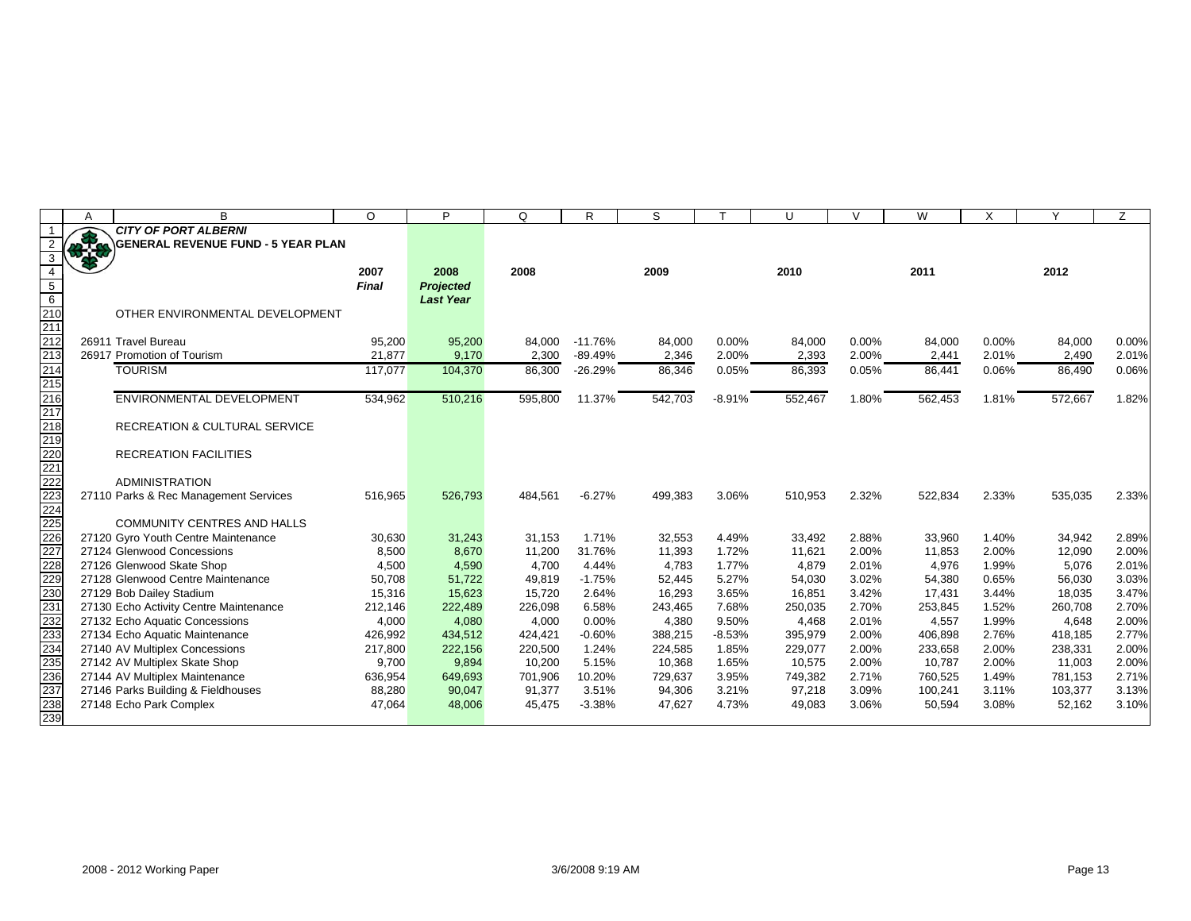**CITY OF PORT ALBERNI**
**GENERAL REVENUE FUND - 5 YEAR PLAN**

| | 2007 | 2008 | 2008 | | 2009 | | 2010 | | 2011 | | 2012 | |
|---|---|---|---|---|---|---|---|---|---|---|---|---|
| | *Final* | *Projected* | | | | | | | | | | |
| | | *Last Year* | | | | | | | | | | |
| OTHER ENVIRONMENTAL DEVELOPMENT | | | | | | | | | | | | |
| 26911 Travel Bureau | 95,200 | 95,200 | 84,000 | -11.76% | 84,000 | 0.00% | 84,000 | 0.00% | 84,000 | 0.00% | 84,000 | 0.00% |
| 26917 Promotion of Tourism | 21,877 | 9,170 | 2,300 | -89.49% | 2,346 | 2.00% | 2,393 | 2.00% | 2,441 | 2.01% | 2,490 | 2.01% |
| TOURISM | 117,077 | 104,370 | 86,300 | -26.29% | 86,346 | 0.05% | 86,393 | 0.05% | 86,441 | 0.06% | 86,490 | 0.06% |
| ENVIRONMENTAL DEVELOPMENT | 534,962 | 510,216 | 595,800 | 11.37% | 542,703 | -8.91% | 552,467 | 1.80% | 562,453 | 1.81% | 572,667 | 1.82% |
| RECREATION & CULTURAL SERVICE | | | | | | | | | | | | |
| RECREATION FACILITIES | | | | | | | | | | | | |
| ADMINISTRATION | | | | | | | | | | | | |
| 27110 Parks & Rec Management Services | 516,965 | 526,793 | 484,561 | -6.27% | 499,383 | 3.06% | 510,953 | 2.32% | 522,834 | 2.33% | 535,035 | 2.33% |
| COMMUNITY CENTRES AND HALLS | | | | | | | | | | | | |
| 27120 Gyro Youth Centre Maintenance | 30,630 | 31,243 | 31,153 | 1.71% | 32,553 | 4.49% | 33,492 | 2.88% | 33,960 | 1.40% | 34,942 | 2.89% |
| 27124 Glenwood Concessions | 8,500 | 8,670 | 11,200 | 31.76% | 11,393 | 1.72% | 11,621 | 2.00% | 11,853 | 2.00% | 12,090 | 2.00% |
| 27126 Glenwood Skate Shop | 4,500 | 4,590 | 4,700 | 4.44% | 4,783 | 1.77% | 4,879 | 2.01% | 4,976 | 1.99% | 5,076 | 2.01% |
| 27128 Glenwood Centre Maintenance | 50,708 | 51,722 | 49,819 | -1.75% | 52,445 | 5.27% | 54,030 | 3.02% | 54,380 | 0.65% | 56,030 | 3.03% |
| 27129 Bob Dailey Stadium | 15,316 | 15,623 | 15,720 | 2.64% | 16,293 | 3.65% | 16,851 | 3.42% | 17,431 | 3.44% | 18,035 | 3.47% |
| 27130 Echo Activity Centre Maintenance | 212,146 | 222,489 | 226,098 | 6.58% | 243,465 | 7.68% | 250,035 | 2.70% | 253,845 | 1.52% | 260,708 | 2.70% |
| 27132 Echo Aquatic Concessions | 4,000 | 4,080 | 4,000 | 0.00% | 4,380 | 9.50% | 4,468 | 2.01% | 4,557 | 1.99% | 4,648 | 2.00% |
| 27134 Echo Aquatic Maintenance | 426,992 | 434,512 | 424,421 | -0.60% | 388,215 | -8.53% | 395,979 | 2.00% | 406,898 | 2.76% | 418,185 | 2.77% |
| 27140 AV Multiplex Concessions | 217,800 | 222,156 | 220,500 | 1.24% | 224,585 | 1.85% | 229,077 | 2.00% | 233,658 | 2.00% | 238,331 | 2.00% |
| 27142 AV Multiplex Skate Shop | 9,700 | 9,894 | 10,200 | 5.15% | 10,368 | 1.65% | 10,575 | 2.00% | 10,787 | 2.00% | 11,003 | 2.00% |
| 27144 AV Multiplex Maintenance | 636,954 | 649,693 | 701,906 | 10.20% | 729,637 | 3.95% | 749,382 | 2.71% | 760,525 | 1.49% | 781,153 | 2.71% |
| 27146 Parks Building & Fieldhouses | 88,280 | 90,047 | 91,377 | 3.51% | 94,306 | 3.21% | 97,218 | 3.09% | 100,241 | 3.11% | 103,377 | 3.13% |
| 27148 Echo Park Complex | 47,064 | 48,006 | 45,475 | -3.38% | 47,627 | 4.73% | 49,083 | 3.06% | 50,594 | 3.08% | 52,162 | 3.10% |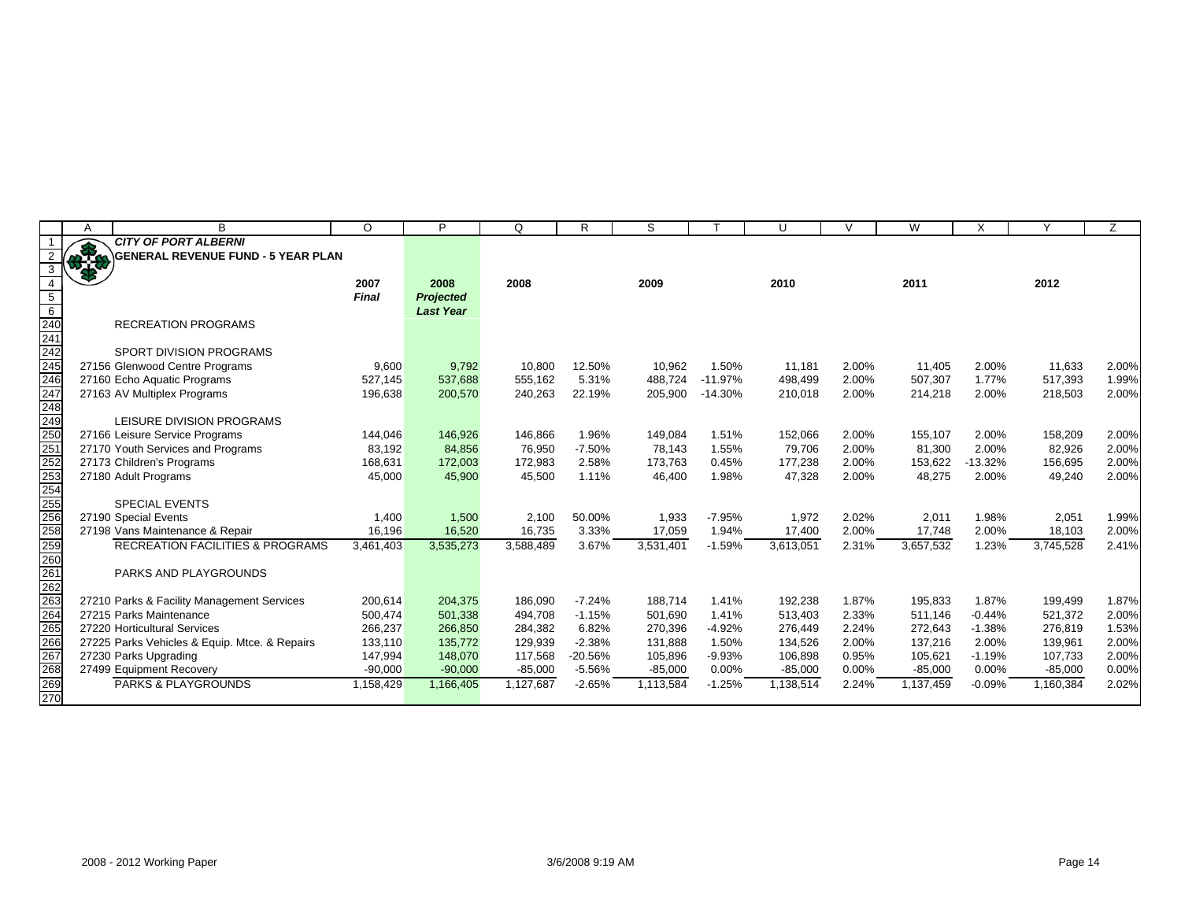**CITY OF PORT ALBERNI**

**GENERAL REVENUE FUND - 5 YEAR PLAN**

| | 2007 *Final* | 2008 *Projected Last Year* | 2008 | | 2009 | | 2010 | | 2011 | | 2012 | |
|---|---|---|---|---|---|---|---|---|---|---|---|---|
| RECREATION PROGRAMS | | | | | | | | | | | | |
| SPORT DIVISION PROGRAMS | | | | | | | | | | | | |
| 27156 Glenwood Centre Programs | 9,600 | 9,792 | 10,800 | 12.50% | 10,962 | 1.50% | 11,181 | 2.00% | 11,405 | 2.00% | 11,633 | 2.00% |
| 27160 Echo Aquatic Programs | 527,145 | 537,688 | 555,162 | 5.31% | 488,724 | -11.97% | 498,499 | 2.00% | 507,307 | 1.77% | 517,393 | 1.99% |
| 27163 AV Multiplex Programs | 196,638 | 200,570 | 240,263 | 22.19% | 205,900 | -14.30% | 210,018 | 2.00% | 214,218 | 2.00% | 218,503 | 2.00% |
| LEISURE DIVISION PROGRAMS | | | | | | | | | | | | |
| 27166 Leisure Service Programs | 144,046 | 146,926 | 146,866 | 1.96% | 149,084 | 1.51% | 152,066 | 2.00% | 155,107 | 2.00% | 158,209 | 2.00% |
| 27170 Youth Services and Programs | 83,192 | 84,856 | 76,950 | -7.50% | 78,143 | 1.55% | 79,706 | 2.00% | 81,300 | 2.00% | 82,926 | 2.00% |
| 27173 Children's Programs | 168,631 | 172,003 | 172,983 | 2.58% | 173,763 | 0.45% | 177,238 | 2.00% | 153,622 | -13.32% | 156,695 | 2.00% |
| 27180 Adult Programs | 45,000 | 45,900 | 45,500 | 1.11% | 46,400 | 1.98% | 47,328 | 2.00% | 48,275 | 2.00% | 49,240 | 2.00% |
| SPECIAL EVENTS | | | | | | | | | | | | |
| 27190 Special Events | 1,400 | 1,500 | 2,100 | 50.00% | 1,933 | -7.95% | 1,972 | 2.02% | 2,011 | 1.98% | 2,051 | 1.99% |
| 27198 Vans Maintenance & Repair | 16,196 | 16,520 | 16,735 | 3.33% | 17,059 | 1.94% | 17,400 | 2.00% | 17,748 | 2.00% | 18,103 | 2.00% |
| RECREATION FACILITIES & PROGRAMS | 3,461,403 | 3,535,273 | 3,588,489 | 3.67% | 3,531,401 | -1.59% | 3,613,051 | 2.31% | 3,657,532 | 1.23% | 3,745,528 | 2.41% |
| PARKS AND PLAYGROUNDS | | | | | | | | | | | | |
| 27210 Parks & Facility Management Services | 200,614 | 204,375 | 186,090 | -7.24% | 188,714 | 1.41% | 192,238 | 1.87% | 195,833 | 1.87% | 199,499 | 1.87% |
| 27215 Parks Maintenance | 500,474 | 501,338 | 494,708 | -1.15% | 501,690 | 1.41% | 513,403 | 2.33% | 511,146 | -0.44% | 521,372 | 2.00% |
| 27220 Horticultural Services | 266,237 | 266,850 | 284,382 | 6.82% | 270,396 | -4.92% | 276,449 | 2.24% | 272,643 | -1.38% | 276,819 | 1.53% |
| 27225 Parks Vehicles & Equip. Mtce. & Repairs | 133,110 | 135,772 | 129,939 | -2.38% | 131,888 | 1.50% | 134,526 | 2.00% | 137,216 | 2.00% | 139,961 | 2.00% |
| 27230 Parks Upgrading | 147,994 | 148,070 | 117,568 | -20.56% | 105,896 | -9.93% | 106,898 | 0.95% | 105,621 | -1.19% | 107,733 | 2.00% |
| 27499 Equipment Recovery | -90,000 | -90,000 | -85,000 | -5.56% | -85,000 | 0.00% | -85,000 | 0.00% | -85,000 | 0.00% | -85,000 | 0.00% |
| PARKS & PLAYGROUNDS | 1,158,429 | 1,166,405 | 1,127,687 | -2.65% | 1,113,584 | -1.25% | 1,138,514 | 2.24% | 1,137,459 | -0.09% | 1,160,384 | 2.02% |

2008 - 2012 Working Paper

3/6/2008 9:19 AM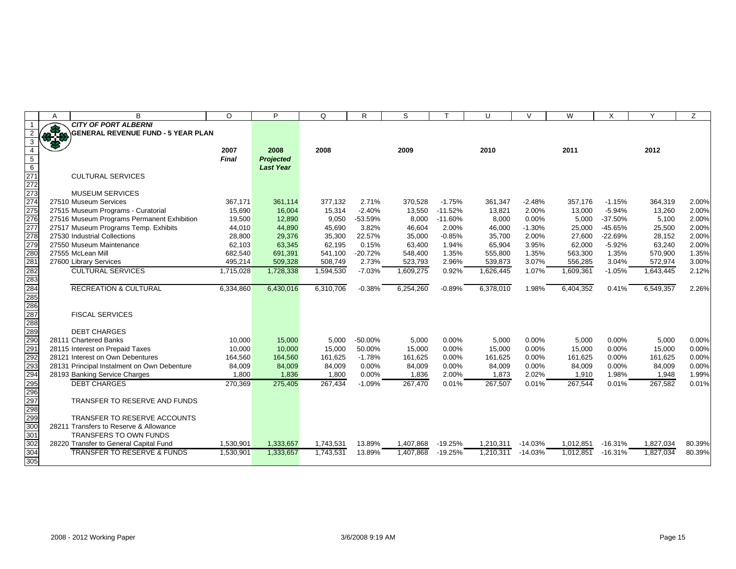**CITY OF PORT ALBERNI**
**GENERAL REVENUE FUND - 5 YEAR PLAN**

| | 2007 Final | 2008 Projected Last Year | 2008 | | 2009 | | 2010 | | 2011 | | 2012 | |
|---|---|---|---|---|---|---|---|---|---|---|---|---|
| CULTURAL SERVICES | | | | | | | | | | | | |
| MUSEUM SERVICES | | | | | | | | | | | | |
| 27510 Museum Services | 367,171 | 361,114 | 377,132 | 2.71% | 370,528 | -1.75% | 361,347 | -2.48% | 357,176 | -1.15% | 364,319 | 2.00% |
| 27515 Museum Programs - Curatorial | 15,690 | 16,004 | 15,314 | -2.40% | 13,550 | -11.52% | 13,821 | 2.00% | 13,000 | -5.94% | 13,260 | 2.00% |
| 27516 Museum Programs Permanent Exhibition | 19,500 | 12,890 | 9,050 | -53.59% | 8,000 | -11.60% | 8,000 | 0.00% | 5,000 | -37.50% | 5,100 | 2.00% |
| 27517 Museum Programs Temp. Exhibits | 44,010 | 44,890 | 45,690 | 3.82% | 46,604 | 2.00% | 46,000 | -1.30% | 25,000 | -45.65% | 25,500 | 2.00% |
| 27530 Industrial Collections | 28,800 | 29,376 | 35,300 | 22.57% | 35,000 | -0.85% | 35,700 | 2.00% | 27,600 | -22.69% | 28,152 | 2.00% |
| 27550 Museum Maintenance | 62,103 | 63,345 | 62,195 | 0.15% | 63,400 | 1.94% | 65,904 | 3.95% | 62,000 | -5.92% | 63,240 | 2.00% |
| 27555 McLean Mill | 682,540 | 691,391 | 541,100 | -20.72% | 548,400 | 1.35% | 555,800 | 1.35% | 563,300 | 1.35% | 570,900 | 1.35% |
| 27600 Library Services | 495,214 | 509,328 | 508,749 | 2.73% | 523,793 | 2.96% | 539,873 | 3.07% | 556,285 | 3.04% | 572,974 | 3.00% |
| CULTURAL SERVICES | 1,715,028 | 1,728,338 | 1,594,530 | -7.03% | 1,609,275 | 0.92% | 1,626,445 | 1.07% | 1,609,361 | -1.05% | 1,643,445 | 2.12% |
| RECREATION & CULTURAL | 6,334,860 | 6,430,016 | 6,310,706 | -0.38% | 6,254,260 | -0.89% | 6,378,010 | 1.98% | 6,404,352 | 0.41% | 6,549,357 | 2.26% |
| FISCAL SERVICES | | | | | | | | | | | | |
| DEBT CHARGES | | | | | | | | | | | | |
| 28111 Chartered Banks | 10,000 | 15,000 | 5,000 | -50.00% | 5,000 | 0.00% | 5,000 | 0.00% | 5,000 | 0.00% | 5,000 | 0.00% |
| 28115 Interest on Prepaid Taxes | 10,000 | 10,000 | 15,000 | 50.00% | 15,000 | 0.00% | 15,000 | 0.00% | 15,000 | 0.00% | 15,000 | 0.00% |
| 28121 Interest on Own Debentures | 164,560 | 164,560 | 161,625 | -1.78% | 161,625 | 0.00% | 161,625 | 0.00% | 161,625 | 0.00% | 161,625 | 0.00% |
| 28131 Principal Instalment on Own Debenture | 84,009 | 84,009 | 84,009 | 0.00% | 84,009 | 0.00% | 84,009 | 0.00% | 84,009 | 0.00% | 84,009 | 0.00% |
| 28193 Banking Service Charges | 1,800 | 1,836 | 1,800 | 0.00% | 1,836 | 2.00% | 1,873 | 2.02% | 1,910 | 1.98% | 1,948 | 1.99% |
| DEBT CHARGES | 270,369 | 275,405 | 267,434 | -1.09% | 267,470 | 0.01% | 267,507 | 0.01% | 267,544 | 0.01% | 267,582 | 0.01% |
| TRANSFER TO RESERVE AND FUNDS | | | | | | | | | | | | |
| TRANSFER TO RESERVE ACCOUNTS | | | | | | | | | | | | |
| 28211 Transfers to Reserve & Allowance | | | | | | | | | | | | |
| TRANSFERS TO OWN FUNDS | | | | | | | | | | | | |
| 28220 Transfer to General Capital Fund | 1,530,901 | 1,333,657 | 1,743,531 | 13.89% | 1,407,868 | -19.25% | 1,210,311 | -14.03% | 1,012,851 | -16.31% | 1,827,034 | 80.39% |
| TRANSFER TO RESERVE & FUNDS | 1,530,901 | 1,333,657 | 1,743,531 | 13.89% | 1,407,868 | -19.25% | 1,210,311 | -14.03% | 1,012,851 | -16.31% | 1,827,034 | 80.39% |

2008 - 2012 Working Paper 3/6/2008 9:19 AM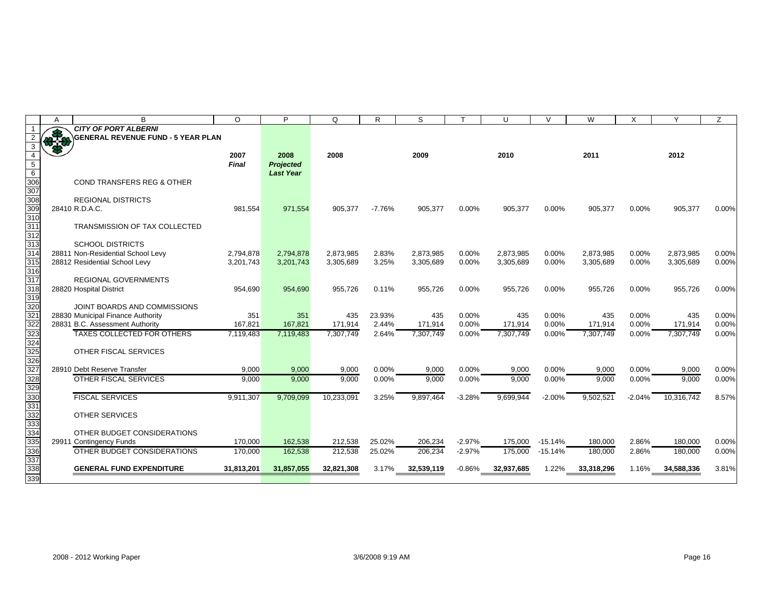**CITY OF PORT ALBERNI**
**GENERAL REVENUE FUND - 5 YEAR PLAN**

| | 2007 *Final* | 2008 *Projected Last Year* | 2008 | | 2009 | | 2010 | | 2011 | | 2012 | |
|---|---|---|---|---|---|---|---|---|---|---|---|---|
| COND TRANSFERS REG & OTHER | | | | | | | | | | | | |
| REGIONAL DISTRICTS | | | | | | | | | | | | |
| 28410 R.D.A.C. | 981,554 | 971,554 | 905,377 | -7.76% | 905,377 | 0.00% | 905,377 | 0.00% | 905,377 | 0.00% | 905,377 | 0.00% |
| TRANSMISSION OF TAX COLLECTED | | | | | | | | | | | | |
| SCHOOL DISTRICTS | | | | | | | | | | | | |
| 28811 Non-Residential School Levy | 2,794,878 | 2,794,878 | 2,873,985 | 2.83% | 2,873,985 | 0.00% | 2,873,985 | 0.00% | 2,873,985 | 0.00% | 2,873,985 | 0.00% |
| 28812 Residential School Levy | 3,201,743 | 3,201,743 | 3,305,689 | 3.25% | 3,305,689 | 0.00% | 3,305,689 | 0.00% | 3,305,689 | 0.00% | 3,305,689 | 0.00% |
| REGIONAL GOVERNMENTS | | | | | | | | | | | | |
| 28820 Hospital District | 954,690 | 954,690 | 955,726 | 0.11% | 955,726 | 0.00% | 955,726 | 0.00% | 955,726 | 0.00% | 955,726 | 0.00% |
| JOINT BOARDS AND COMMISSIONS | | | | | | | | | | | | |
| 28830 Municipal Finance Authority | 351 | 351 | 435 | 23.93% | 435 | 0.00% | 435 | 0.00% | 435 | 0.00% | 435 | 0.00% |
| 28831 B.C. Assessment Authority | 167,821 | 167,821 | 171,914 | 2.44% | 171,914 | 0.00% | 171,914 | 0.00% | 171,914 | 0.00% | 171,914 | 0.00% |
| TAXES COLLECTED FOR OTHERS | 7,119,483 | 7,119,483 | 7,307,749 | 2.64% | 7,307,749 | 0.00% | 7,307,749 | 0.00% | 7,307,749 | 0.00% | 7,307,749 | 0.00% |
| OTHER FISCAL SERVICES | | | | | | | | | | | | |
| 28910 Debt Reserve Transfer | 9,000 | 9,000 | 9,000 | 0.00% | 9,000 | 0.00% | 9,000 | 0.00% | 9,000 | 0.00% | 9,000 | 0.00% |
| OTHER FISCAL SERVICES | 9,000 | 9,000 | 9,000 | 0.00% | 9,000 | 0.00% | 9,000 | 0.00% | 9,000 | 0.00% | 9,000 | 0.00% |
| FISCAL SERVICES | 9,911,307 | 9,709,099 | 10,233,091 | 3.25% | 9,897,464 | -3.28% | 9,699,944 | -2.00% | 9,502,521 | -2.04% | 10,316,742 | 8.57% |
| OTHER SERVICES | | | | | | | | | | | | |
| OTHER BUDGET CONSIDERATIONS | | | | | | | | | | | | |
| 29911 Contingency Funds | 170,000 | 162,538 | 212,538 | 25.02% | 206,234 | -2.97% | 175,000 | -15.14% | 180,000 | 2.86% | 180,000 | 0.00% |
| OTHER BUDGET CONSIDERATIONS | 170,000 | 162,538 | 212,538 | 25.02% | 206,234 | -2.97% | 175,000 | -15.14% | 180,000 | 2.86% | 180,000 | 0.00% |
| **GENERAL FUND EXPENDITURE** | **31,813,201** | **31,857,055** | **32,821,308** | 3.17% | **32,539,119** | -0.86% | **32,937,685** | 1.22% | **33,318,296** | 1.16% | **34,588,336** | 3.81% |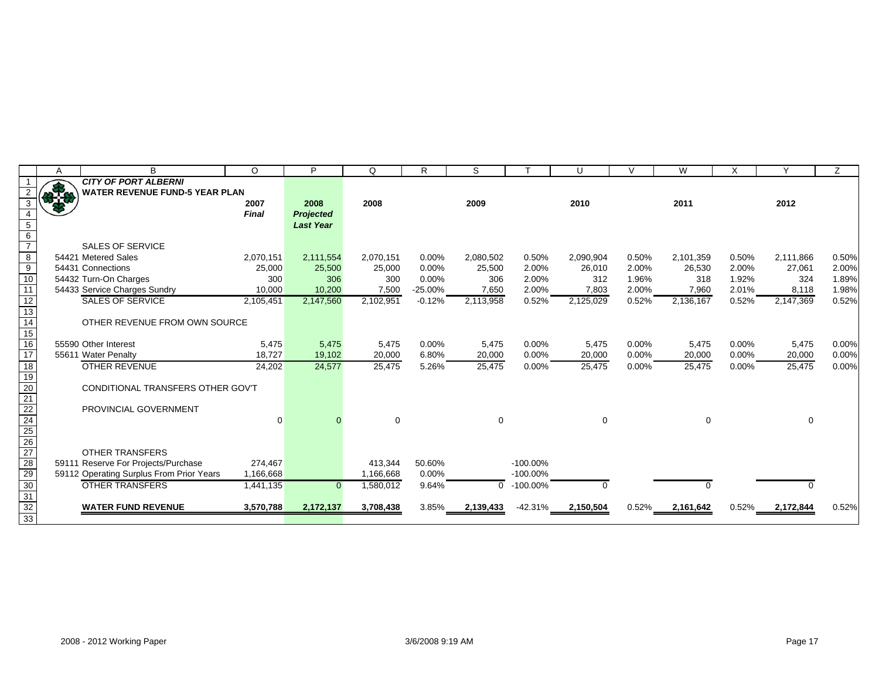# CITY OF PORT ALBERNI

## WATER REVENUE FUND-5 YEAR PLAN

| | 2007 *Final* | 2008 *Projected Last Year* | 2008 | | 2009 | | 2010 | | 2011 | | 2012 | |
|---|---|---|---|---|---|---|---|---|---|---|---|---|
| SALES OF SERVICE | | | | | | | | | | | | |
| 54421 Metered Sales | 2,070,151 | 2,111,554 | 2,070,151 | 0.00% | 2,080,502 | 0.50% | 2,090,904 | 0.50% | 2,101,359 | 0.50% | 2,111,866 | 0.50% |
| 54431 Connections | 25,000 | 25,500 | 25,000 | 0.00% | 25,500 | 2.00% | 26,010 | 2.00% | 26,530 | 2.00% | 27,061 | 2.00% |
| 54432 Turn-On Charges | 300 | 306 | 300 | 0.00% | 306 | 2.00% | 312 | 1.96% | 318 | 1.92% | 324 | 1.89% |
| 54433 Service Charges Sundry | 10,000 | 10,200 | 7,500 | -25.00% | 7,650 | 2.00% | 7,803 | 2.00% | 7,960 | 2.01% | 8,118 | 1.98% |
| SALES OF SERVICE | 2,105,451 | 2,147,560 | 2,102,951 | -0.12% | 2,113,958 | 0.52% | 2,125,029 | 0.52% | 2,136,167 | 0.52% | 2,147,369 | 0.52% |
| OTHER REVENUE FROM OWN SOURCE | | | | | | | | | | | | |
| 55590 Other Interest | 5,475 | 5,475 | 5,475 | 0.00% | 5,475 | 0.00% | 5,475 | 0.00% | 5,475 | 0.00% | 5,475 | 0.00% |
| 55611 Water Penalty | 18,727 | 19,102 | 20,000 | 6.80% | 20,000 | 0.00% | 20,000 | 0.00% | 20,000 | 0.00% | 20,000 | 0.00% |
| OTHER REVENUE | 24,202 | 24,577 | 25,475 | 5.26% | 25,475 | 0.00% | 25,475 | 0.00% | 25,475 | 0.00% | 25,475 | 0.00% |
| CONDITIONAL TRANSFERS OTHER GOV'T | | | | | | | | | | | | |
| PROVINCIAL GOVERNMENT | | | | | | | | | | | | |
| | 0 | 0 | 0 | | 0 | | 0 | | 0 | | 0 | |
| OTHER TRANSFERS | | | | | | | | | | | | |
| 59111 Reserve For Projects/Purchase | 274,467 | | 413,344 | 50.60% | | -100.00% | | | | | | |
| 59112 Operating Surplus From Prior Years | 1,166,668 | | 1,166,668 | 0.00% | | -100.00% | | | | | | |
| OTHER TRANSFERS | 1,441,135 | 0 | 1,580,012 | 9.64% | 0 | -100.00% | 0 | | 0 | | 0 | |
| **WATER FUND REVENUE** | **3,570,788** | **2,172,137** | **3,708,438** | 3.85% | **2,139,433** | -42.31% | **2,150,504** | 0.52% | **2,161,642** | 0.52% | **2,172,844** | 0.52% |

2008 - 2012 Working Paper — 3/6/2008 9:19 AM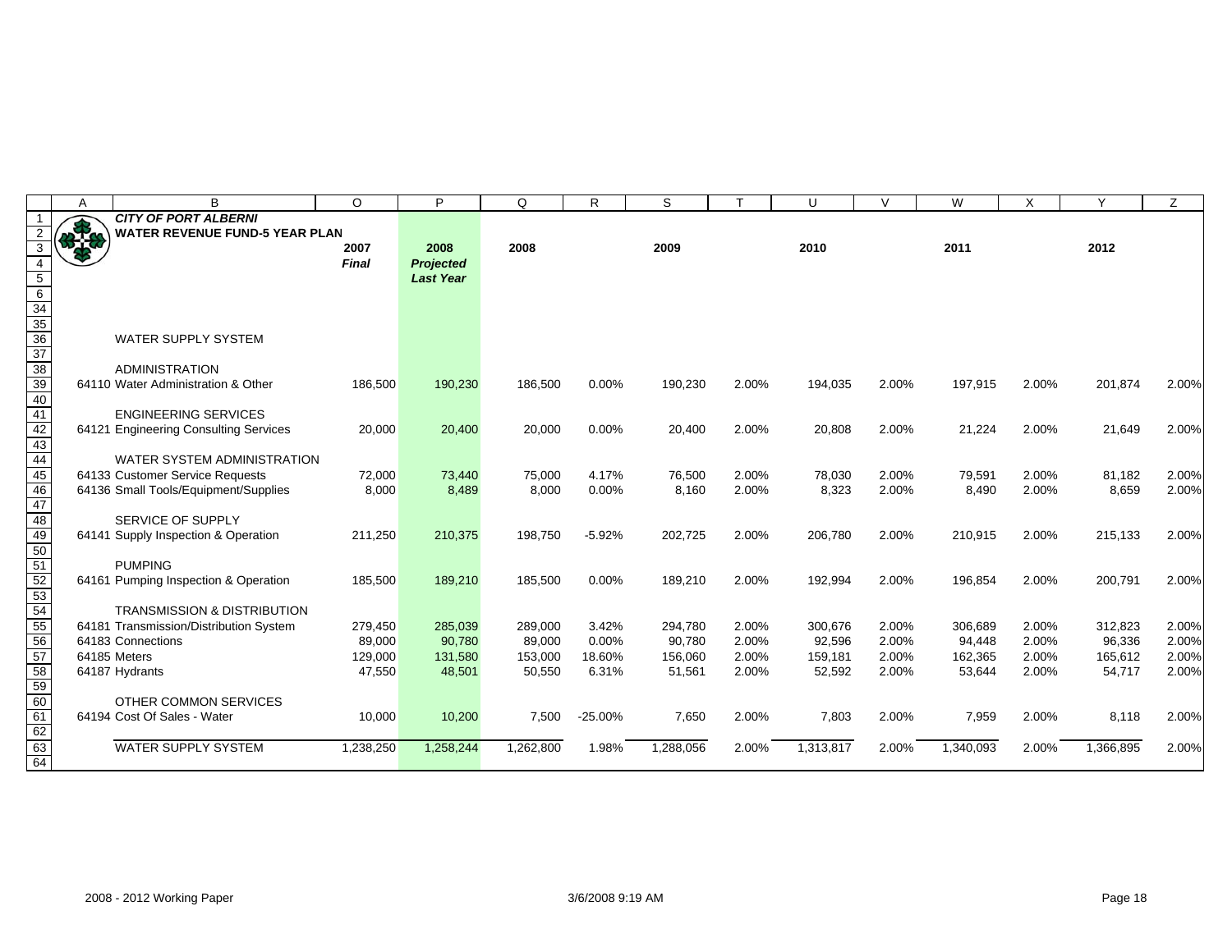**CITY OF PORT ALBERNI**
**WATER REVENUE FUND-5 YEAR PLAN**

| | 2007 *Final* | 2008 *Projected Last Year* | 2008 | | 2009 | | 2010 | | 2011 | | 2012 | |
|---|---|---|---|---|---|---|---|---|---|---|---|---|
| WATER SUPPLY SYSTEM | | | | | | | | | | | | |
| ADMINISTRATION | | | | | | | | | | | | |
| 64110 Water Administration & Other | 186,500 | 190,230 | 186,500 | 0.00% | 190,230 | 2.00% | 194,035 | 2.00% | 197,915 | 2.00% | 201,874 | 2.00% |
| ENGINEERING SERVICES | | | | | | | | | | | | |
| 64121 Engineering Consulting Services | 20,000 | 20,400 | 20,000 | 0.00% | 20,400 | 2.00% | 20,808 | 2.00% | 21,224 | 2.00% | 21,649 | 2.00% |
| WATER SYSTEM ADMINISTRATION | | | | | | | | | | | | |
| 64133 Customer Service Requests | 72,000 | 73,440 | 75,000 | 4.17% | 76,500 | 2.00% | 78,030 | 2.00% | 79,591 | 2.00% | 81,182 | 2.00% |
| 64136 Small Tools/Equipment/Supplies | 8,000 | 8,489 | 8,000 | 0.00% | 8,160 | 2.00% | 8,323 | 2.00% | 8,490 | 2.00% | 8,659 | 2.00% |
| SERVICE OF SUPPLY | | | | | | | | | | | | |
| 64141 Supply Inspection & Operation | 211,250 | 210,375 | 198,750 | -5.92% | 202,725 | 2.00% | 206,780 | 2.00% | 210,915 | 2.00% | 215,133 | 2.00% |
| PUMPING | | | | | | | | | | | | |
| 64161 Pumping Inspection & Operation | 185,500 | 189,210 | 185,500 | 0.00% | 189,210 | 2.00% | 192,994 | 2.00% | 196,854 | 2.00% | 200,791 | 2.00% |
| TRANSMISSION & DISTRIBUTION | | | | | | | | | | | | |
| 64181 Transmission/Distribution System | 279,450 | 285,039 | 289,000 | 3.42% | 294,780 | 2.00% | 300,676 | 2.00% | 306,689 | 2.00% | 312,823 | 2.00% |
| 64183 Connections | 89,000 | 90,780 | 89,000 | 0.00% | 90,780 | 2.00% | 92,596 | 2.00% | 94,448 | 2.00% | 96,336 | 2.00% |
| 64185 Meters | 129,000 | 131,580 | 153,000 | 18.60% | 156,060 | 2.00% | 159,181 | 2.00% | 162,365 | 2.00% | 165,612 | 2.00% |
| 64187 Hydrants | 47,550 | 48,501 | 50,550 | 6.31% | 51,561 | 2.00% | 52,592 | 2.00% | 53,644 | 2.00% | 54,717 | 2.00% |
| OTHER COMMON SERVICES | | | | | | | | | | | | |
| 64194 Cost Of Sales - Water | 10,000 | 10,200 | 7,500 | -25.00% | 7,650 | 2.00% | 7,803 | 2.00% | 7,959 | 2.00% | 8,118 | 2.00% |
| WATER SUPPLY SYSTEM | 1,238,250 | 1,258,244 | 1,262,800 | 1.98% | 1,288,056 | 2.00% | 1,313,817 | 2.00% | 1,340,093 | 2.00% | 1,366,895 | 2.00% |

2008 - 2012 Working Paper 3/6/2008 9:19 AM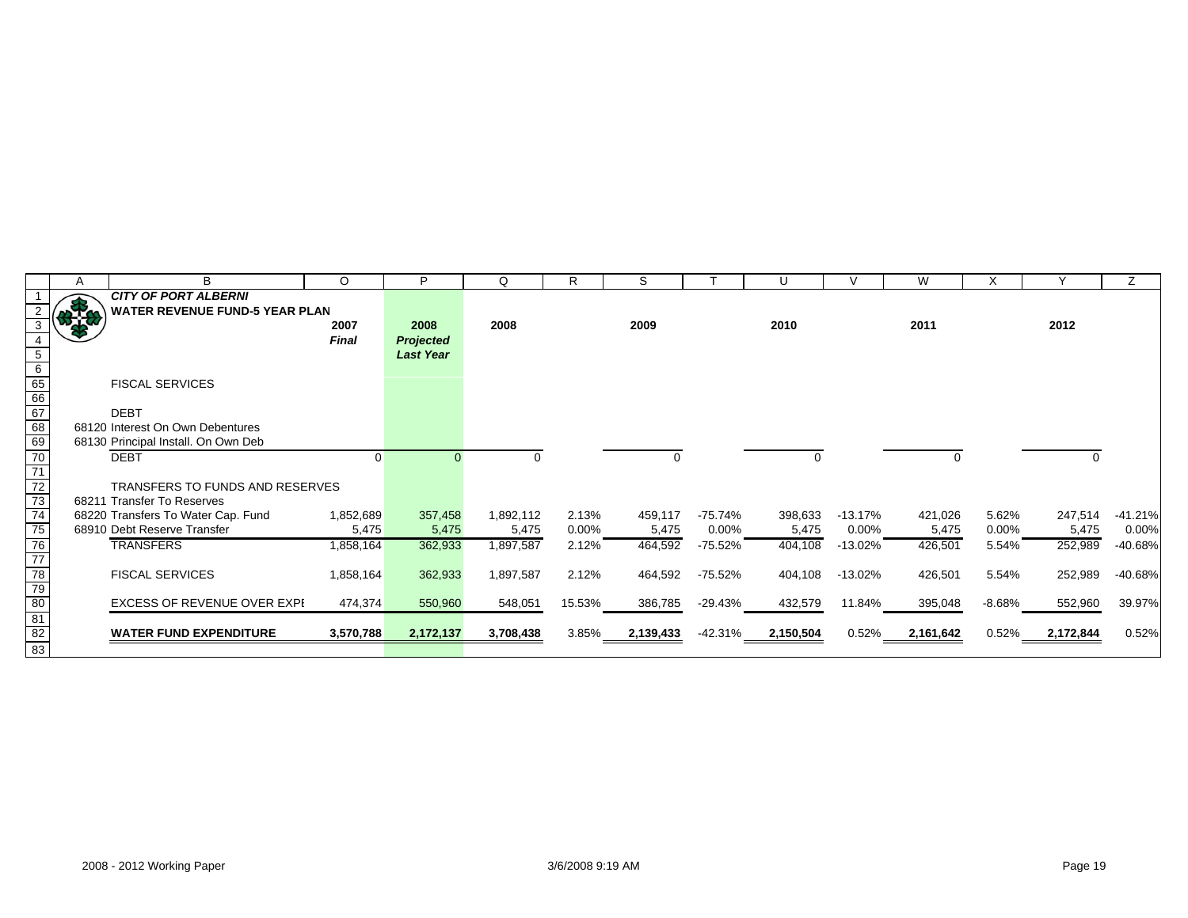**CITY OF PORT ALBERNI**
**WATER REVENUE FUND-5 YEAR PLAN**

| | 2007 *Final* | 2008 *Projected Last Year* | 2008 | | 2009 | | 2010 | | 2011 | | 2012 | |
|---|---|---|---|---|---|---|---|---|---|---|---|---|
| FISCAL SERVICES | | | | | | | | | | | | |
| | | | | | | | | | | | | |
| DEBT | | | | | | | | | | | | |
| 68120 Interest On Own Debentures | | | | | | | | | | | | |
| 68130 Principal Install. On Own Deb | | | | | | | | | | | | |
| DEBT | 0 | 0 | 0 | | 0 | | 0 | | 0 | | 0 | |
| | | | | | | | | | | | | |
| TRANSFERS TO FUNDS AND RESERVES | | | | | | | | | | | | |
| 68211 Transfer To Reserves | | | | | | | | | | | | |
| 68220 Transfers To Water Cap. Fund | 1,852,689 | 357,458 | 1,892,112 | 2.13% | 459,117 | -75.74% | 398,633 | -13.17% | 421,026 | 5.62% | 247,514 | -41.21% |
| 68910 Debt Reserve Transfer | 5,475 | 5,475 | 5,475 | 0.00% | 5,475 | 0.00% | 5,475 | 0.00% | 5,475 | 0.00% | 5,475 | 0.00% |
| TRANSFERS | 1,858,164 | 362,933 | 1,897,587 | 2.12% | 464,592 | -75.52% | 404,108 | -13.02% | 426,501 | 5.54% | 252,989 | -40.68% |
| | | | | | | | | | | | | |
| FISCAL SERVICES | 1,858,164 | 362,933 | 1,897,587 | 2.12% | 464,592 | -75.52% | 404,108 | -13.02% | 426,501 | 5.54% | 252,989 | -40.68% |
| | | | | | | | | | | | | |
| EXCESS OF REVENUE OVER EXPI | 474,374 | 550,960 | 548,051 | 15.53% | 386,785 | -29.43% | 432,579 | 11.84% | 395,048 | -8.68% | 552,960 | 39.97% |
| | | | | | | | | | | | | |
| **WATER FUND EXPENDITURE** | **3,570,788** | **2,172,137** | **3,708,438** | 3.85% | **2,139,433** | -42.31% | **2,150,504** | 0.52% | **2,161,642** | 0.52% | **2,172,844** | 0.52% |

2008 - 2012 Working Paper 3/6/2008 9:19 AM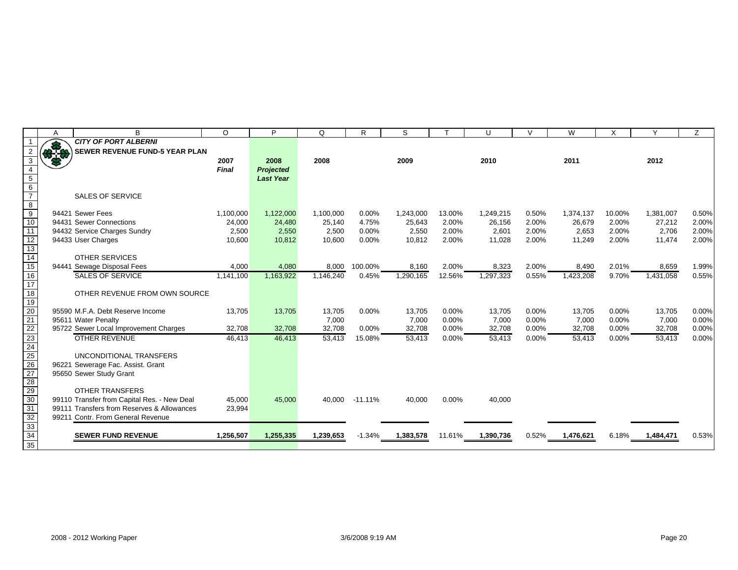**CITY OF PORT ALBERNI**

**SEWER REVENUE FUND-5 YEAR PLAN**

| | 2007 *Final* | 2008 *Projected Last Year* | 2008 | | 2009 | | 2010 | | 2011 | | 2012 | |
|---|---|---|---|---|---|---|---|---|---|---|---|---|
| SALES OF SERVICE | | | | | | | | | | | | |
| 94421 Sewer Fees | 1,100,000 | 1,122,000 | 1,100,000 | 0.00% | 1,243,000 | 13.00% | 1,249,215 | 0.50% | 1,374,137 | 10.00% | 1,381,007 | 0.50% |
| 94431 Sewer Connections | 24,000 | 24,480 | 25,140 | 4.75% | 25,643 | 2.00% | 26,156 | 2.00% | 26,679 | 2.00% | 27,212 | 2.00% |
| 94432 Service Charges Sundry | 2,500 | 2,550 | 2,500 | 0.00% | 2,550 | 2.00% | 2,601 | 2.00% | 2,653 | 2.00% | 2,706 | 2.00% |
| 94433 User Charges | 10,600 | 10,812 | 10,600 | 0.00% | 10,812 | 2.00% | 11,028 | 2.00% | 11,249 | 2.00% | 11,474 | 2.00% |
| OTHER SERVICES | | | | | | | | | | | | |
| 94441 Sewage Disposal Fees | 4,000 | 4,080 | 8,000 | 100.00% | 8,160 | 2.00% | 8,323 | 2.00% | 8,490 | 2.01% | 8,659 | 1.99% |
| SALES OF SERVICE | 1,141,100 | 1,163,922 | 1,146,240 | 0.45% | 1,290,165 | 12.56% | 1,297,323 | 0.55% | 1,423,208 | 9.70% | 1,431,058 | 0.55% |
| OTHER REVENUE FROM OWN SOURCE | | | | | | | | | | | | |
| 95590 M.F.A. Debt Reserve Income | 13,705 | 13,705 | 13,705 | 0.00% | 13,705 | 0.00% | 13,705 | 0.00% | 13,705 | 0.00% | 13,705 | 0.00% |
| 95611 Water Penalty | | | 7,000 | | 7,000 | 0.00% | 7,000 | 0.00% | 7,000 | 0.00% | 7,000 | 0.00% |
| 95722 Sewer Local Improvement Charges | 32,708 | 32,708 | 32,708 | 0.00% | 32,708 | 0.00% | 32,708 | 0.00% | 32,708 | 0.00% | 32,708 | 0.00% |
| OTHER REVENUE | 46,413 | 46,413 | 53,413 | 15.08% | 53,413 | 0.00% | 53,413 | 0.00% | 53,413 | 0.00% | 53,413 | 0.00% |
| UNCONDITIONAL TRANSFERS | | | | | | | | | | | | |
| 96221 Sewerage Fac. Assist. Grant | | | | | | | | | | | | |
| 95650 Sewer Study Grant | | | | | | | | | | | | |
| OTHER TRANSFERS | | | | | | | | | | | | |
| 99110 Transfer from Capital Res. - New Deal | 45,000 | 45,000 | 40,000 | -11.11% | 40,000 | 0.00% | 40,000 | | | | | |
| 99111 Transfers from Reserves & Allowances | 23,994 | | | | | | | | | | | |
| 99211 Contr. From General Revenue | | | | | | | | | | | | |
| **SEWER FUND REVENUE** | **1,256,507** | **1,255,335** | **1,239,653** | -1.34% | **1,383,578** | 11.61% | **1,390,736** | 0.52% | **1,476,621** | 6.18% | **1,484,471** | 0.53% |

2008 - 2012 Working Paper 3/6/2008 9:19 AM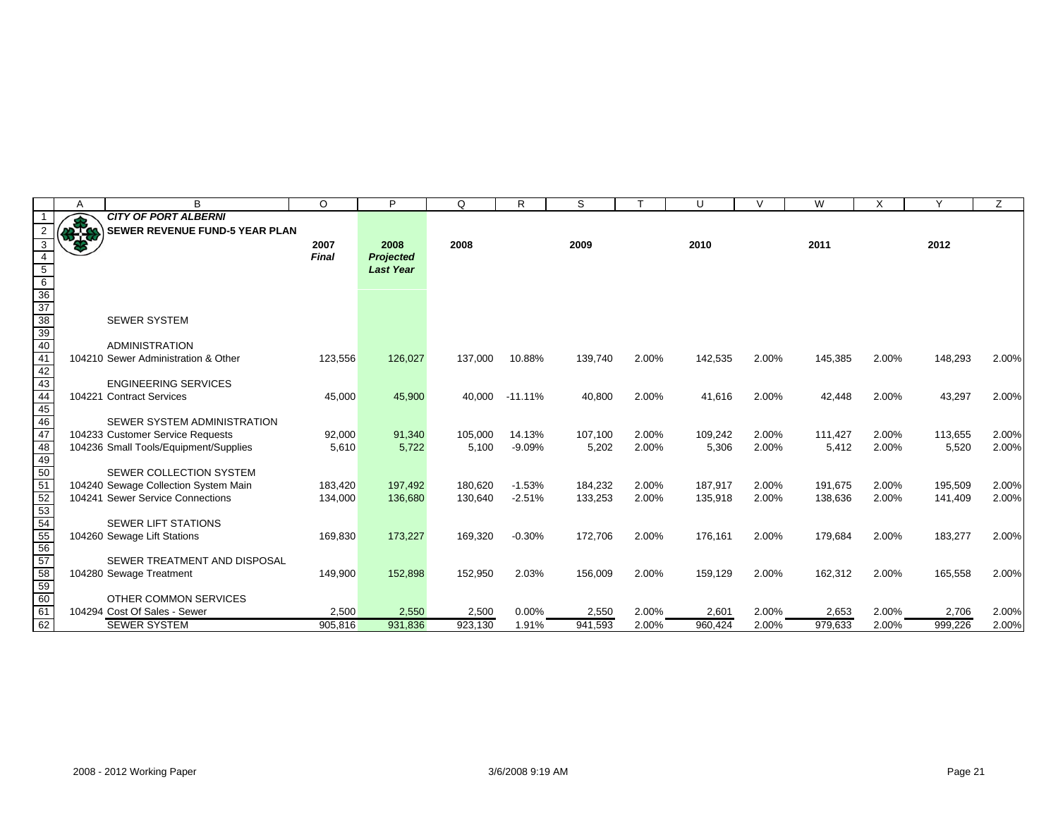| | A | B | O | P | Q | R | S | T | U | V | W | X | Y | Z |
|---|---|---|---|---|---|---|---|---|---|---|---|---|---|---|
| 1 | | ***CITY OF PORT ALBERNI*** | | | | | | | | | | | | |
| 2 | | **SEWER REVENUE FUND-5 YEAR PLAN** | | | | | | | | | | | | |
| 3 | | | **2007** | **2008** | **2008** | | **2009** | | **2010** | | **2011** | | **2012** | |
| 4 | | | ***Final*** | ***Projected*** | | | | | | | | | | |
| 5 | | | | ***Last Year*** | | | | | | | | | | |
| 6 | | | | | | | | | | | | | | |
| 36 | | | | | | | | | | | | | | |
| 37 | | | | | | | | | | | | | | |
| 38 | | SEWER SYSTEM | | | | | | | | | | | | |
| 39 | | | | | | | | | | | | | | |
| 40 | | ADMINISTRATION | | | | | | | | | | | | |
| 41 | | 104210 Sewer Administration & Other | 123,556 | 126,027 | 137,000 | 10.88% | 139,740 | 2.00% | 142,535 | 2.00% | 145,385 | 2.00% | 148,293 | 2.00% |
| 42 | | | | | | | | | | | | | | |
| 43 | | ENGINEERING SERVICES | | | | | | | | | | | | |
| 44 | | 104221 Contract Services | 45,000 | 45,900 | 40,000 | -11.11% | 40,800 | 2.00% | 41,616 | 2.00% | 42,448 | 2.00% | 43,297 | 2.00% |
| 45 | | | | | | | | | | | | | | |
| 46 | | SEWER SYSTEM ADMINISTRATION | | | | | | | | | | | | |
| 47 | | 104233 Customer Service Requests | 92,000 | 91,340 | 105,000 | 14.13% | 107,100 | 2.00% | 109,242 | 2.00% | 111,427 | 2.00% | 113,655 | 2.00% |
| 48 | | 104236 Small Tools/Equipment/Supplies | 5,610 | 5,722 | 5,100 | -9.09% | 5,202 | 2.00% | 5,306 | 2.00% | 5,412 | 2.00% | 5,520 | 2.00% |
| 49 | | | | | | | | | | | | | | |
| 50 | | SEWER COLLECTION SYSTEM | | | | | | | | | | | | |
| 51 | | 104240 Sewage Collection System Main | 183,420 | 197,492 | 180,620 | -1.53% | 184,232 | 2.00% | 187,917 | 2.00% | 191,675 | 2.00% | 195,509 | 2.00% |
| 52 | | 104241 Sewer Service Connections | 134,000 | 136,680 | 130,640 | -2.51% | 133,253 | 2.00% | 135,918 | 2.00% | 138,636 | 2.00% | 141,409 | 2.00% |
| 53 | | | | | | | | | | | | | | |
| 54 | | SEWER LIFT STATIONS | | | | | | | | | | | | |
| 55 | | 104260 Sewage Lift Stations | 169,830 | 173,227 | 169,320 | -0.30% | 172,706 | 2.00% | 176,161 | 2.00% | 179,684 | 2.00% | 183,277 | 2.00% |
| 56 | | | | | | | | | | | | | | |
| 57 | | SEWER TREATMENT AND DISPOSAL | | | | | | | | | | | | |
| 58 | | 104280 Sewage Treatment | 149,900 | 152,898 | 152,950 | 2.03% | 156,009 | 2.00% | 159,129 | 2.00% | 162,312 | 2.00% | 165,558 | 2.00% |
| 59 | | | | | | | | | | | | | | |
| 60 | | OTHER COMMON SERVICES | | | | | | | | | | | | |
| 61 | | 104294 Cost Of Sales - Sewer | 2,500 | 2,550 | 2,500 | 0.00% | 2,550 | 2.00% | 2,601 | 2.00% | 2,653 | 2.00% | 2,706 | 2.00% |
| 62 | | SEWER SYSTEM | 905,816 | 931,836 | 923,130 | 1.91% | 941,593 | 2.00% | 960,424 | 2.00% | 979,633 | 2.00% | 999,226 | 2.00% |

2008 - 2012 Working Paper 3/6/2008 9:19 AM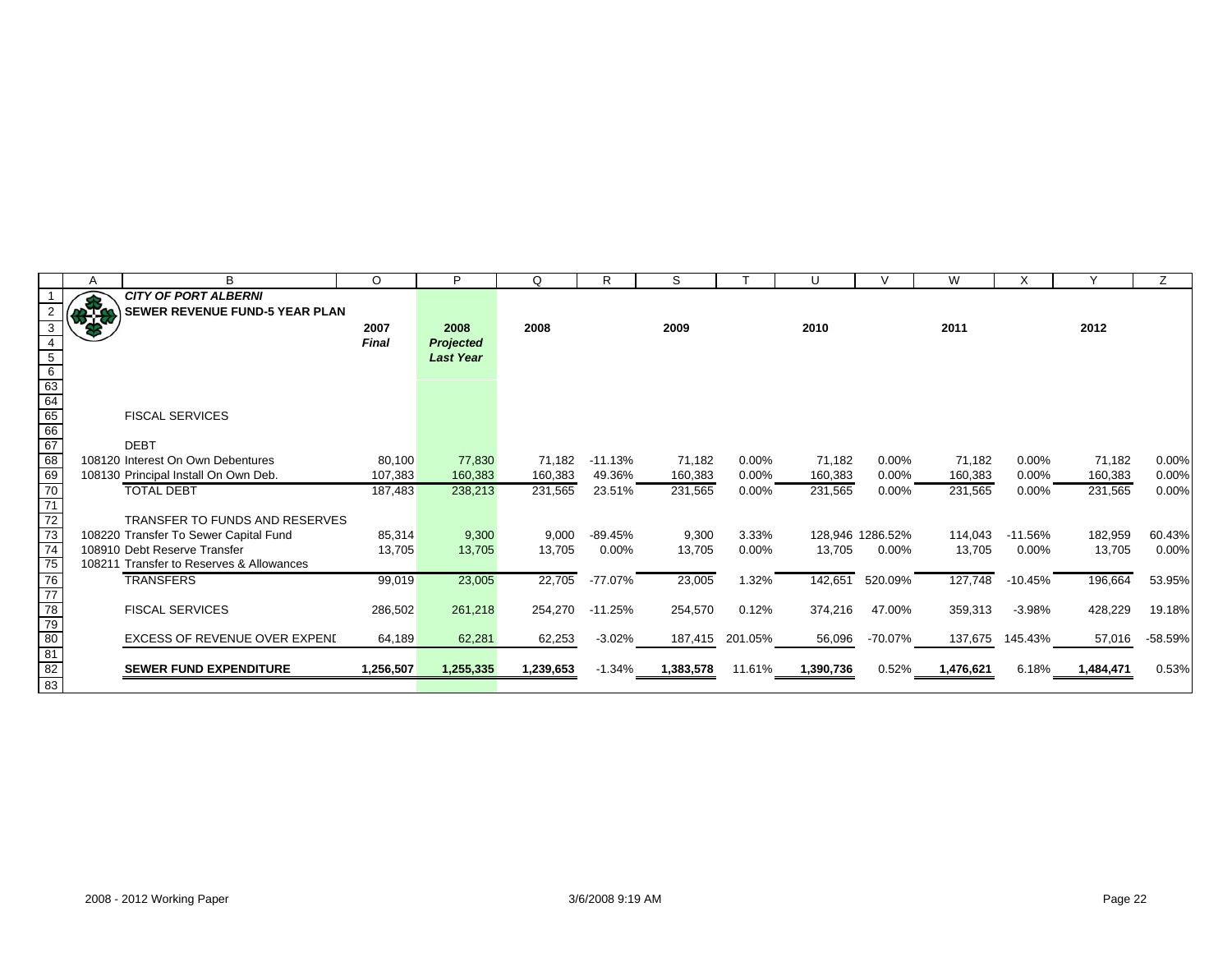**CITY OF PORT ALBERNI**

**SEWER REVENUE FUND-5 YEAR PLAN**

| | 2007 *Final* | 2008 *Projected Last Year* | 2008 | | 2009 | | 2010 | | 2011 | | 2012 | |
|---|---|---|---|---|---|---|---|---|---|---|---|---|
| FISCAL SERVICES | | | | | | | | | | | | |
| DEBT | | | | | | | | | | | | |
| 108120 Interest On Own Debentures | 80,100 | 77,830 | 71,182 | -11.13% | 71,182 | 0.00% | 71,182 | 0.00% | 71,182 | 0.00% | 71,182 | 0.00% |
| 108130 Principal Install On Own Deb. | 107,383 | 160,383 | 160,383 | 49.36% | 160,383 | 0.00% | 160,383 | 0.00% | 160,383 | 0.00% | 160,383 | 0.00% |
| TOTAL DEBT | 187,483 | 238,213 | 231,565 | 23.51% | 231,565 | 0.00% | 231,565 | 0.00% | 231,565 | 0.00% | 231,565 | 0.00% |
| TRANSFER TO FUNDS AND RESERVES | | | | | | | | | | | | |
| 108220 Transfer To Sewer Capital Fund | 85,314 | 9,300 | 9,000 | -89.45% | 9,300 | 3.33% | 128,946 | 1286.52% | 114,043 | -11.56% | 182,959 | 60.43% |
| 108910 Debt Reserve Transfer | 13,705 | 13,705 | 13,705 | 0.00% | 13,705 | 0.00% | 13,705 | 0.00% | 13,705 | 0.00% | 13,705 | 0.00% |
| 108211 Transfer to Reserves & Allowances | | | | | | | | | | | | |
| TRANSFERS | 99,019 | 23,005 | 22,705 | -77.07% | 23,005 | 1.32% | 142,651 | 520.09% | 127,748 | -10.45% | 196,664 | 53.95% |
| FISCAL SERVICES | 286,502 | 261,218 | 254,270 | -11.25% | 254,570 | 0.12% | 374,216 | 47.00% | 359,313 | -3.98% | 428,229 | 19.18% |
| EXCESS OF REVENUE OVER EXPENI | 64,189 | 62,281 | 62,253 | -3.02% | 187,415 | 201.05% | 56,096 | -70.07% | 137,675 | 145.43% | 57,016 | -58.59% |
| **SEWER FUND EXPENDITURE** | **1,256,507** | **1,255,335** | **1,239,653** | -1.34% | **1,383,578** | 11.61% | **1,390,736** | 0.52% | **1,476,621** | 6.18% | **1,484,471** | 0.53% |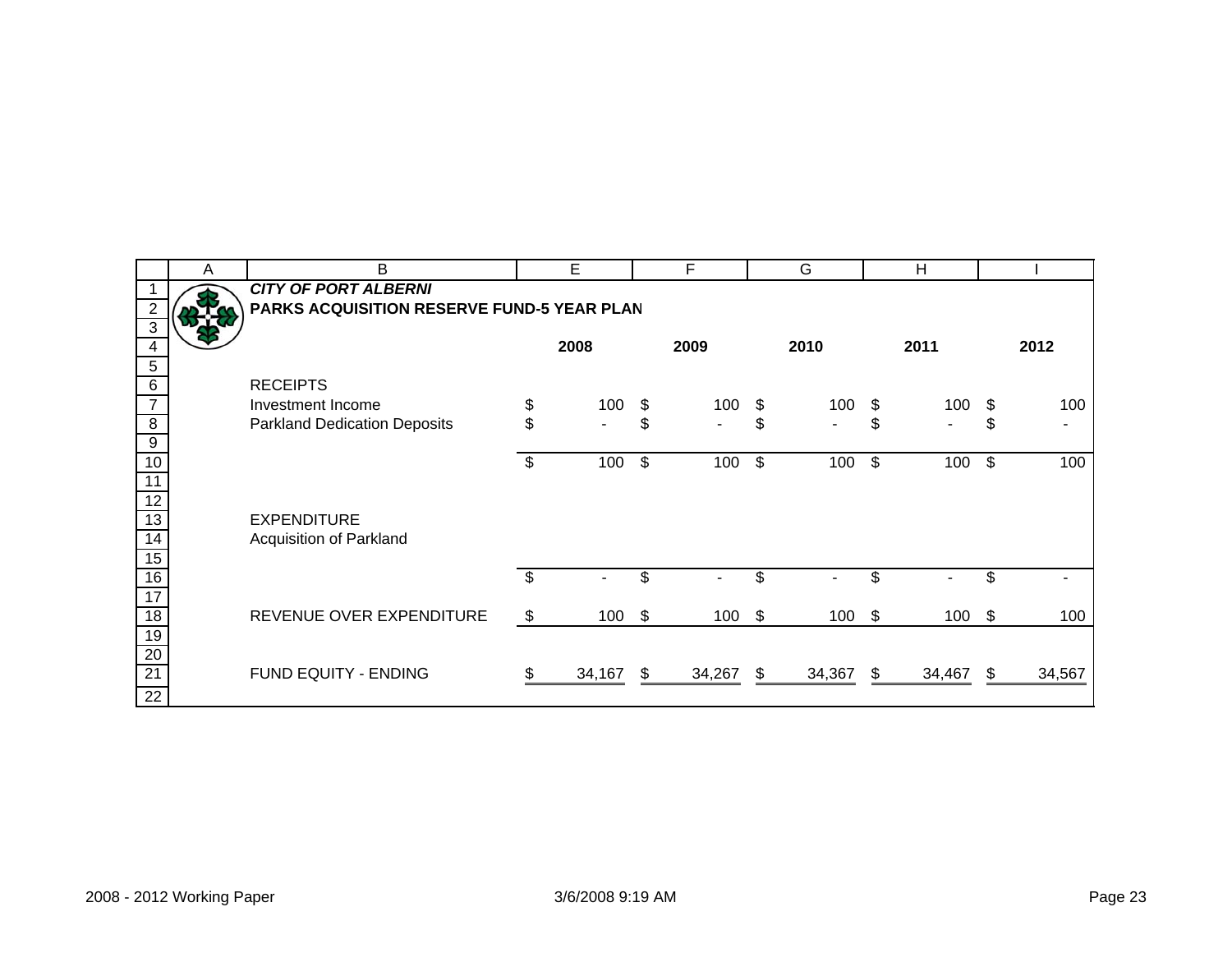***CITY OF PORT ALBERNI***

**PARKS ACQUISITION RESERVE FUND-5 YEAR PLAN**

| | 2008 | 2009 | 2010 | 2011 | 2012 |
|---|---|---|---|---|---|
| RECEIPTS | | | | | |
| Investment Income | $ 100 | $ 100 | $ 100 | $ 100 | $ 100 |
| Parkland Dedication Deposits | $ - | $ - | $ - | $ - | $ - |
| | $ 100 | $ 100 | $ 100 | $ 100 | $ 100 |
| EXPENDITURE | | | | | |
| Acquisition of Parkland | | | | | |
| | $ - | $ - | $ - | $ - | $ - |
| REVENUE OVER EXPENDITURE | $ 100 | $ 100 | $ 100 | $ 100 | $ 100 |
| FUND EQUITY - ENDING | $ 34,167 | $ 34,267 | $ 34,367 | $ 34,467 | $ 34,567 |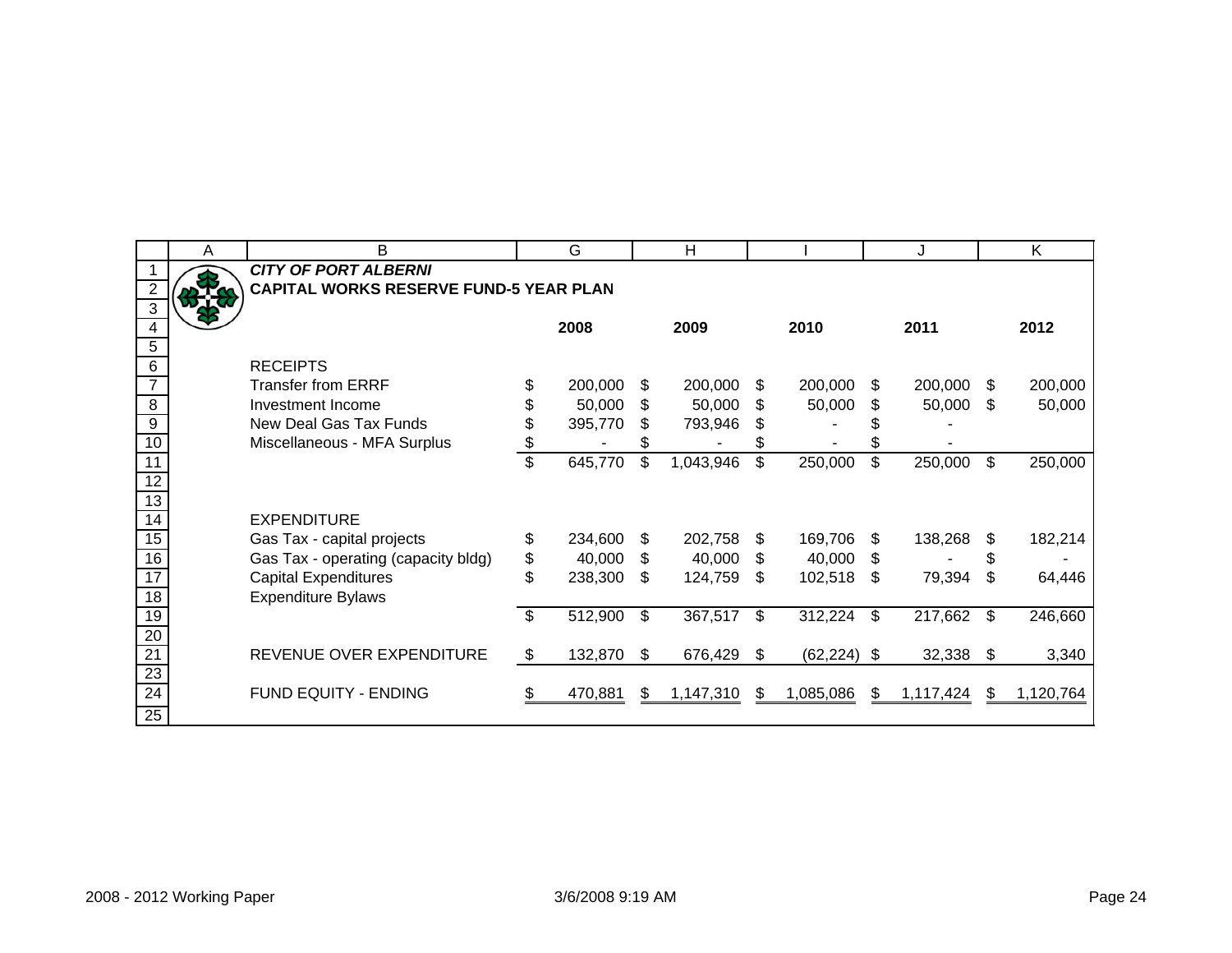***CITY OF PORT ALBERNI***

**CAPITAL WORKS RESERVE FUND-5 YEAR PLAN**

| | 2008 | 2009 | 2010 | 2011 | 2012 |
|---|---|---|---|---|---|
| RECEIPTS | | | | | |
| Transfer from ERRF | $ 200,000 | $ 200,000 | $ 200,000 | $ 200,000 | $ 200,000 |
| Investment Income | $ 50,000 | $ 50,000 | $ 50,000 | $ 50,000 | $ 50,000 |
| New Deal Gas Tax Funds | $ 395,770 | $ 793,946 | $ - | $ - | |
| Miscellaneous - MFA Surplus | $ - | $ - | $ - | $ - | |
| | $ 645,770 | $ 1,043,946 | $ 250,000 | $ 250,000 | $ 250,000 |
| | | | | | |
| EXPENDITURE | | | | | |
| Gas Tax - capital projects | $ 234,600 | $ 202,758 | $ 169,706 | $ 138,268 | $ 182,214 |
| Gas Tax - operating (capacity bldg) | $ 40,000 | $ 40,000 | $ 40,000 | $ - | $ - |
| Capital Expenditures | $ 238,300 | $ 124,759 | $ 102,518 | $ 79,394 | $ 64,446 |
| Expenditure Bylaws | | | | | |
| | $ 512,900 | $ 367,517 | $ 312,224 | $ 217,662 | $ 246,660 |
| | | | | | |
| REVENUE OVER EXPENDITURE | $ 132,870 | $ 676,429 | $ (62,224) | $ 32,338 | $ 3,340 |
| | | | | | |
| FUND EQUITY - ENDING | $ 470,881 | $ 1,147,310 | $ 1,085,086 | $ 1,117,424 | $ 1,120,764 |

2008 - 2012 Working Paper 3/6/2008 9:19 AM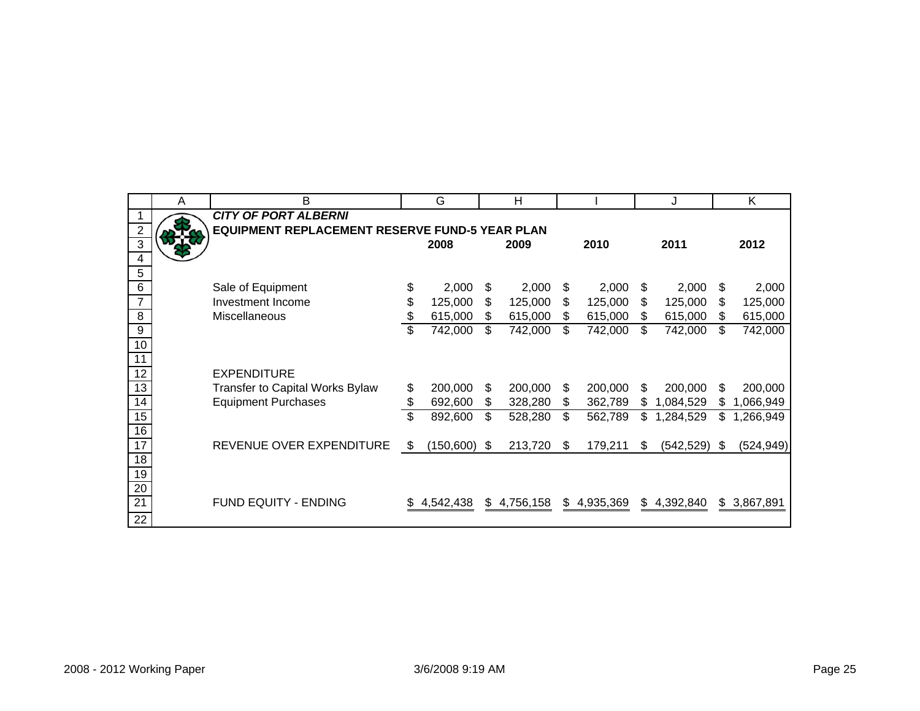**_CITY OF PORT ALBERNI_**

**EQUIPMENT REPLACEMENT RESERVE FUND-5 YEAR PLAN**

| | 2008 | 2009 | 2010 | 2011 | 2012 |
|---|---|---|---|---|---|
| Sale of Equipment | $ 2,000 | $ 2,000 | $ 2,000 | $ 2,000 | $ 2,000 |
| Investment Income | $ 125,000 | $ 125,000 | $ 125,000 | $ 125,000 | $ 125,000 |
| Miscellaneous | $ 615,000 | $ 615,000 | $ 615,000 | $ 615,000 | $ 615,000 |
| | $ 742,000 | $ 742,000 | $ 742,000 | $ 742,000 | $ 742,000 |
| EXPENDITURE | | | | | |
| Transfer to Capital Works Bylaw | $ 200,000 | $ 200,000 | $ 200,000 | $ 200,000 | $ 200,000 |
| Equipment Purchases | $ 692,600 | $ 328,280 | $ 362,789 | $ 1,084,529 | $ 1,066,949 |
| | $ 892,600 | $ 528,280 | $ 562,789 | $ 1,284,529 | $ 1,266,949 |
| REVENUE OVER EXPENDITURE | $ (150,600) | $ 213,720 | $ 179,211 | $ (542,529) | $ (524,949) |
| FUND EQUITY - ENDING | $ 4,542,438 | $ 4,756,158 | $ 4,935,369 | $ 4,392,840 | $ 3,867,891 |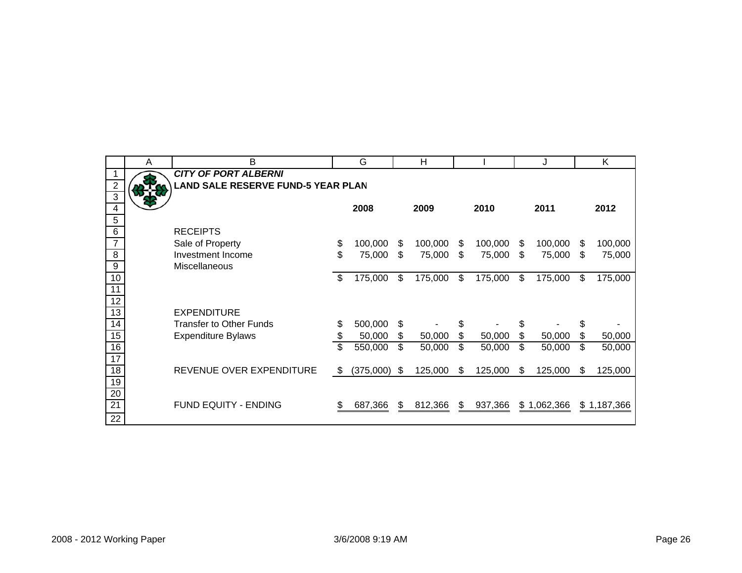***CITY OF PORT ALBERNI***

**LAND SALE RESERVE FUND-5 YEAR PLAN**

| | 2008 | 2009 | 2010 | 2011 | 2012 |
|---|---|---|---|---|---|
| RECEIPTS | | | | | |
| Sale of Property | $ 100,000 | $ 100,000 | $ 100,000 | $ 100,000 | $ 100,000 |
| Investment Income | $ 75,000 | $ 75,000 | $ 75,000 | $ 75,000 | $ 75,000 |
| Miscellaneous | | | | | |
| | $ 175,000 | $ 175,000 | $ 175,000 | $ 175,000 | $ 175,000 |
| EXPENDITURE | | | | | |
| Transfer to Other Funds | $ 500,000 | $ - | $ - | $ - | $ - |
| Expenditure Bylaws | $ 50,000 | $ 50,000 | $ 50,000 | $ 50,000 | $ 50,000 |
| | $ 550,000 | $ 50,000 | $ 50,000 | $ 50,000 | $ 50,000 |
| REVENUE OVER EXPENDITURE | $ (375,000) | $ 125,000 | $ 125,000 | $ 125,000 | $ 125,000 |
| FUND EQUITY - ENDING | $ 687,366 | $ 812,366 | $ 937,366 | $ 1,062,366 | $ 1,187,366 |

2008 - 2012 Working Paper 3/6/2008 9:19 AM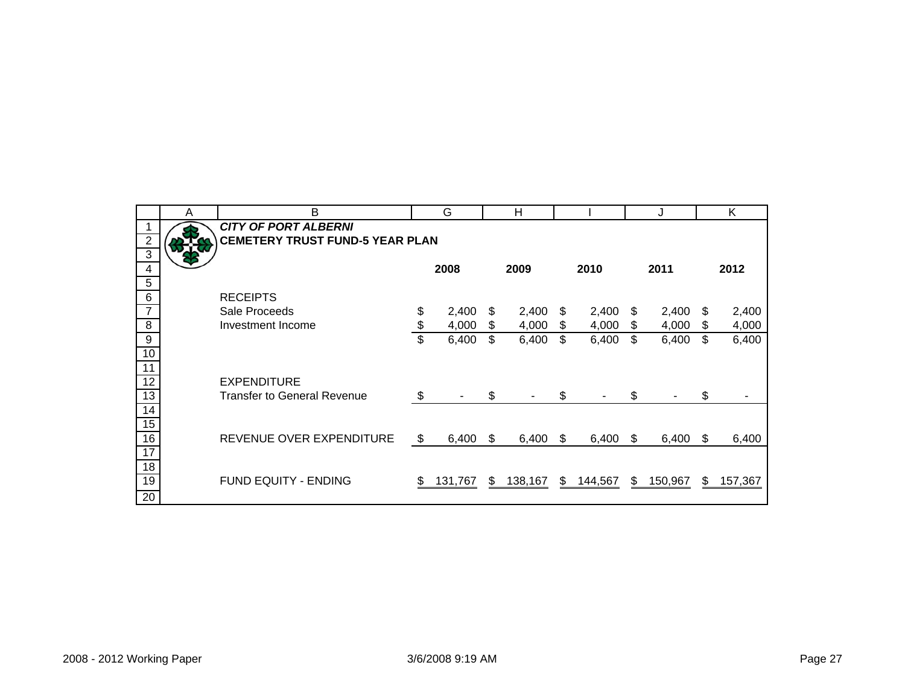# *CITY OF PORT ALBERNI*

## CEMETERY TRUST FUND-5 YEAR PLAN

| | 2008 | 2009 | 2010 | 2011 | 2012 |
|---|---|---|---|---|---|
| RECEIPTS | | | | | |
| Sale Proceeds | $ 2,400 | $ 2,400 | $ 2,400 | $ 2,400 | $ 2,400 |
| Investment Income | $ 4,000 | $ 4,000 | $ 4,000 | $ 4,000 | $ 4,000 |
| | $ 6,400 | $ 6,400 | $ 6,400 | $ 6,400 | $ 6,400 |
| EXPENDITURE | | | | | |
| Transfer to General Revenue | $ - | $ - | $ - | $ - | $ - |
| REVENUE OVER EXPENDITURE | $ 6,400 | $ 6,400 | $ 6,400 | $ 6,400 | $ 6,400 |
| FUND EQUITY - ENDING | $ 131,767 | $ 138,167 | $ 144,567 | $ 150,967 | $ 157,367 |

2008 - 2012 Working Paper 3/6/2008 9:19 AM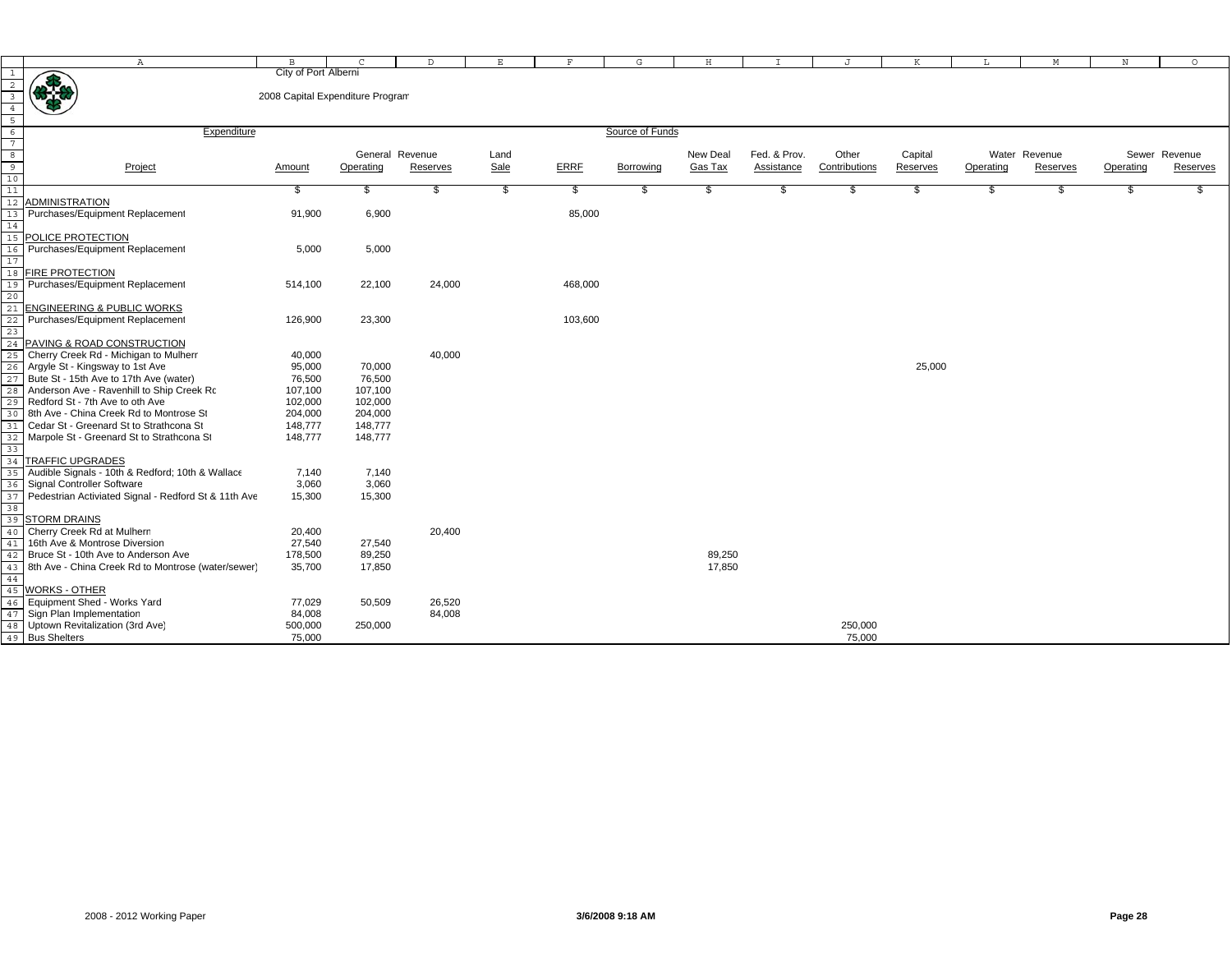City of Port Alberni

2008 Capital Expenditure Program

| Project | Expenditure Amount | General Revenue Operating | General Revenue Reserves | Land Sale | ERRF | Borrowing | New Deal Gas Tax | Fed. & Prov. Assistance | Other Contributions | Capital Reserves | Water Revenue Operating | Water Revenue Reserves | Sewer Revenue Operating | Sewer Revenue Reserves |
|---|---|---|---|---|---|---|---|---|---|---|---|---|---|---|
| | $ | $ | $ | $ | $ | $ | $ | $ | $ | $ | $ | $ | $ | $ |
| **ADMINISTRATION** | | | | | | | | | | | | | | |
| Purchases/Equipment Replacement | 91,900 | 6,900 | | | 85,000 | | | | | | | | | |
| **POLICE PROTECTION** | | | | | | | | | | | | | | |
| Purchases/Equipment Replacement | 5,000 | 5,000 | | | | | | | | | | | | |
| **FIRE PROTECTION** | | | | | | | | | | | | | | |
| Purchases/Equipment Replacement | 514,100 | 22,100 | 24,000 | | 468,000 | | | | | | | | | |
| **ENGINEERING & PUBLIC WORKS** | | | | | | | | | | | | | | |
| Purchases/Equipment Replacement | 126,900 | 23,300 | | | 103,600 | | | | | | | | | |
| **PAVING & ROAD CONSTRUCTION** | | | | | | | | | | | | | | |
| Cherry Creek Rd - Michigan to Mulhern | 40,000 | | 40,000 | | | | | | | | | | | |
| Argyle St - Kingsway to 1st Ave | 95,000 | 70,000 | | | | | | | | 25,000 | | | | |
| Bute St - 15th Ave to 17th Ave (water) | 76,500 | 76,500 | | | | | | | | | | | | |
| Anderson Ave - Ravenhill to Ship Creek Rd | 107,100 | 107,100 | | | | | | | | | | | | |
| Redford St - 7th Ave to oth Ave | 102,000 | 102,000 | | | | | | | | | | | | |
| 8th Ave - China Creek Rd to Montrose St | 204,000 | 204,000 | | | | | | | | | | | | |
| Cedar St - Greenard St to Strathcona St | 148,777 | 148,777 | | | | | | | | | | | | |
| Marpole St - Greenard St to Strathcona St | 148,777 | 148,777 | | | | | | | | | | | | |
| **TRAFFIC UPGRADES** | | | | | | | | | | | | | | |
| Audible Signals - 10th & Redford; 10th & Wallace | 7,140 | 7,140 | | | | | | | | | | | | |
| Signal Controller Software | 3,060 | 3,060 | | | | | | | | | | | | |
| Pedestrian Activiated Signal - Redford St & 11th Ave | 15,300 | 15,300 | | | | | | | | | | | | |
| **STORM DRAINS** | | | | | | | | | | | | | | |
| Cherry Creek Rd at Mulhern | 20,400 | | 20,400 | | | | | | | | | | | |
| 16th Ave & Montrose Diversion | 27,540 | 27,540 | | | | | | | | | | | | |
| Bruce St - 10th Ave to Anderson Ave | 178,500 | 89,250 | | | | | 89,250 | | | | | | | |
| 8th Ave - China Creek Rd to Montrose (water/sewer) | 35,700 | 17,850 | | | | | 17,850 | | | | | | | |
| **WORKS - OTHER** | | | | | | | | | | | | | | |
| Equipment Shed - Works Yard | 77,029 | 50,509 | 26,520 | | | | | | | | | | | |
| Sign Plan Implementation | 84,008 | | 84,008 | | | | | | | | | | | |
| Uptown Revitalization (3rd Ave) | 500,000 | 250,000 | | | | | | | 250,000 | | | | | |
| Bus Shelters | 75,000 | | | | | | | | 75,000 | | | | | |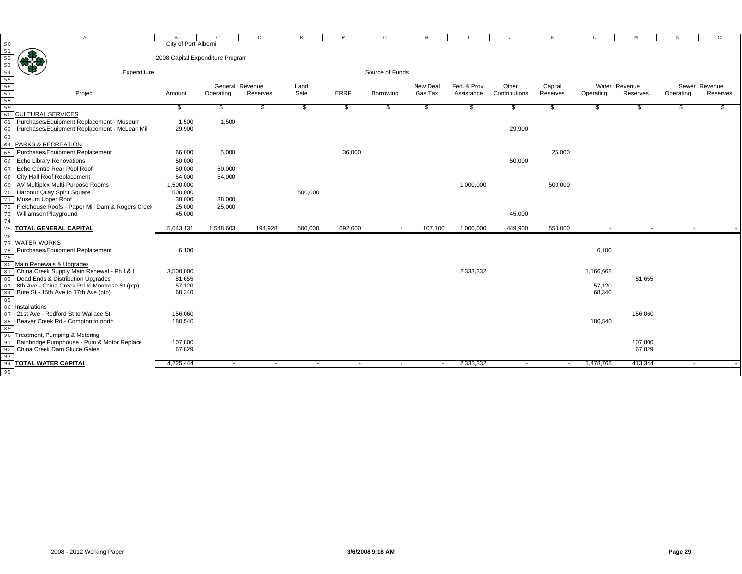City of Port Alberni

2008 Capital Expenditure Program

| Project | Amount | General Revenue Operating | General Revenue Reserves | Land Sale | ERRF | Borrowing | New Deal Gas Tax | Fed. & Prov. Assistance | Other Contributions | Capital Reserves | Water Revenue Operating | Water Revenue Reserves | Sewer Revenue Operating | Sewer Revenue Reserves |
|---|---|---|---|---|---|---|---|---|---|---|---|---|---|---|
| | $ | $ | $ | $ | $ | $ | $ | $ | $ | $ | $ | $ | $ | $ |
| CULTURAL SERVICES | | | | | | | | | | | | | | |
| Purchases/Equipment Replacement - Museum | 1,500 | 1,500 | | | | | | | | | | | | |
| Purchases/Equipment Replacement - McLean Mil | 29,900 | | | | | | | | 29,900 | | | | | |
| PARKS & RECREATION | | | | | | | | | | | | | | |
| Purchases/Equipment Replacement | 66,000 | 5,000 | | | 36,000 | | | | | 25,000 | | | | |
| Echo Library Renovations | 50,000 | | | | | | | | 50,000 | | | | | |
| Echo Centre Rear Pool Roof | 50,000 | 50,000 | | | | | | | | | | | | |
| City Hall Roof Replacement | 54,000 | 54,000 | | | | | | | | | | | | |
| AV Multiplex Multi-Purpose Rooms | 1,500,000 | | | | | | | 1,000,000 | | 500,000 | | | | |
| Harbour Quay Spirit Square | 500,000 | | | 500,000 | | | | | | | | | | |
| Museum Upper Roof | 38,000 | 38,000 | | | | | | | | | | | | |
| Fieldhouse Roofs - Paper Mill Dam & Rogers Creek | 25,000 | 25,000 | | | | | | | | | | | | |
| Williamson Playground | 45,000 | | | | | | | | 45,000 | | | | | |
| **TOTAL GENERAL CAPITAL** | 5,043,131 | 1,548,603 | 194,928 | 500,000 | 692,600 | - | 107,100 | 1,000,000 | 449,900 | 550,000 | - | - | - | - |
| WATER WORKS | | | | | | | | | | | | | | |
| Purchases/Equipment Replacement | 6,100 | | | | | | | | | | 6,100 | | | |
| Main Renewals & Upgrades | | | | | | | | | | | | | | |
| China Creek Supply Main Renewal - Ph I & I | 3,500,000 | | | | | | | 2,333,332 | | | 1,166,668 | | | |
| Dead Ends & Distribution Upgrades | 81,655 | | | | | | | | | | | 81,655 | | |
| 8th Ave - China Creek Rd to Montrose St (ptp) | 57,120 | | | | | | | | | | 57,120 | | | |
| Bute St - 15th Ave to 17th Ave (ptp) | 68,340 | | | | | | | | | | 68,340 | | | |
| Installations | | | | | | | | | | | | | | |
| 21st Ave - Redford St to Wallace St | 156,060 | | | | | | | | | | | 156,060 | | |
| Beaver Creek Rd - Compton to north | 180,540 | | | | | | | | | | 180,540 | | | |
| Treatment, Pumping & Metering | | | | | | | | | | | | | | |
| Bainbridge Pumphouse - Pum & Motor Replace | 107,800 | | | | | | | | | | | 107,800 | | |
| China Creek Dam Sluice Gates | 67,829 | | | | | | | | | | | 67,829 | | |
| **TOTAL WATER CAPITAL** | 4,225,444 | - | - | - | - | - | - | 2,333,332 | - | - | 1,478,768 | 413,344 | - | - |

2008 - 2012 Working Paper 3/6/2008 9:18 AM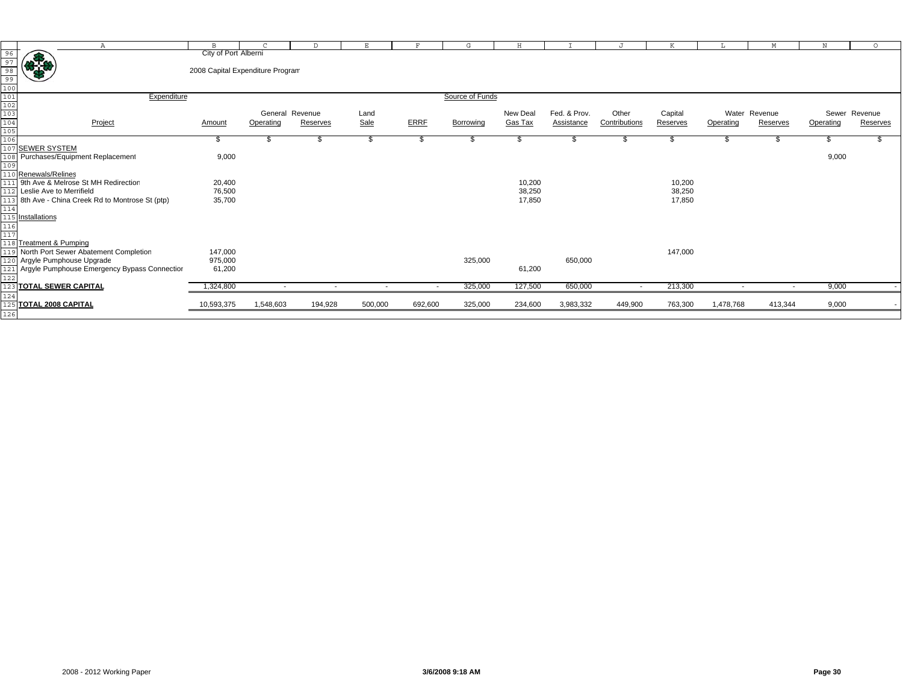City of Port Alberni

2008 Capital Expenditure Program

| Expenditure | | Source of Funds | | | | | | | | | | | | |
|---|---|---|---|---|---|---|---|---|---|---|---|---|---|---|
| | | General Revenue | | Land | | | New Deal | Fed. & Prov. | Other | Capital | Water Revenue | | Sewer Revenue | |
| Project | Amount | Operating | Reserves | Sale | ERRF | Borrowing | Gas Tax | Assistance | Contributions | Reserves | Operating | Reserves | Operating | Reserves |
| | $ | $ | $ | $ | $ | $ | $ | $ | $ | $ | $ | $ | $ | $ |
| **SEWER SYSTEM** | | | | | | | | | | | | | | |
| Purchases/Equipment Replacement | 9,000 | | | | | | | | | | | | 9,000 | |
| Renewals/Relines | | | | | | | | | | | | | | |
| 9th Ave & Melrose St MH Redirection | 20,400 | | | | | | 10,200 | | | 10,200 | | | | |
| Leslie Ave to Merrifield | 76,500 | | | | | | 38,250 | | | 38,250 | | | | |
| 8th Ave - China Creek Rd to Montrose St (ptp) | 35,700 | | | | | | 17,850 | | | 17,850 | | | | |
| Installations | | | | | | | | | | | | | | |
| Treatment & Pumping | | | | | | | | | | | | | | |
| North Port Sewer Abatement Completion | 147,000 | | | | | | | | | 147,000 | | | | |
| Argyle Pumphouse Upgrade | 975,000 | | | | | 325,000 | | 650,000 | | | | | | |
| Argyle Pumphouse Emergency Bypass Connection | 61,200 | | | | | | 61,200 | | | | | | | |
| **TOTAL SEWER CAPITAL** | 1,324,800 | - | - | - | - | 325,000 | 127,500 | 650,000 | - | 213,300 | - | - | 9,000 | - |
| **TOTAL 2008 CAPITAL** | 10,593,375 | 1,548,603 | 194,928 | 500,000 | 692,600 | 325,000 | 234,600 | 3,983,332 | 449,900 | 763,300 | 1,478,768 | 413,344 | 9,000 | - |

2008 - 2012 Working Paper **3/6/2008 9:18 AM**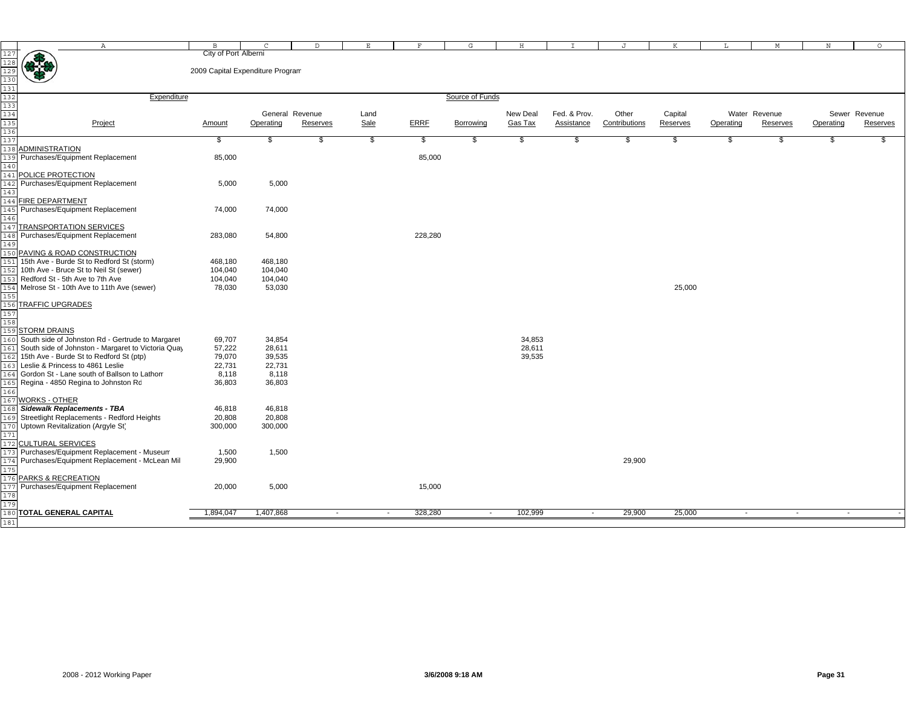City of Port Alberni

2009 Capital Expenditure Program

| Project | Amount | General Revenue Operating | General Revenue Reserves | Land Sale | ERRF | Borrowing | New Deal Gas Tax | Fed. & Prov. Assistance | Other Contributions | Capital Reserves | Water Revenue Operating | Water Revenue Reserves | Sewer Revenue Operating | Sewer Revenue Reserves |
|---|---|---|---|---|---|---|---|---|---|---|---|---|---|---|
| | $ | $ | $ | $ | $ | $ | $ | $ | $ | $ | $ | $ | $ | $ |
| **ADMINISTRATION** | | | | | | | | | | | | | | |
| Purchases/Equipment Replacement | 85,000 | | | | 85,000 | | | | | | | | | |
| **POLICE PROTECTION** | | | | | | | | | | | | | | |
| Purchases/Equipment Replacement | 5,000 | 5,000 | | | | | | | | | | | | |
| **FIRE DEPARTMENT** | | | | | | | | | | | | | | |
| Purchases/Equipment Replacement | 74,000 | 74,000 | | | | | | | | | | | | |
| **TRANSPORTATION SERVICES** | | | | | | | | | | | | | | |
| Purchases/Equipment Replacement | 283,080 | 54,800 | | | 228,280 | | | | | | | | | |
| **PAVING & ROAD CONSTRUCTION** | | | | | | | | | | | | | | |
| 15th Ave - Burde St to Redford St (storm) | 468,180 | 468,180 | | | | | | | | | | | | |
| 10th Ave - Bruce St to Neil St (sewer) | 104,040 | 104,040 | | | | | | | | | | | | |
| Redford St - 5th Ave to 7th Ave | 104,040 | 104,040 | | | | | | | | | | | | |
| Melrose St - 10th Ave to 11th Ave (sewer) | 78,030 | 53,030 | | | | | | | | 25,000 | | | | |
| **TRAFFIC UPGRADES** | | | | | | | | | | | | | | |
| **STORM DRAINS** | | | | | | | | | | | | | | |
| South side of Johnston Rd - Gertrude to Margaret | 69,707 | 34,854 | | | | | 34,853 | | | | | | | |
| South side of Johnston - Margaret to Victoria Quay | 57,222 | 28,611 | | | | | 28,611 | | | | | | | |
| 15th Ave - Burde St to Redford St (ptp) | 79,070 | 39,535 | | | | | 39,535 | | | | | | | |
| Leslie & Princess to 4861 Leslie | 22,731 | 22,731 | | | | | | | | | | | | |
| Gordon St - Lane south of Ballson to Lathom | 8,118 | 8,118 | | | | | | | | | | | | |
| Regina - 4850 Regina to Johnston Rd | 36,803 | 36,803 | | | | | | | | | | | | |
| **WORKS - OTHER** | | | | | | | | | | | | | | |
| ***Sidewalk Replacements - TBA*** | 46,818 | 46,818 | | | | | | | | | | | | |
| Streetlight Replacements - Redford Heights | 20,808 | 20,808 | | | | | | | | | | | | |
| Uptown Revitalization (Argyle St) | 300,000 | 300,000 | | | | | | | | | | | | |
| **CULTURAL SERVICES** | | | | | | | | | | | | | | |
| Purchases/Equipment Replacement - Museum | 1,500 | 1,500 | | | | | | | | | | | | |
| Purchases/Equipment Replacement - McLean Mil | 29,900 | | | | | | | | 29,900 | | | | | |
| **PARKS & RECREATION** | | | | | | | | | | | | | | |
| Purchases/Equipment Replacement | 20,000 | 5,000 | | | 15,000 | | | | | | | | | |
| **TOTAL GENERAL CAPITAL** | 1,894,047 | 1,407,868 | - | - | 328,280 | - | 102,999 | - | 29,900 | 25,000 | - | - | - | - |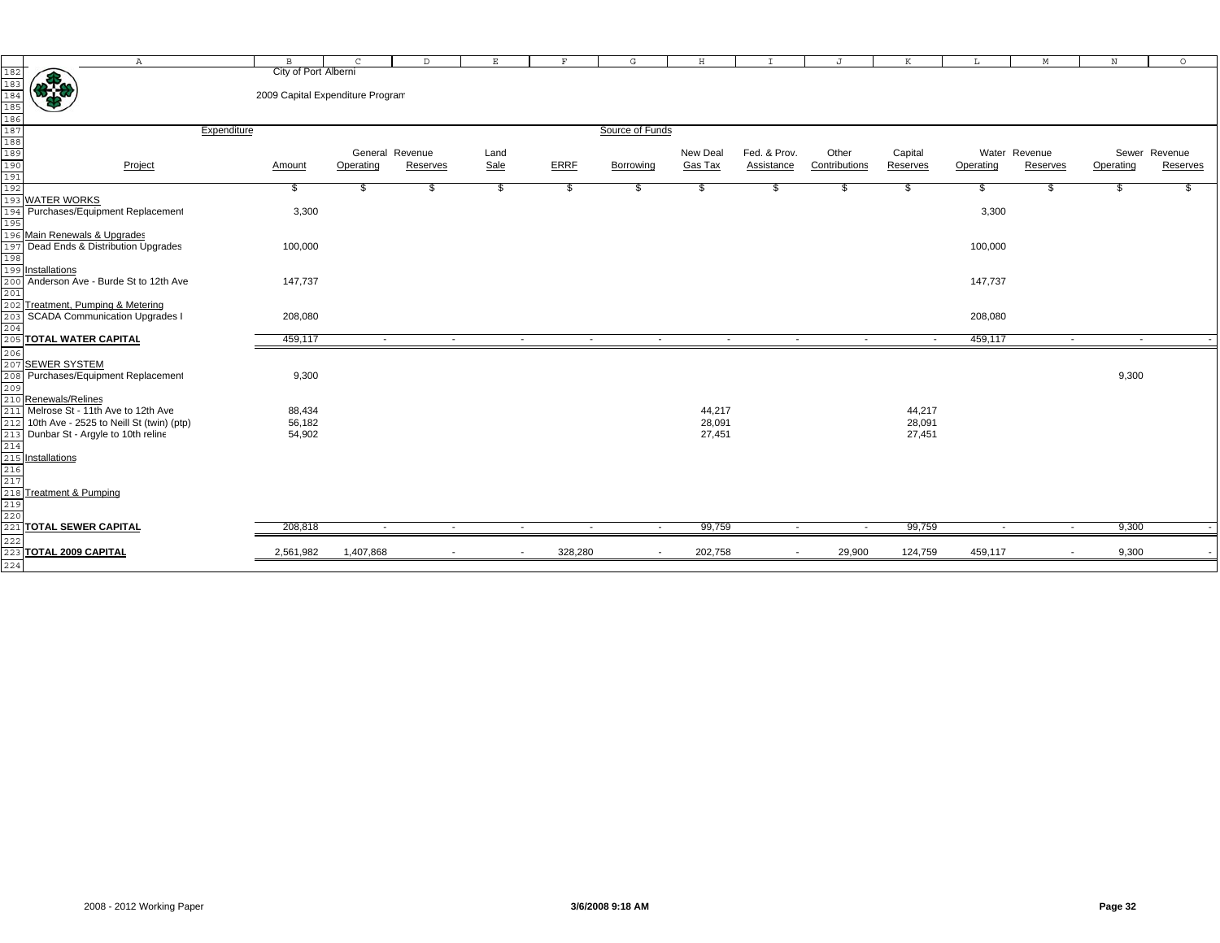City of Port Alberni

2009 Capital Expenditure Program

| Project | Expenditure Amount | General Revenue Operating | General Revenue Reserves | Land Sale | ERRF | Borrowing | New Deal Gas Tax | Fed. & Prov. Assistance | Other Contributions | Capital Reserves | Water Revenue Operating | Water Revenue Reserves | Sewer Revenue Operating | Sewer Revenue Reserves |
|---|---|---|---|---|---|---|---|---|---|---|---|---|---|---|
| | $ | $ | $ | $ | $ | $ | $ | $ | $ | $ | $ | $ | $ | $ |
| **WATER WORKS** | | | | | | | | | | | | | | |
| Purchases/Equipment Replacement | 3,300 | | | | | | | | | | 3,300 | | | |
| Main Renewals & Upgrades | | | | | | | | | | | | | | |
| Dead Ends & Distribution Upgrades | 100,000 | | | | | | | | | | 100,000 | | | |
| Installations | | | | | | | | | | | | | | |
| Anderson Ave - Burde St to 12th Ave | 147,737 | | | | | | | | | | 147,737 | | | |
| Treatment, Pumping & Metering | | | | | | | | | | | | | | |
| SCADA Communication Upgrades I | 208,080 | | | | | | | | | | 208,080 | | | |
| **TOTAL WATER CAPITAL** | 459,117 | - | - | - | - | - | - | - | - | - | 459,117 | - | - | - |
| **SEWER SYSTEM** | | | | | | | | | | | | | | |
| Purchases/Equipment Replacement | 9,300 | | | | | | | | | | | | 9,300 | |
| Renewals/Relines | | | | | | | | | | | | | | |
| Melrose St - 11th Ave to 12th Ave | 88,434 | | | | | | 44,217 | | | 44,217 | | | | |
| 10th Ave - 2525 to Neill St (twin) (ptp) | 56,182 | | | | | | 28,091 | | | 28,091 | | | | |
| Dunbar St - Argyle to 10th reline | 54,902 | | | | | | 27,451 | | | 27,451 | | | | |
| Installations | | | | | | | | | | | | | | |
| Treatment & Pumping | | | | | | | | | | | | | | |
| **TOTAL SEWER CAPITAL** | 208,818 | - | - | - | - | - | 99,759 | - | - | 99,759 | - | - | 9,300 | - |
| **TOTAL 2009 CAPITAL** | 2,561,982 | 1,407,868 | - | - | 328,280 | - | 202,758 | - | 29,900 | 124,759 | 459,117 | - | 9,300 | - |

2008 - 2012 Working Paper

3/6/2008 9:18 AM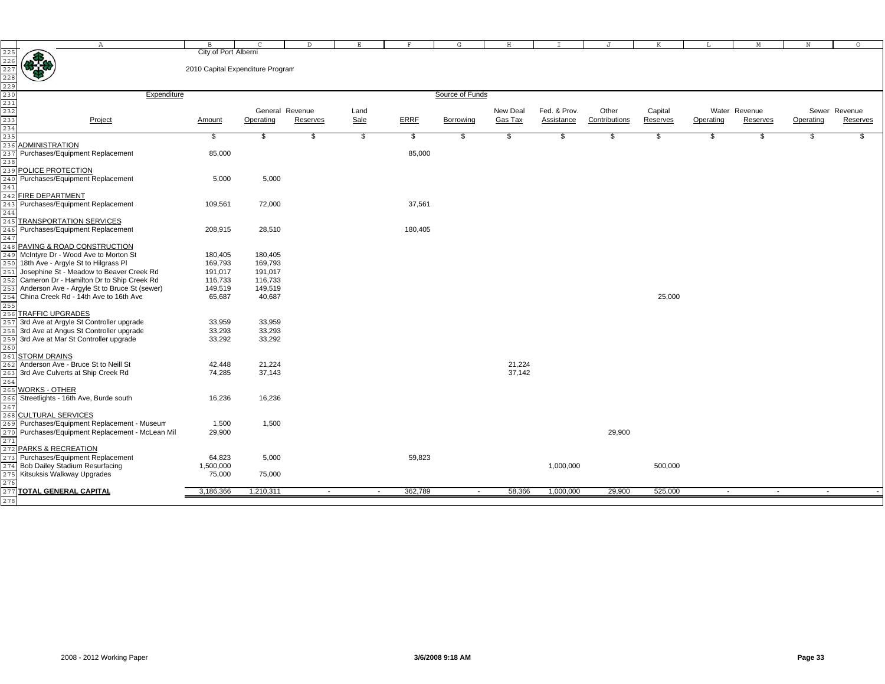City of Port Alberni

2010 Capital Expenditure Program

| Project | Amount | General Revenue Operating | General Revenue Reserves | Land Sale | ERRF | Borrowing | New Deal Gas Tax | Fed. & Prov. Assistance | Other Contributions | Capital Reserves | Water Revenue Operating | Water Revenue Reserves | Sewer Revenue Operating | Sewer Revenue Reserves |
|---|---|---|---|---|---|---|---|---|---|---|---|---|---|---|
| | $ | $ | $ | $ | $ | $ | $ | $ | $ | $ | $ | $ | $ | $ |
| **ADMINISTRATION** | | | | | | | | | | | | | | |
| Purchases/Equipment Replacement | 85,000 | | | | 85,000 | | | | | | | | | |
| **POLICE PROTECTION** | | | | | | | | | | | | | | |
| Purchases/Equipment Replacement | 5,000 | 5,000 | | | | | | | | | | | | |
| **FIRE DEPARTMENT** | | | | | | | | | | | | | | |
| Purchases/Equipment Replacement | 109,561 | 72,000 | | | 37,561 | | | | | | | | | |
| **TRANSPORTATION SERVICES** | | | | | | | | | | | | | | |
| Purchases/Equipment Replacement | 208,915 | 28,510 | | | 180,405 | | | | | | | | | |
| **PAVING & ROAD CONSTRUCTION** | | | | | | | | | | | | | | |
| McIntyre Dr - Wood Ave to Morton St | 180,405 | 180,405 | | | | | | | | | | | | |
| 18th Ave - Argyle St to Hilgrass Pl | 169,793 | 169,793 | | | | | | | | | | | | |
| Josephine St - Meadow to Beaver Creek Rd | 191,017 | 191,017 | | | | | | | | | | | | |
| Cameron Dr - Hamilton Dr to Ship Creek Rd | 116,733 | 116,733 | | | | | | | | | | | | |
| Anderson Ave - Argyle St to Bruce St (sewer) | 149,519 | 149,519 | | | | | | | | | | | | |
| China Creek Rd - 14th Ave to 16th Ave | 65,687 | 40,687 | | | | | | | | 25,000 | | | | |
| **TRAFFIC UPGRADES** | | | | | | | | | | | | | | |
| 3rd Ave at Argyle St Controller upgrade | 33,959 | 33,959 | | | | | | | | | | | | |
| 3rd Ave at Angus St Controller upgrade | 33,293 | 33,293 | | | | | | | | | | | | |
| 3rd Ave at Mar St Controller upgrade | 33,292 | 33,292 | | | | | | | | | | | | |
| **STORM DRAINS** | | | | | | | | | | | | | | |
| Anderson Ave - Bruce St to Neill St | 42,448 | 21,224 | | | | | 21,224 | | | | | | | |
| 3rd Ave Culverts at Ship Creek Rd | 74,285 | 37,143 | | | | | 37,142 | | | | | | | |
| **WORKS - OTHER** | | | | | | | | | | | | | | |
| Streetlights - 16th Ave, Burde south | 16,236 | 16,236 | | | | | | | | | | | | |
| **CULTURAL SERVICES** | | | | | | | | | | | | | | |
| Purchases/Equipment Replacement - Museum | 1,500 | 1,500 | | | | | | | | | | | | |
| Purchases/Equipment Replacement - McLean Mil | 29,900 | | | | | | | | 29,900 | | | | | |
| **PARKS & RECREATION** | | | | | | | | | | | | | | |
| Purchases/Equipment Replacement | 64,823 | 5,000 | | | 59,823 | | | | | | | | | |
| Bob Dailey Stadium Resurfacing | 1,500,000 | | | | | | | 1,000,000 | | 500,000 | | | | |
| Kitsuksis Walkway Upgrades | 75,000 | 75,000 | | | | | | | | | | | | |
| **TOTAL GENERAL CAPITAL** | 3,186,366 | 1,210,311 | - | - | 362,789 | - | 58,366 | 1,000,000 | 29,900 | 525,000 | - | - | - | - |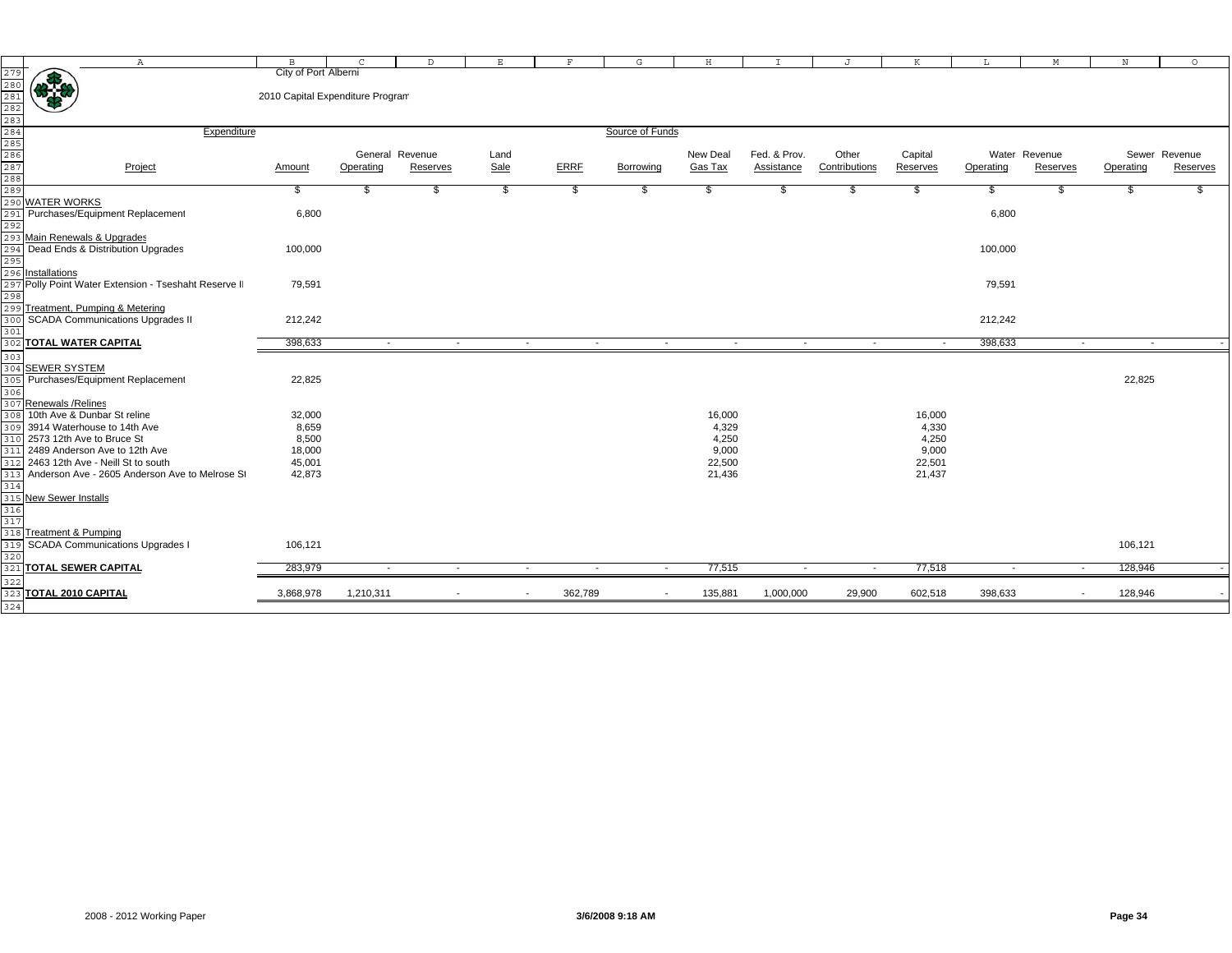City of Port Alberni

2010 Capital Expenditure Program

| Expenditure | | Source of Funds | | | | | | | | | | | | |
|---|---|---|---|---|---|---|---|---|---|---|---|---|---|---|
| | | General Revenue | | | | | | | | | Water Revenue | | Sewer Revenue | |
| Project | Amount | Operating | Reserves | Land Sale | ERRF | Borrowing | New Deal Gas Tax | Fed. & Prov. Assistance | Other Contributions | Capital Reserves | Operating | Reserves | Operating | Reserves |
| | $ | $ | $ | $ | $ | $ | $ | $ | $ | $ | $ | $ | $ | $ |
| WATER WORKS | | | | | | | | | | | | | | |
| Purchases/Equipment Replacement | 6,800 | | | | | | | | | | 6,800 | | | |
| Main Renewals & Upgrades | | | | | | | | | | | | | | |
| Dead Ends & Distribution Upgrades | 100,000 | | | | | | | | | | 100,000 | | | |
| Installations | | | | | | | | | | | | | | |
| Polly Point Water Extension - Tseshaht Reserve II | 79,591 | | | | | | | | | | 79,591 | | | |
| Treatment, Pumping & Metering | | | | | | | | | | | | | | |
| SCADA Communications Upgrades II | 212,242 | | | | | | | | | | 212,242 | | | |
| **TOTAL WATER CAPITAL** | 398,633 | - | - | - | - | - | - | - | - | - | 398,633 | - | - | - |
| SEWER SYSTEM | | | | | | | | | | | | | | |
| Purchases/Equipment Replacement | 22,825 | | | | | | | | | | | | 22,825 | |
| Renewals /Relines | | | | | | | | | | | | | | |
| 10th Ave & Dunbar St reline | 32,000 | | | | | | 16,000 | | | 16,000 | | | | |
| 3914 Waterhouse to 14th Ave | 8,659 | | | | | | 4,329 | | | 4,330 | | | | |
| 2573 12th Ave to Bruce St | 8,500 | | | | | | 4,250 | | | 4,250 | | | | |
| 2489 Anderson Ave to 12th Ave | 18,000 | | | | | | 9,000 | | | 9,000 | | | | |
| 2463 12th Ave - Neill St to south | 45,001 | | | | | | 22,500 | | | 22,501 | | | | |
| Anderson Ave - 2605 Anderson Ave to Melrose St | 42,873 | | | | | | 21,436 | | | 21,437 | | | | |
| New Sewer Installs | | | | | | | | | | | | | | |
| Treatment & Pumping | | | | | | | | | | | | | | |
| SCADA Communications Upgrades I | 106,121 | | | | | | | | | | | | 106,121 | |
| **TOTAL SEWER CAPITAL** | 283,979 | - | - | - | - | - | 77,515 | - | - | 77,518 | - | - | 128,946 | - |
| **TOTAL 2010 CAPITAL** | 3,868,978 | 1,210,311 | - | - | 362,789 | - | 135,881 | 1,000,000 | 29,900 | 602,518 | 398,633 | - | 128,946 | - |

2008 - 2012 Working Paper

3/6/2008 9:18 AM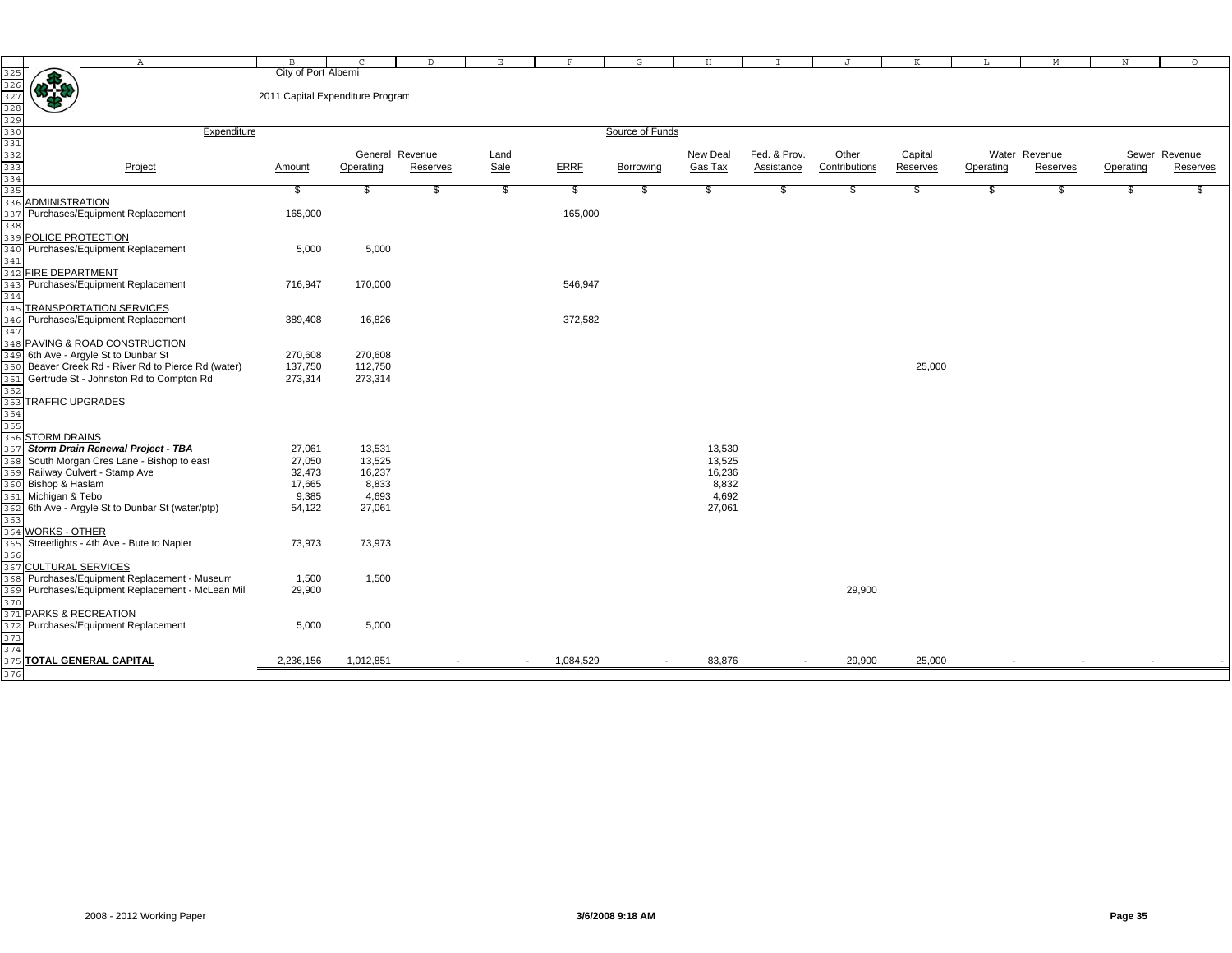City of Port Alberni

2011 Capital Expenditure Program

| Project | Amount | General Revenue Operating | General Revenue Reserves | Land Sale | ERRF | Borrowing | New Deal Gas Tax | Fed. & Prov. Assistance | Other Contributions | Capital Reserves | Water Revenue Operating | Water Revenue Reserves | Sewer Revenue Operating | Sewer Revenue Reserves |
|---|---|---|---|---|---|---|---|---|---|---|---|---|---|---|
| | $ | $ | $ | $ | $ | $ | $ | $ | $ | $ | $ | $ | $ | $ |
| **ADMINISTRATION** | | | | | | | | | | | | | | |
| Purchases/Equipment Replacement | 165,000 | | | | 165,000 | | | | | | | | | |
| **POLICE PROTECTION** | | | | | | | | | | | | | | |
| Purchases/Equipment Replacement | 5,000 | 5,000 | | | | | | | | | | | | |
| **FIRE DEPARTMENT** | | | | | | | | | | | | | | |
| Purchases/Equipment Replacement | 716,947 | 170,000 | | | 546,947 | | | | | | | | | |
| **TRANSPORTATION SERVICES** | | | | | | | | | | | | | | |
| Purchases/Equipment Replacement | 389,408 | 16,826 | | | 372,582 | | | | | | | | | |
| **PAVING & ROAD CONSTRUCTION** | | | | | | | | | | | | | | |
| 6th Ave - Argyle St to Dunbar St | 270,608 | 270,608 | | | | | | | | | | | | |
| Beaver Creek Rd - River Rd to Pierce Rd (water) | 137,750 | 112,750 | | | | | | | | 25,000 | | | | |
| Gertrude St - Johnston Rd to Compton Rd | 273,314 | 273,314 | | | | | | | | | | | | |
| **TRAFFIC UPGRADES** | | | | | | | | | | | | | | |
| **STORM DRAINS** | | | | | | | | | | | | | | |
| ***Storm Drain Renewal Project - TBA*** | 27,061 | 13,531 | | | | | 13,530 | | | | | | | |
| South Morgan Cres Lane - Bishop to east | 27,050 | 13,525 | | | | | 13,525 | | | | | | | |
| Railway Culvert - Stamp Ave | 32,473 | 16,237 | | | | | 16,236 | | | | | | | |
| Bishop & Haslam | 17,665 | 8,833 | | | | | 8,832 | | | | | | | |
| Michigan & Tebo | 9,385 | 4,693 | | | | | 4,692 | | | | | | | |
| 6th Ave - Argyle St to Dunbar St (water/ptp) | 54,122 | 27,061 | | | | | 27,061 | | | | | | | |
| **WORKS - OTHER** | | | | | | | | | | | | | | |
| Streetlights - 4th Ave - Bute to Napier | 73,973 | 73,973 | | | | | | | | | | | | |
| **CULTURAL SERVICES** | | | | | | | | | | | | | | |
| Purchases/Equipment Replacement - Museum | 1,500 | 1,500 | | | | | | | | | | | | |
| Purchases/Equipment Replacement - McLean Mil | 29,900 | | | | | | | | 29,900 | | | | | |
| **PARKS & RECREATION** | | | | | | | | | | | | | | |
| Purchases/Equipment Replacement | 5,000 | 5,000 | | | | | | | | | | | | |
| **TOTAL GENERAL CAPITAL** | 2,236,156 | 1,012,851 | - | - | 1,084,529 | - | 83,876 | - | 29,900 | 25,000 | - | - | - | - |

2008 - 2012 Working Paper 3/6/2008 9:18 AM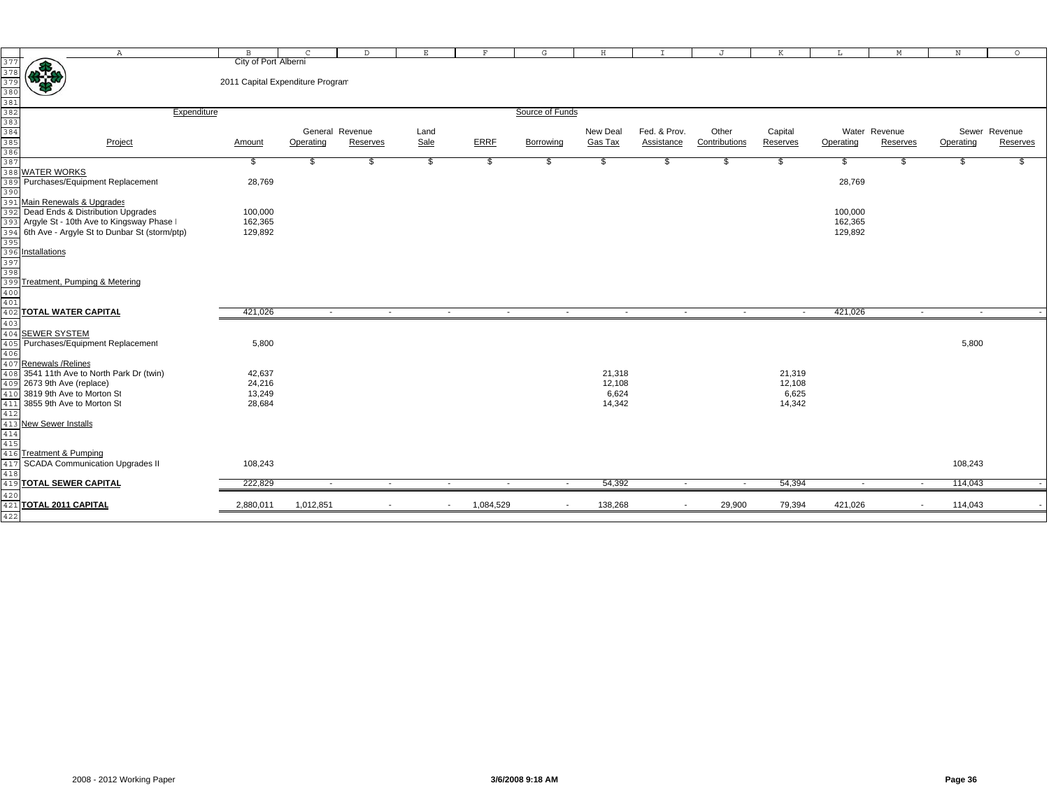City of Port Alberni

2011 Capital Expenditure Program

| Expenditure | | Source of Funds | | | | | | | | | | | | |
|---|---|---|---|---|---|---|---|---|---|---|---|---|---|---|
| Project | Amount | General Revenue Operating | General Revenue Reserves | Land Sale | ERRF | Borrowing | New Deal Gas Tax | Fed. & Prov. Assistance | Other Contributions | Capital Reserves | Water Revenue Operating | Water Revenue Reserves | Sewer Revenue Operating | Sewer Revenue Reserves |
| | $ | $ | $ | $ | $ | $ | $ | $ | $ | $ | $ | $ | $ | $ |
| **WATER WORKS** | | | | | | | | | | | | | | |
| Purchases/Equipment Replacement | 28,769 | | | | | | | | | | 28,769 | | | |
| Main Renewals & Upgrades | | | | | | | | | | | | | | |
| Dead Ends & Distribution Upgrades | 100,000 | | | | | | | | | | 100,000 | | | |
| Argyle St - 10th Ave to Kingsway Phase I | 162,365 | | | | | | | | | | 162,365 | | | |
| 6th Ave - Argyle St to Dunbar St (storm/ptp) | 129,892 | | | | | | | | | | 129,892 | | | |
| Installations | | | | | | | | | | | | | | |
| Treatment, Pumping & Metering | | | | | | | | | | | | | | |
| **TOTAL WATER CAPITAL** | 421,026 | - | - | - | - | - | - | - | - | - | 421,026 | - | - | - |
| **SEWER SYSTEM** | | | | | | | | | | | | | | |
| Purchases/Equipment Replacement | 5,800 | | | | | | | | | | | | 5,800 | |
| Renewals /Relines | | | | | | | | | | | | | | |
| 3541 11th Ave to North Park Dr (twin) | 42,637 | | | | | | 21,318 | | | 21,319 | | | | |
| 2673 9th Ave (replace) | 24,216 | | | | | | 12,108 | | | 12,108 | | | | |
| 3819 9th Ave to Morton St | 13,249 | | | | | | 6,624 | | | 6,625 | | | | |
| 3855 9th Ave to Morton St | 28,684 | | | | | | 14,342 | | | 14,342 | | | | |
| New Sewer Installs | | | | | | | | | | | | | | |
| Treatment & Pumping | | | | | | | | | | | | | | |
| SCADA Communication Upgrades II | 108,243 | | | | | | | | | | | | 108,243 | |
| **TOTAL SEWER CAPITAL** | 222,829 | - | - | - | - | - | 54,392 | - | - | 54,394 | - | - | 114,043 | - |
| **TOTAL 2011 CAPITAL** | 2,880,011 | 1,012,851 | - | - | 1,084,529 | - | 138,268 | - | 29,900 | 79,394 | 421,026 | - | 114,043 | - |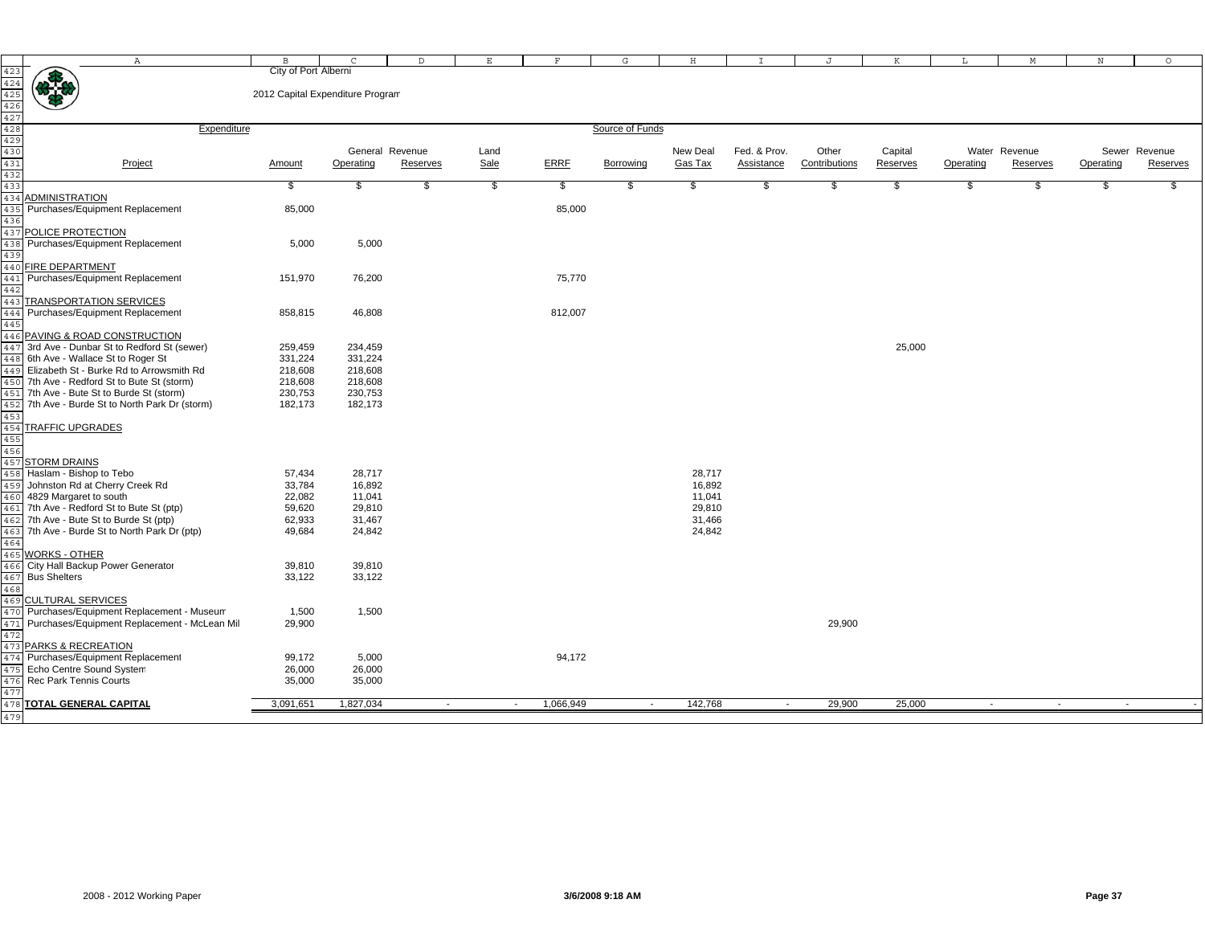City of Port Alberni

2012 Capital Expenditure Program

| Project | Amount | General Revenue Operating | General Revenue Reserves | Land Sale | ERRF | Borrowing | New Deal Gas Tax | Fed. & Prov. Assistance | Other Contributions | Capital Reserves | Water Revenue Operating | Water Revenue Reserves | Sewer Revenue Operating | Sewer Revenue Reserves |
|---|---|---|---|---|---|---|---|---|---|---|---|---|---|---|
| | $ | $ | $ | $ | $ | $ | $ | $ | $ | $ | $ | $ | $ | $ |
| **ADMINISTRATION** | | | | | | | | | | | | | | |
| Purchases/Equipment Replacement | 85,000 | | | | 85,000 | | | | | | | | | |
| **POLICE PROTECTION** | | | | | | | | | | | | | | |
| Purchases/Equipment Replacement | 5,000 | 5,000 | | | | | | | | | | | | |
| **FIRE DEPARTMENT** | | | | | | | | | | | | | | |
| Purchases/Equipment Replacement | 151,970 | 76,200 | | | 75,770 | | | | | | | | | |
| **TRANSPORTATION SERVICES** | | | | | | | | | | | | | | |
| Purchases/Equipment Replacement | 858,815 | 46,808 | | | 812,007 | | | | | | | | | |
| **PAVING & ROAD CONSTRUCTION** | | | | | | | | | | | | | | |
| 3rd Ave - Dunbar St to Redford St (sewer) | 259,459 | 234,459 | | | | | | | | 25,000 | | | | |
| 6th Ave - Wallace St to Roger St | 331,224 | 331,224 | | | | | | | | | | | | |
| Elizabeth St - Burke Rd to Arrowsmith Rd | 218,608 | 218,608 | | | | | | | | | | | | |
| 7th Ave - Redford St to Bute St (storm) | 218,608 | 218,608 | | | | | | | | | | | | |
| 7th Ave - Bute St to Burde St (storm) | 230,753 | 230,753 | | | | | | | | | | | | |
| 7th Ave - Burde St to North Park Dr (storm) | 182,173 | 182,173 | | | | | | | | | | | | |
| **TRAFFIC UPGRADES** | | | | | | | | | | | | | | |
| **STORM DRAINS** | | | | | | | | | | | | | | |
| Haslam - Bishop to Tebo | 57,434 | 28,717 | | | | | 28,717 | | | | | | | |
| Johnston Rd at Cherry Creek Rd | 33,784 | 16,892 | | | | | 16,892 | | | | | | | |
| 4829 Margaret to south | 22,082 | 11,041 | | | | | 11,041 | | | | | | | |
| 7th Ave - Redford St to Bute St (ptp) | 59,620 | 29,810 | | | | | 29,810 | | | | | | | |
| 7th Ave - Bute St to Burde St (ptp) | 62,933 | 31,467 | | | | | 31,466 | | | | | | | |
| 7th Ave - Burde St to North Park Dr (ptp) | 49,684 | 24,842 | | | | | 24,842 | | | | | | | |
| **WORKS - OTHER** | | | | | | | | | | | | | | |
| City Hall Backup Power Generator | 39,810 | 39,810 | | | | | | | | | | | | |
| Bus Shelters | 33,122 | 33,122 | | | | | | | | | | | | |
| **CULTURAL SERVICES** | | | | | | | | | | | | | | |
| Purchases/Equipment Replacement - Museum | 1,500 | 1,500 | | | | | | | | | | | | |
| Purchases/Equipment Replacement - McLean Mil | 29,900 | | | | | | | | 29,900 | | | | | |
| **PARKS & RECREATION** | | | | | | | | | | | | | | |
| Purchases/Equipment Replacement | 99,172 | 5,000 | | | 94,172 | | | | | | | | | |
| Echo Centre Sound System | 26,000 | 26,000 | | | | | | | | | | | | |
| Rec Park Tennis Courts | 35,000 | 35,000 | | | | | | | | | | | | |
| **TOTAL GENERAL CAPITAL** | 3,091,651 | 1,827,034 | - | - | 1,066,949 | - | 142,768 | - | 29,900 | 25,000 | - | - | - | - |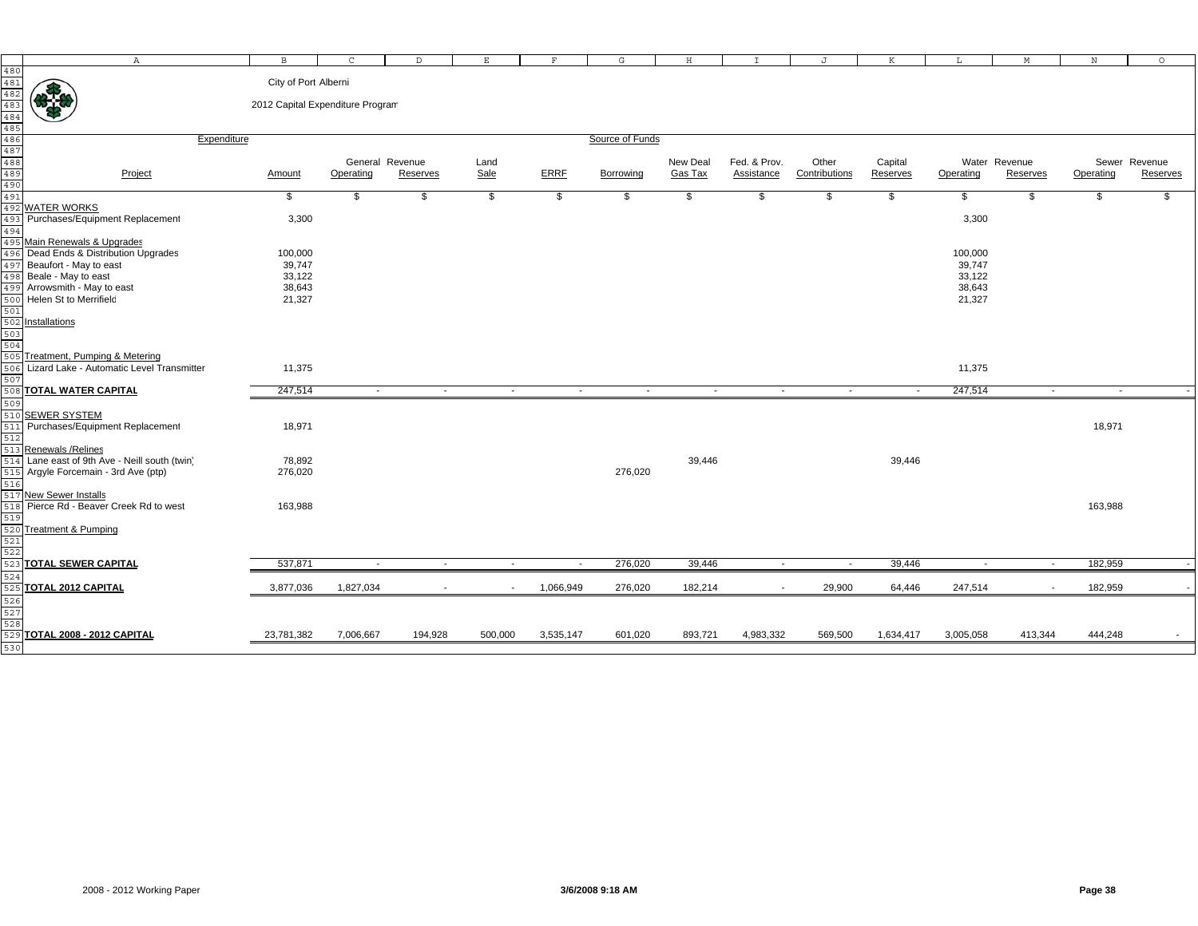City of Port Alberni

2012 Capital Expenditure Program

| Expenditure | | Source of Funds | | | | | | | | | | | | |
|---|---|---|---|---|---|---|---|---|---|---|---|---|---|---|
| Project | Amount | General Revenue Operating | General Revenue Reserves | Land Sale | ERRF | Borrowing | New Deal Gas Tax | Fed. & Prov. Assistance | Other Contributions | Capital Reserves | Water Revenue Operating | Water Revenue Reserves | Sewer Revenue Operating | Sewer Revenue Reserves |
| | $ | $ | $ | $ | $ | $ | $ | $ | $ | $ | $ | $ | $ | $ |
| **WATER WORKS** | | | | | | | | | | | | | | |
| Purchases/Equipment Replacement | 3,300 | | | | | | | | | | 3,300 | | | |
| Main Renewals & Upgrades | | | | | | | | | | | | | | |
| Dead Ends & Distribution Upgrades | 100,000 | | | | | | | | | | 100,000 | | | |
| Beaufort - May to east | 39,747 | | | | | | | | | | 39,747 | | | |
| Beale - May to east | 33,122 | | | | | | | | | | 33,122 | | | |
| Arrowsmith - May to east | 38,643 | | | | | | | | | | 38,643 | | | |
| Helen St to Merrifield | 21,327 | | | | | | | | | | 21,327 | | | |
| Installations | | | | | | | | | | | | | | |
| Treatment, Pumping & Metering | | | | | | | | | | | | | | |
| Lizard Lake - Automatic Level Transmitter | 11,375 | | | | | | | | | | 11,375 | | | |
| **TOTAL WATER CAPITAL** | 247,514 | - | - | - | - | - | - | - | - | - | 247,514 | - | - | - |
| **SEWER SYSTEM** | | | | | | | | | | | | | | |
| Purchases/Equipment Replacement | 18,971 | | | | | | | | | | | | 18,971 | |
| Renewals /Relines | | | | | | | | | | | | | | |
| Lane east of 9th Ave - Neill south (twin) | 78,892 | | | | | | 39,446 | | | 39,446 | | | | |
| Argyle Forcemain - 3rd Ave (ptp) | 276,020 | | | | | 276,020 | | | | | | | | |
| New Sewer Installs | | | | | | | | | | | | | | |
| Pierce Rd - Beaver Creek Rd to west | 163,988 | | | | | | | | | | | | 163,988 | |
| Treatment & Pumping | | | | | | | | | | | | | | |
| **TOTAL SEWER CAPITAL** | 537,871 | - | - | - | - | 276,020 | 39,446 | - | - | 39,446 | - | - | 182,959 | - |
| **TOTAL 2012 CAPITAL** | 3,877,036 | 1,827,034 | - | - | 1,066,949 | 276,020 | 182,214 | - | 29,900 | 64,446 | 247,514 | - | 182,959 | - |
| **TOTAL 2008 - 2012 CAPITAL** | 23,781,382 | 7,006,667 | 194,928 | 500,000 | 3,535,147 | 601,020 | 893,721 | 4,983,332 | 569,500 | 1,634,417 | 3,005,058 | 413,344 | 444,248 | - |

2008 - 2012 Working Paper

3/6/2008 9:18 AM